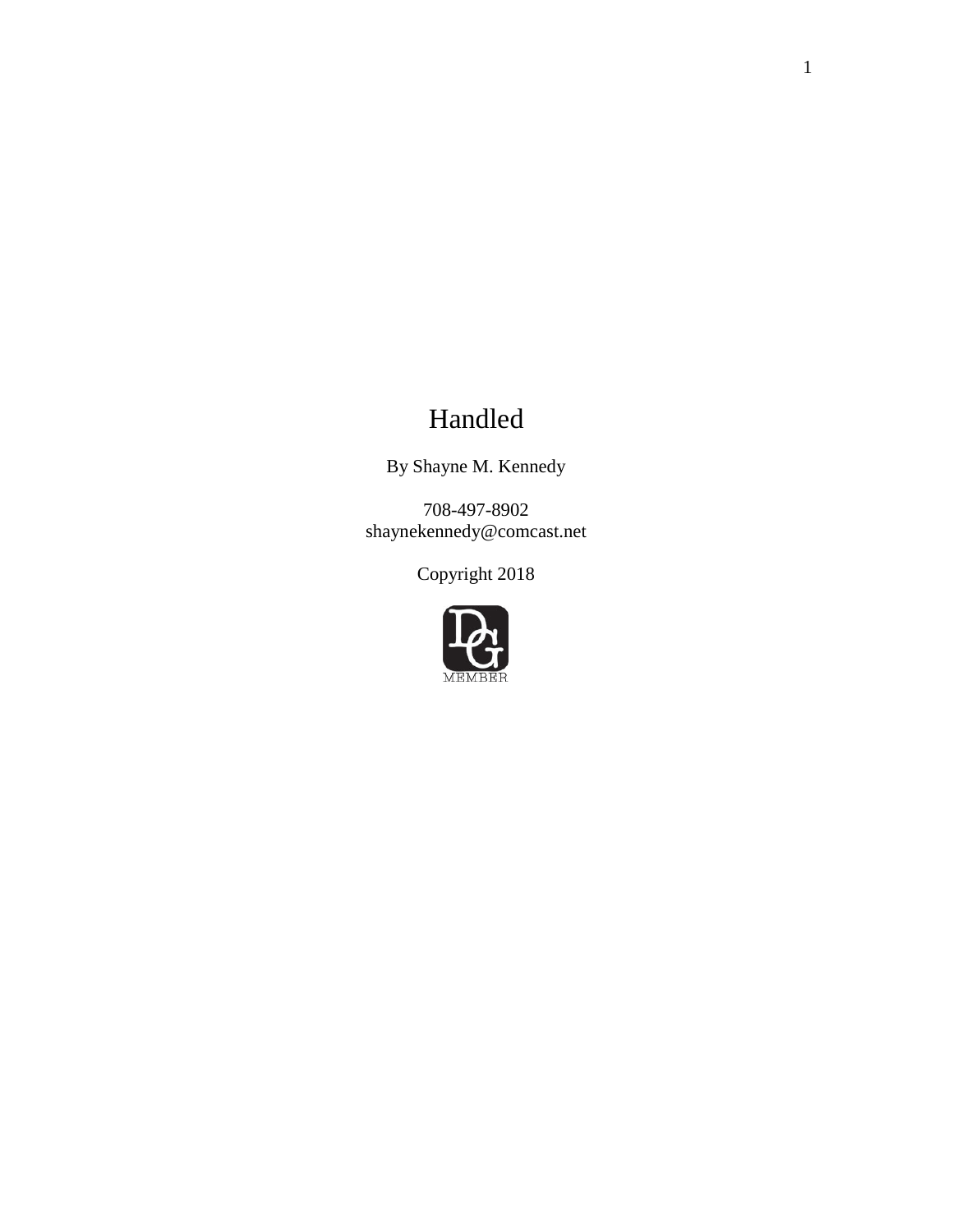# Handled

By Shayne M. Kennedy

708-497-8902
shaynekennedy@comcast.net

Copyright 2018

MEMBER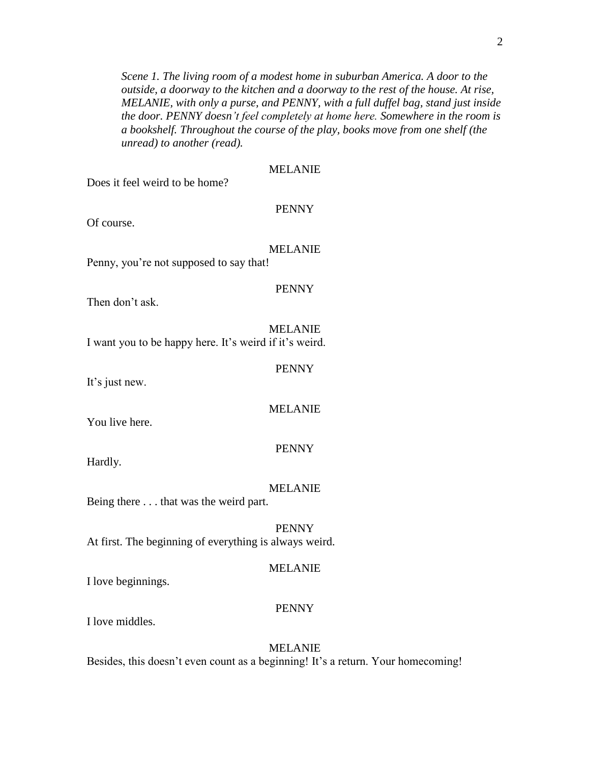*Scene 1. The living room of a modest home in suburban America. A door to the outside, a doorway to the kitchen and a doorway to the rest of the house. At rise, MELANIE, with only a purse, and PENNY, with a full duffel bag, stand just inside the door. PENNY doesn't feel completely at home here. Somewhere in the room is a bookshelf. Throughout the course of the play, books move from one shelf (the unread) to another (read).*

MELANIE

Does it feel weird to be home?

PENNY

Of course.

MELANIE

Penny, you're not supposed to say that!

PENNY

Then don't ask.

MELANIE

I want you to be happy here. It's weird if it's weird.

PENNY

It's just new.

MELANIE

You live here.

PENNY

Hardly.

MELANIE

Being there . . . that was the weird part.

PENNY

At first. The beginning of everything is always weird.

MELANIE

I love beginnings.

PENNY

I love middles.

MELANIE

Besides, this doesn't even count as a beginning! It's a return. Your homecoming!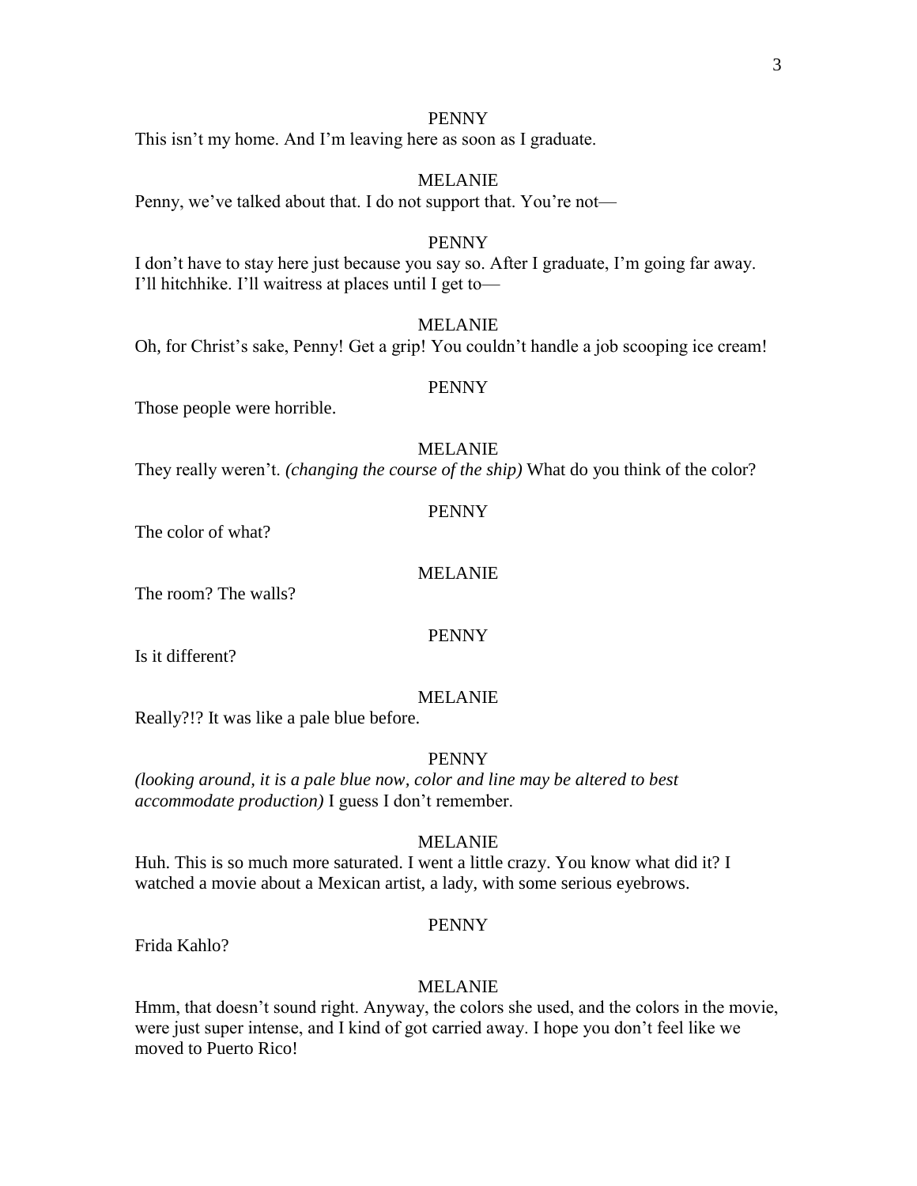PENNY

This isn't my home. And I'm leaving here as soon as I graduate.

MELANIE

Penny, we've talked about that. I do not support that. You're not—

PENNY

I don't have to stay here just because you say so. After I graduate, I'm going far away. I'll hitchhike. I'll waitress at places until I get to—

MELANIE

Oh, for Christ's sake, Penny! Get a grip! You couldn't handle a job scooping ice cream!

PENNY

Those people were horrible.

MELANIE

They really weren't. *(changing the course of the ship)* What do you think of the color?

PENNY

The color of what?

MELANIE

The room? The walls?

PENNY

Is it different?

MELANIE

Really?!? It was like a pale blue before.

PENNY

*(looking around, it is a pale blue now, color and line may be altered to best accommodate production)* I guess I don't remember.

MELANIE

Huh. This is so much more saturated. I went a little crazy. You know what did it? I watched a movie about a Mexican artist, a lady, with some serious eyebrows.

PENNY

Frida Kahlo?

MELANIE

Hmm, that doesn't sound right. Anyway, the colors she used, and the colors in the movie, were just super intense, and I kind of got carried away. I hope you don't feel like we moved to Puerto Rico!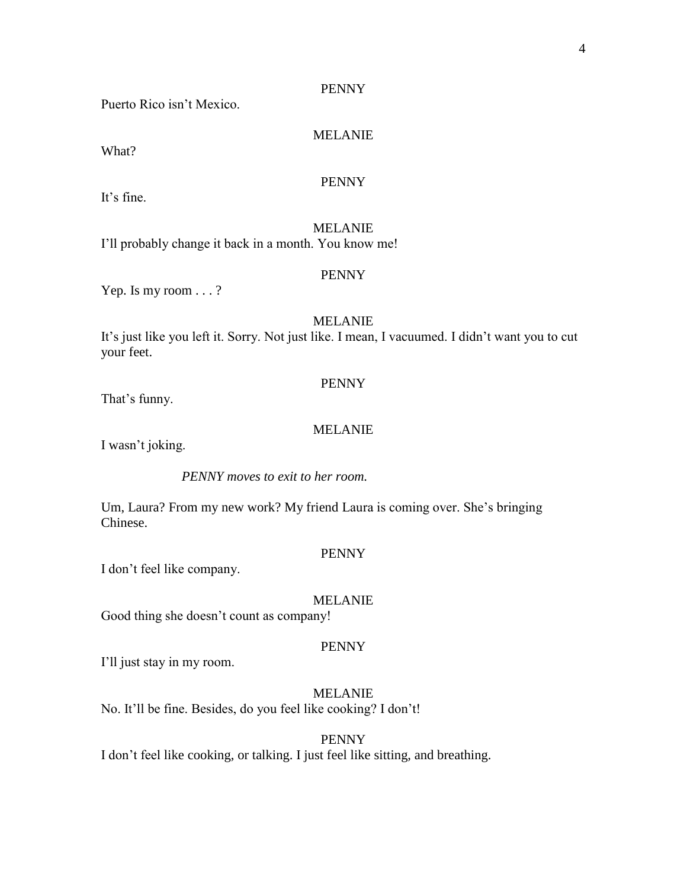PENNY

Puerto Rico isn't Mexico.

MELANIE

What?

PENNY

It's fine.

MELANIE

I'll probably change it back in a month. You know me!

PENNY

Yep. Is my room . . . ?

MELANIE

It's just like you left it. Sorry. Not just like. I mean, I vacuumed. I didn't want you to cut your feet.

PENNY

That's funny.

MELANIE

I wasn't joking.

*PENNY moves to exit to her room.*

Um, Laura? From my new work? My friend Laura is coming over. She's bringing Chinese.

PENNY

I don't feel like company.

MELANIE

Good thing she doesn't count as company!

PENNY

I'll just stay in my room.

MELANIE

No. It'll be fine. Besides, do you feel like cooking? I don't!

PENNY

I don't feel like cooking, or talking. I just feel like sitting, and breathing.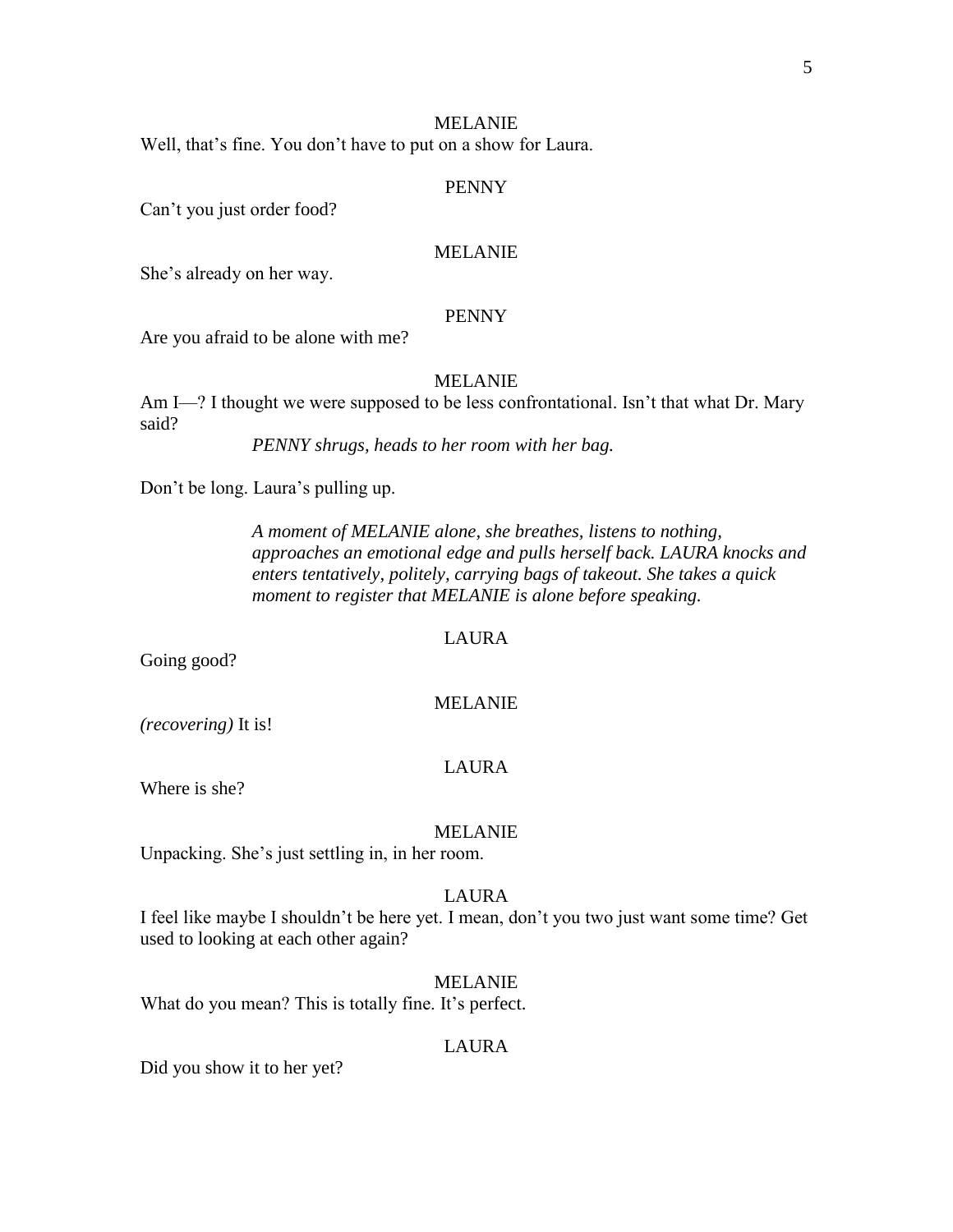MELANIE

Well, that's fine. You don't have to put on a show for Laura.

PENNY

Can't you just order food?

MELANIE

She's already on her way.

PENNY

Are you afraid to be alone with me?

MELANIE

Am I—? I thought we were supposed to be less confrontational. Isn't that what Dr. Mary said?

*PENNY shrugs, heads to her room with her bag.*

Don't be long. Laura's pulling up.

*A moment of MELANIE alone, she breathes, listens to nothing, approaches an emotional edge and pulls herself back. LAURA knocks and enters tentatively, politely, carrying bags of takeout. She takes a quick moment to register that MELANIE is alone before speaking.*

LAURA

Going good?

MELANIE

*(recovering)* It is!

LAURA

Where is she?

MELANIE

Unpacking. She's just settling in, in her room.

LAURA

I feel like maybe I shouldn't be here yet. I mean, don't you two just want some time? Get used to looking at each other again?

MELANIE

What do you mean? This is totally fine. It's perfect.

LAURA

Did you show it to her yet?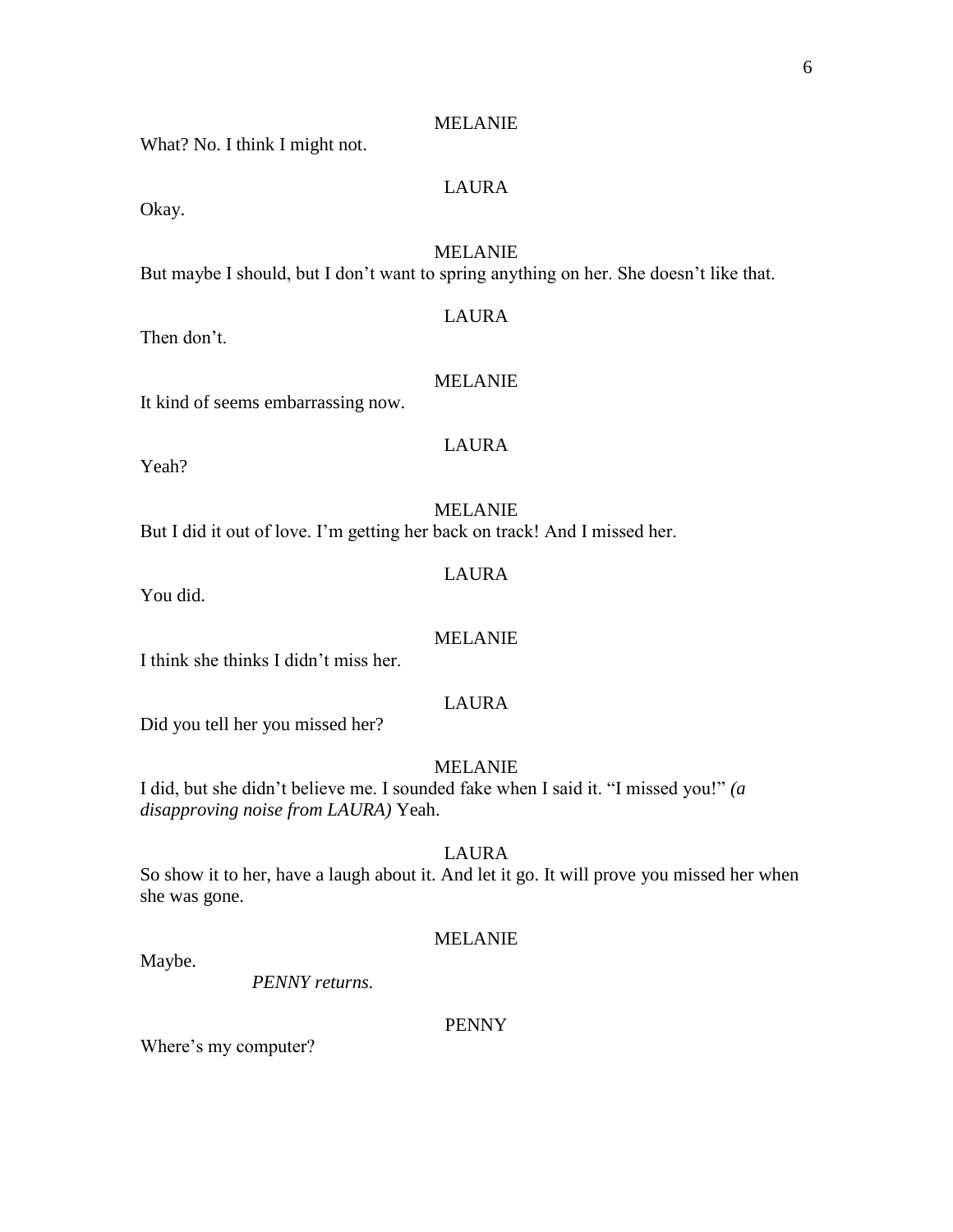MELANIE

What? No. I think I might not.

LAURA

Okay.

MELANIE

But maybe I should, but I don't want to spring anything on her. She doesn't like that.

LAURA

Then don't.

MELANIE

It kind of seems embarrassing now.

LAURA

Yeah?

MELANIE

But I did it out of love. I'm getting her back on track! And I missed her.

LAURA

You did.

MELANIE

I think she thinks I didn't miss her.

LAURA

Did you tell her you missed her?

MELANIE

I did, but she didn't believe me. I sounded fake when I said it. "I missed you!" *(a disapproving noise from LAURA)* Yeah.

LAURA

So show it to her, have a laugh about it. And let it go. It will prove you missed her when she was gone.

MELANIE

Maybe.

*PENNY returns.*

PENNY

Where's my computer?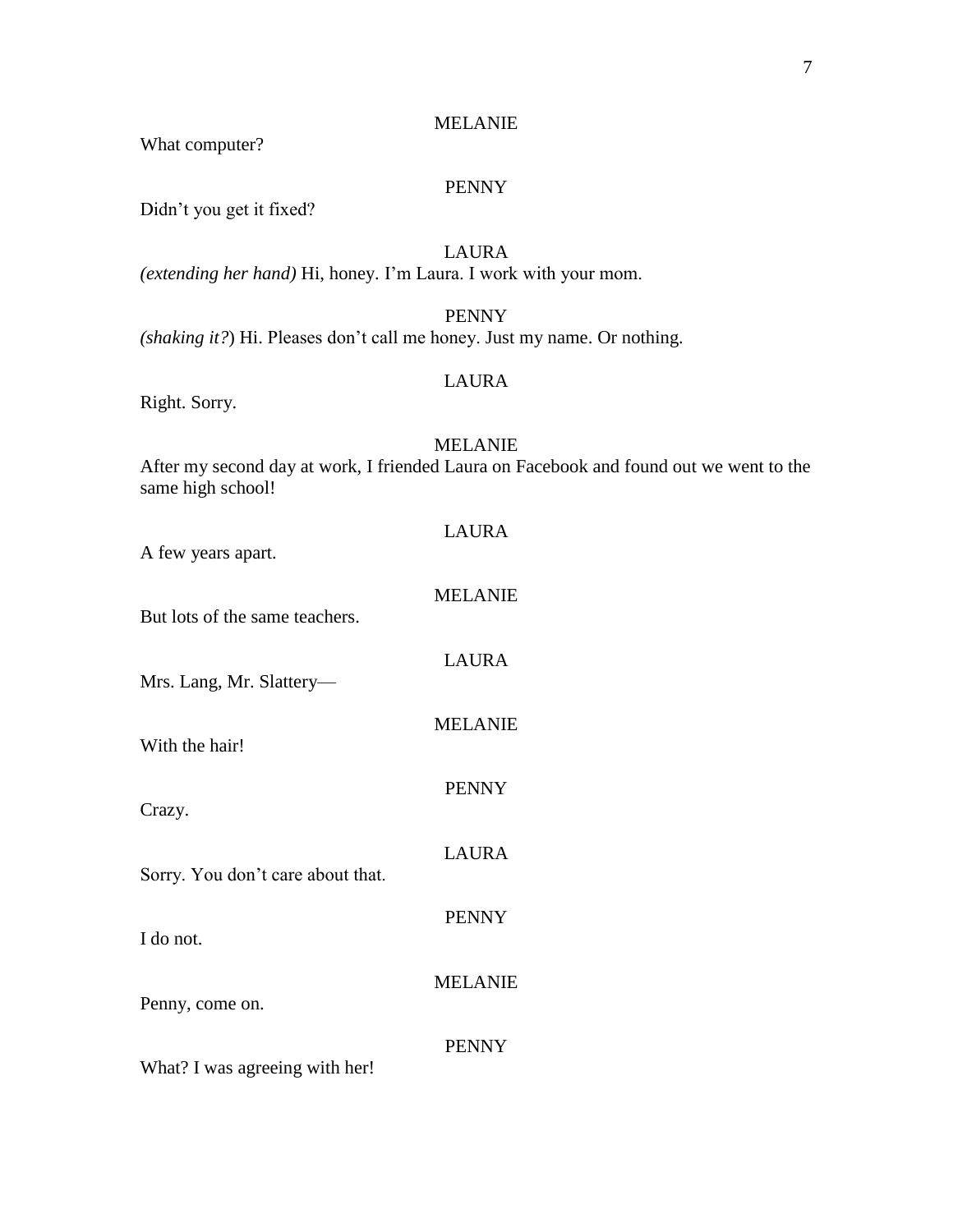MELANIE

What computer?

PENNY

Didn't you get it fixed?

LAURA

*(extending her hand)* Hi, honey. I'm Laura. I work with your mom.

PENNY

*(shaking it?*) Hi. Pleases don't call me honey. Just my name. Or nothing.

LAURA

Right. Sorry.

MELANIE

After my second day at work, I friended Laura on Facebook and found out we went to the same high school!

LAURA

A few years apart.

MELANIE

But lots of the same teachers.

LAURA

Mrs. Lang, Mr. Slattery—

MELANIE

With the hair!

PENNY

Crazy.

LAURA

Sorry. You don't care about that.

PENNY

I do not.

MELANIE

Penny, come on.

PENNY

What? I was agreeing with her!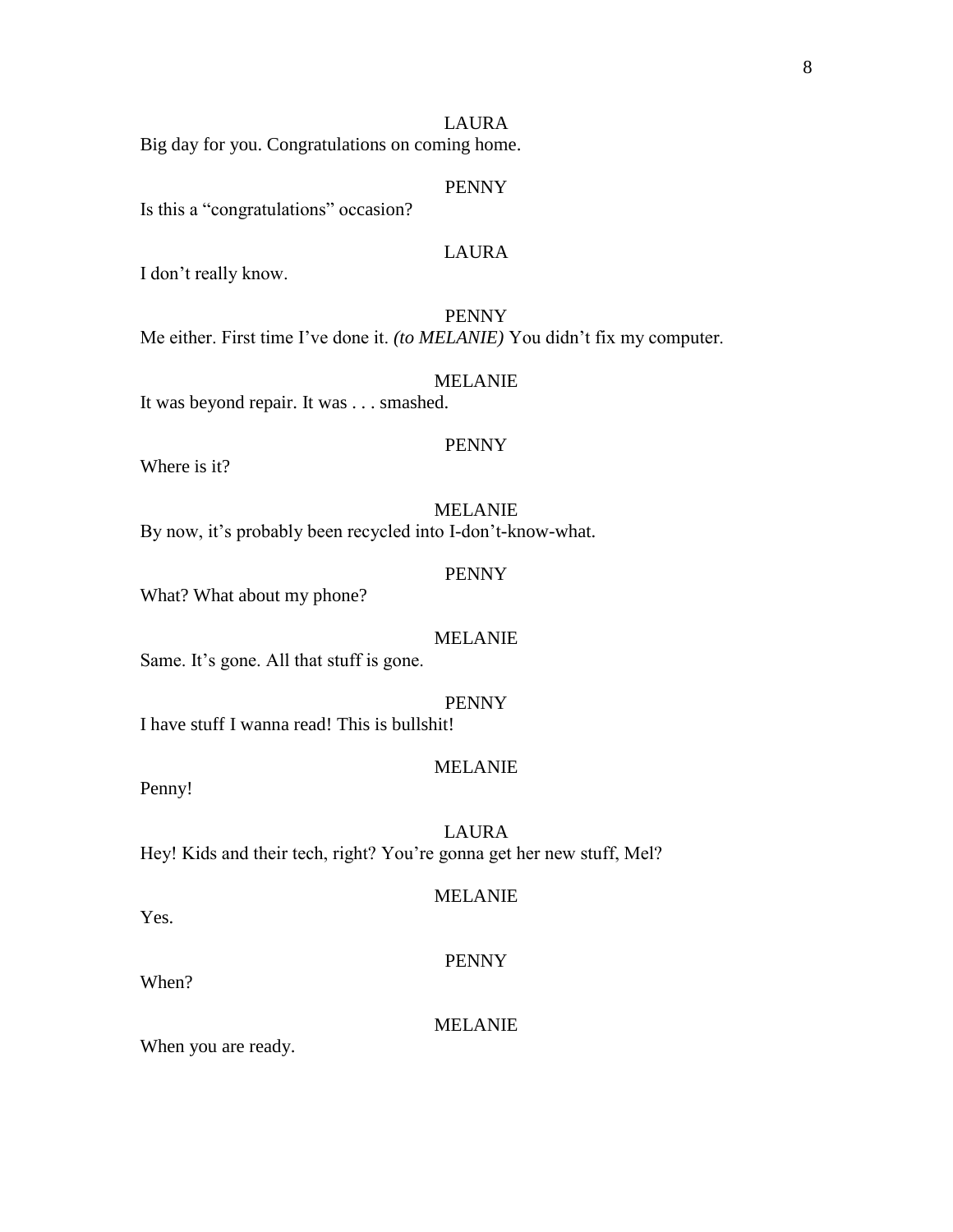LAURA

Big day for you. Congratulations on coming home.

PENNY

Is this a “congratulations” occasion?

LAURA

I don’t really know.

PENNY

Me either. First time I’ve done it. *(to MELANIE)* You didn’t fix my computer.

MELANIE

It was beyond repair. It was . . . smashed.

PENNY

Where is it?

MELANIE

By now, it’s probably been recycled into I-don’t-know-what.

PENNY

What? What about my phone?

MELANIE

Same. It’s gone. All that stuff is gone.

PENNY

I have stuff I wanna read! This is bullshit!

MELANIE

Penny!

LAURA

Hey! Kids and their tech, right? You’re gonna get her new stuff, Mel?

MELANIE

Yes.

PENNY

When?

MELANIE

When you are ready.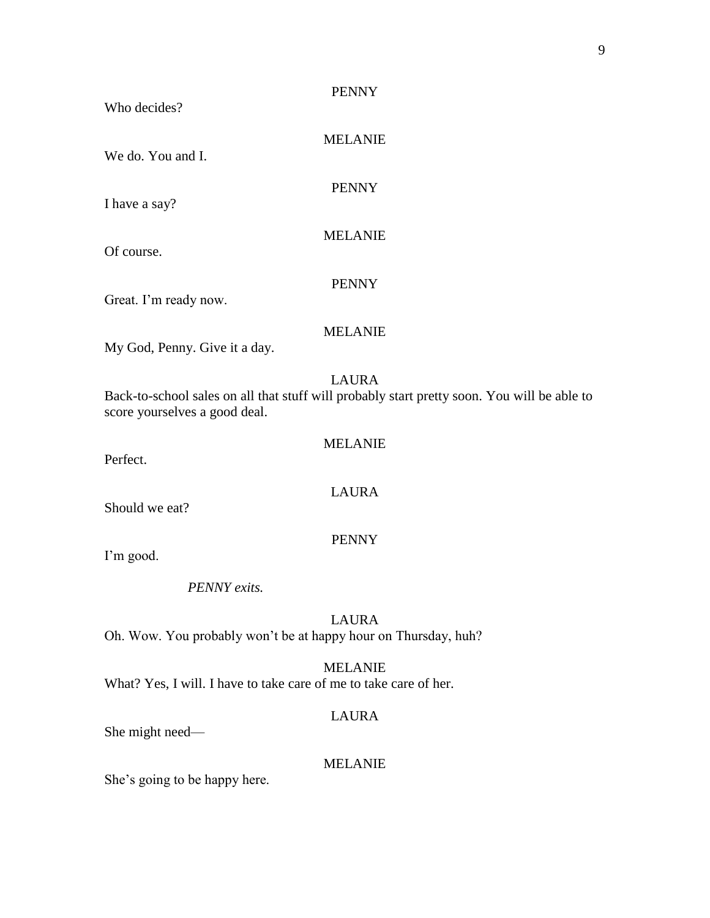PENNY

Who decides?

MELANIE

We do. You and I.

PENNY

I have a say?

MELANIE

Of course.

PENNY

Great. I'm ready now.

MELANIE

My God, Penny. Give it a day.

LAURA

Back-to-school sales on all that stuff will probably start pretty soon. You will be able to score yourselves a good deal.

MELANIE

Perfect.

LAURA

Should we eat?

PENNY

I'm good.

*PENNY exits.*

LAURA

Oh. Wow. You probably won't be at happy hour on Thursday, huh?

MELANIE

What? Yes, I will. I have to take care of me to take care of her.

LAURA

She might need—

MELANIE

She's going to be happy here.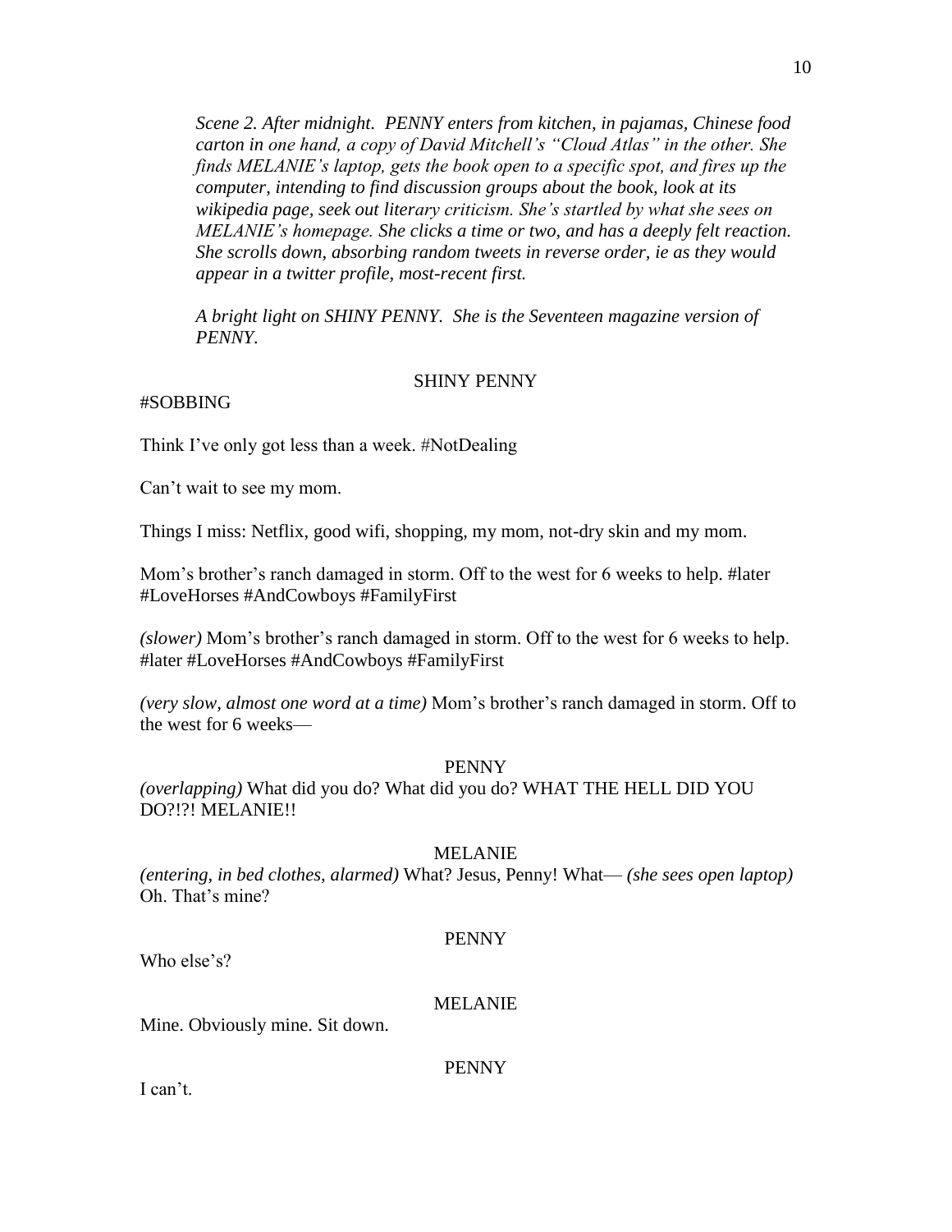*Scene 2. After midnight. PENNY enters from kitchen, in pajamas, Chinese food carton in one hand, a copy of David Mitchell's "Cloud Atlas" in the other. She finds MELANIE's laptop, gets the book open to a specific spot, and fires up the computer, intending to find discussion groups about the book, look at its wikipedia page, seek out literary criticism. She's startled by what she sees on MELANIE's homepage. She clicks a time or two, and has a deeply felt reaction. She scrolls down, absorbing random tweets in reverse order, ie as they would appear in a twitter profile, most-recent first.*

*A bright light on SHINY PENNY. She is the Seventeen magazine version of PENNY.*

SHINY PENNY

#SOBBING

Think I've only got less than a week. #NotDealing

Can't wait to see my mom.

Things I miss: Netflix, good wifi, shopping, my mom, not-dry skin and my mom.

Mom's brother's ranch damaged in storm. Off to the west for 6 weeks to help. #later #LoveHorses #AndCowboys #FamilyFirst

*(slower)* Mom's brother's ranch damaged in storm. Off to the west for 6 weeks to help. #later #LoveHorses #AndCowboys #FamilyFirst

*(very slow, almost one word at a time)* Mom's brother's ranch damaged in storm. Off to the west for 6 weeks—

PENNY

*(overlapping)* What did you do? What did you do? WHAT THE HELL DID YOU DO?!?! MELANIE!!

MELANIE

*(entering, in bed clothes, alarmed)* What? Jesus, Penny! What— *(she sees open laptop)* Oh. That's mine?

PENNY

Who else's?

MELANIE

Mine. Obviously mine. Sit down.

PENNY

I can't.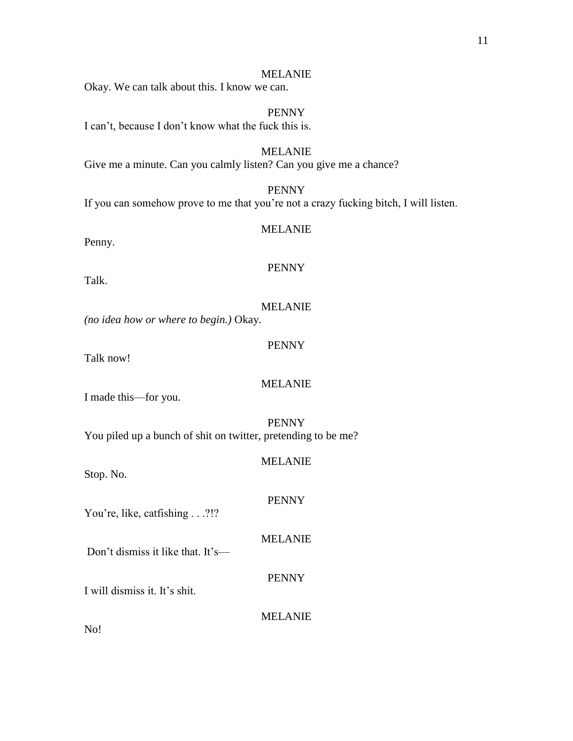MELANIE

Okay. We can talk about this. I know we can.

PENNY

I can't, because I don't know what the fuck this is.

MELANIE

Give me a minute. Can you calmly listen? Can you give me a chance?

PENNY

If you can somehow prove to me that you're not a crazy fucking bitch, I will listen.

MELANIE

Penny.

PENNY

Talk.

MELANIE

*(no idea how or where to begin.)* Okay.

PENNY

Talk now!

MELANIE

I made this—for you.

PENNY

You piled up a bunch of shit on twitter, pretending to be me?

MELANIE

Stop. No.

PENNY

You're, like, catfishing . . .?!?

MELANIE

Don't dismiss it like that. It's—

PENNY

I will dismiss it. It's shit.

MELANIE

No!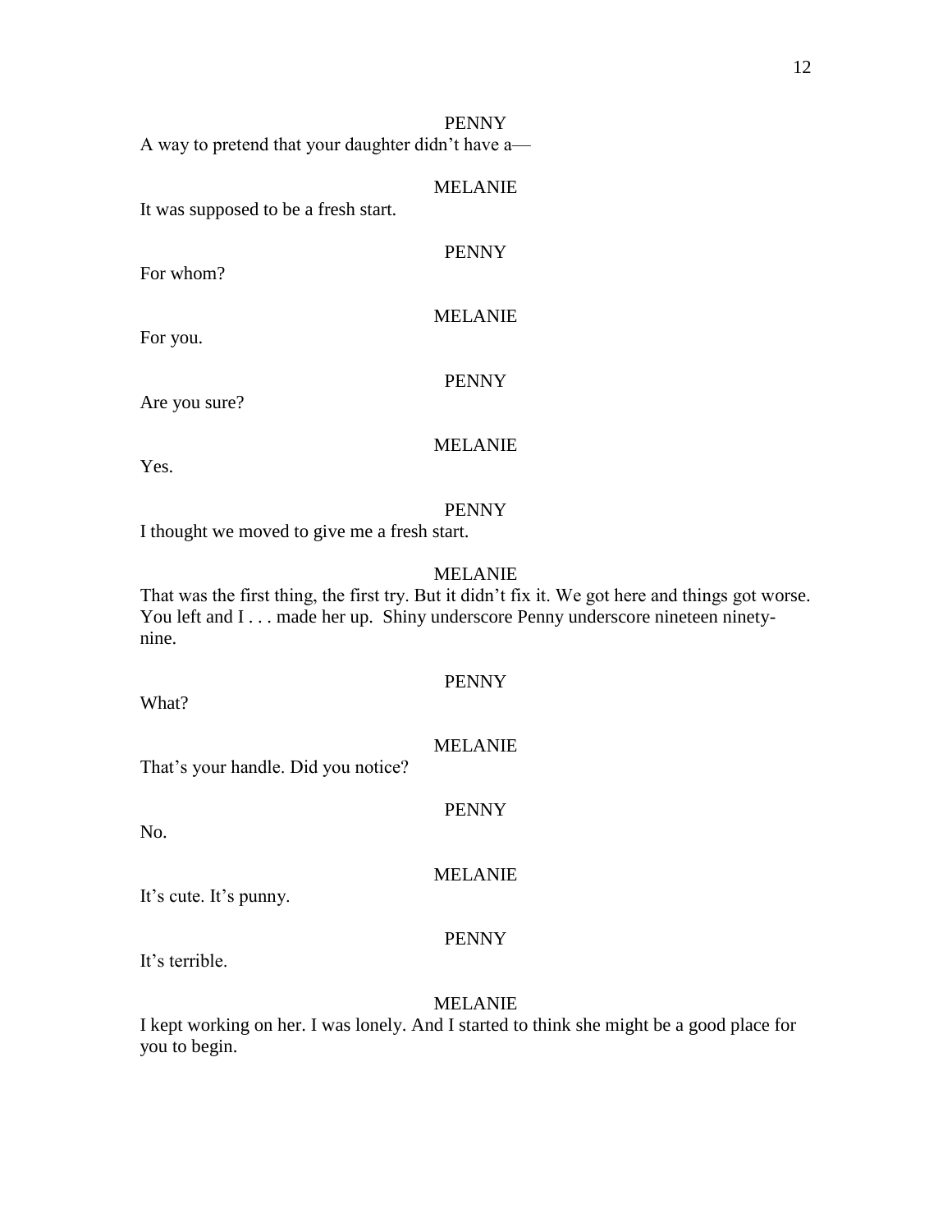PENNY

A way to pretend that your daughter didn't have a—

MELANIE

It was supposed to be a fresh start.

PENNY

For whom?

MELANIE

For you.

PENNY

Are you sure?

MELANIE

Yes.

PENNY

I thought we moved to give me a fresh start.

MELANIE

That was the first thing, the first try. But it didn't fix it. We got here and things got worse. You left and I . . . made her up. Shiny underscore Penny underscore nineteen ninety-nine.

PENNY

What?

MELANIE

That's your handle. Did you notice?

PENNY

No.

MELANIE

It's cute. It's punny.

PENNY

It's terrible.

MELANIE

I kept working on her. I was lonely. And I started to think she might be a good place for you to begin.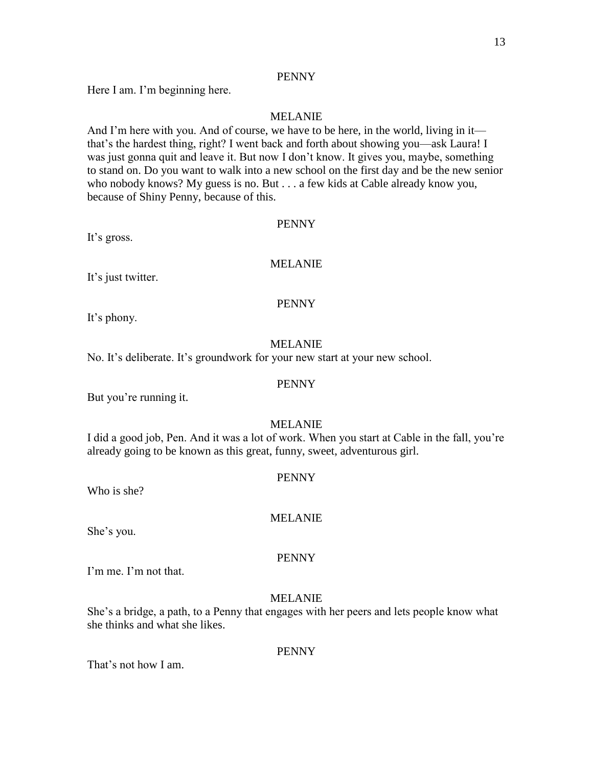PENNY

Here I am. I'm beginning here.

MELANIE

And I'm here with you. And of course, we have to be here, in the world, living in it—that's the hardest thing, right? I went back and forth about showing you—ask Laura! I was just gonna quit and leave it. But now I don't know. It gives you, maybe, something to stand on. Do you want to walk into a new school on the first day and be the new senior who nobody knows? My guess is no. But . . . a few kids at Cable already know you, because of Shiny Penny, because of this.

PENNY

It's gross.

MELANIE

It's just twitter.

PENNY

It's phony.

MELANIE

No. It's deliberate. It's groundwork for your new start at your new school.

PENNY

But you're running it.

MELANIE

I did a good job, Pen. And it was a lot of work. When you start at Cable in the fall, you're already going to be known as this great, funny, sweet, adventurous girl.

PENNY

Who is she?

MELANIE

She's you.

PENNY

I'm me. I'm not that.

MELANIE

She's a bridge, a path, to a Penny that engages with her peers and lets people know what she thinks and what she likes.

PENNY

That's not how I am.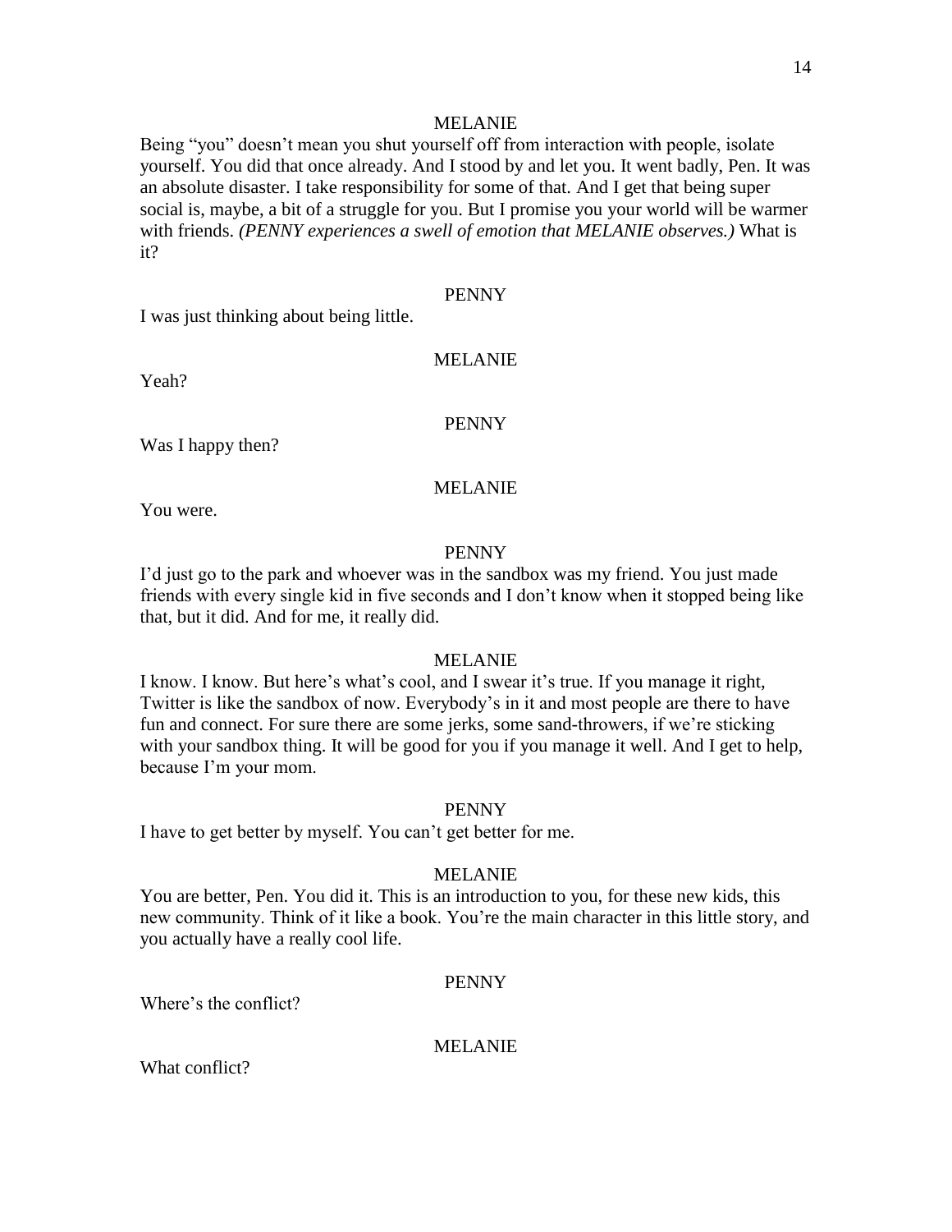MELANIE

Being "you" doesn't mean you shut yourself off from interaction with people, isolate yourself. You did that once already. And I stood by and let you. It went badly, Pen. It was an absolute disaster. I take responsibility for some of that. And I get that being super social is, maybe, a bit of a struggle for you. But I promise you your world will be warmer with friends. *(PENNY experiences a swell of emotion that MELANIE observes.)* What is it?

PENNY

I was just thinking about being little.

MELANIE

Yeah?

PENNY

Was I happy then?

MELANIE

You were.

PENNY

I'd just go to the park and whoever was in the sandbox was my friend. You just made friends with every single kid in five seconds and I don't know when it stopped being like that, but it did. And for me, it really did.

MELANIE

I know. I know. But here's what's cool, and I swear it's true. If you manage it right, Twitter is like the sandbox of now. Everybody's in it and most people are there to have fun and connect. For sure there are some jerks, some sand-throwers, if we're sticking with your sandbox thing. It will be good for you if you manage it well. And I get to help, because I'm your mom.

PENNY

I have to get better by myself. You can't get better for me.

MELANIE

You are better, Pen. You did it. This is an introduction to you, for these new kids, this new community. Think of it like a book. You're the main character in this little story, and you actually have a really cool life.

PENNY

Where's the conflict?

MELANIE

What conflict?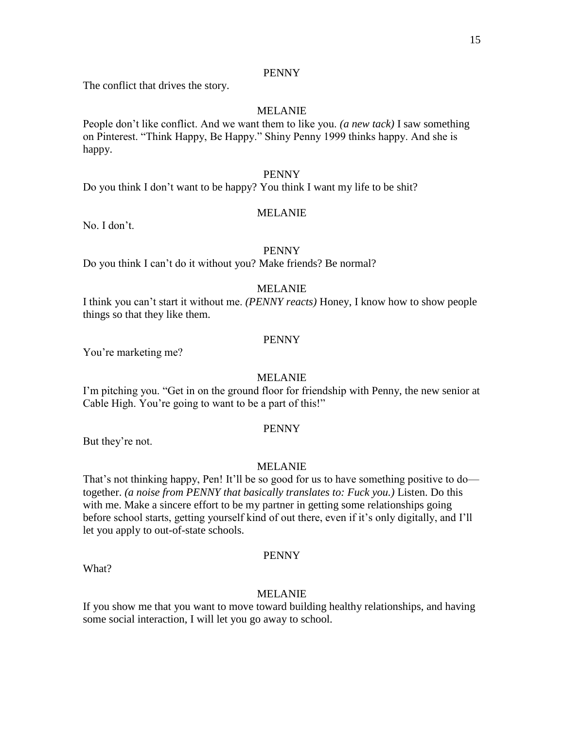PENNY

The conflict that drives the story.

MELANIE

People don't like conflict. And we want them to like you. *(a new tack)* I saw something on Pinterest. "Think Happy, Be Happy." Shiny Penny 1999 thinks happy. And she is happy.

PENNY

Do you think I don't want to be happy? You think I want my life to be shit?

MELANIE

No. I don't.

PENNY

Do you think I can't do it without you? Make friends? Be normal?

MELANIE

I think you can't start it without me. *(PENNY reacts)* Honey, I know how to show people things so that they like them.

PENNY

You're marketing me?

MELANIE

I'm pitching you. "Get in on the ground floor for friendship with Penny, the new senior at Cable High. You're going to want to be a part of this!"

PENNY

But they're not.

MELANIE

That's not thinking happy, Pen! It'll be so good for us to have something positive to do—together. *(a noise from PENNY that basically translates to: Fuck you.)* Listen. Do this with me. Make a sincere effort to be my partner in getting some relationships going before school starts, getting yourself kind of out there, even if it's only digitally, and I'll let you apply to out-of-state schools.

PENNY

What?

MELANIE

If you show me that you want to move toward building healthy relationships, and having some social interaction, I will let you go away to school.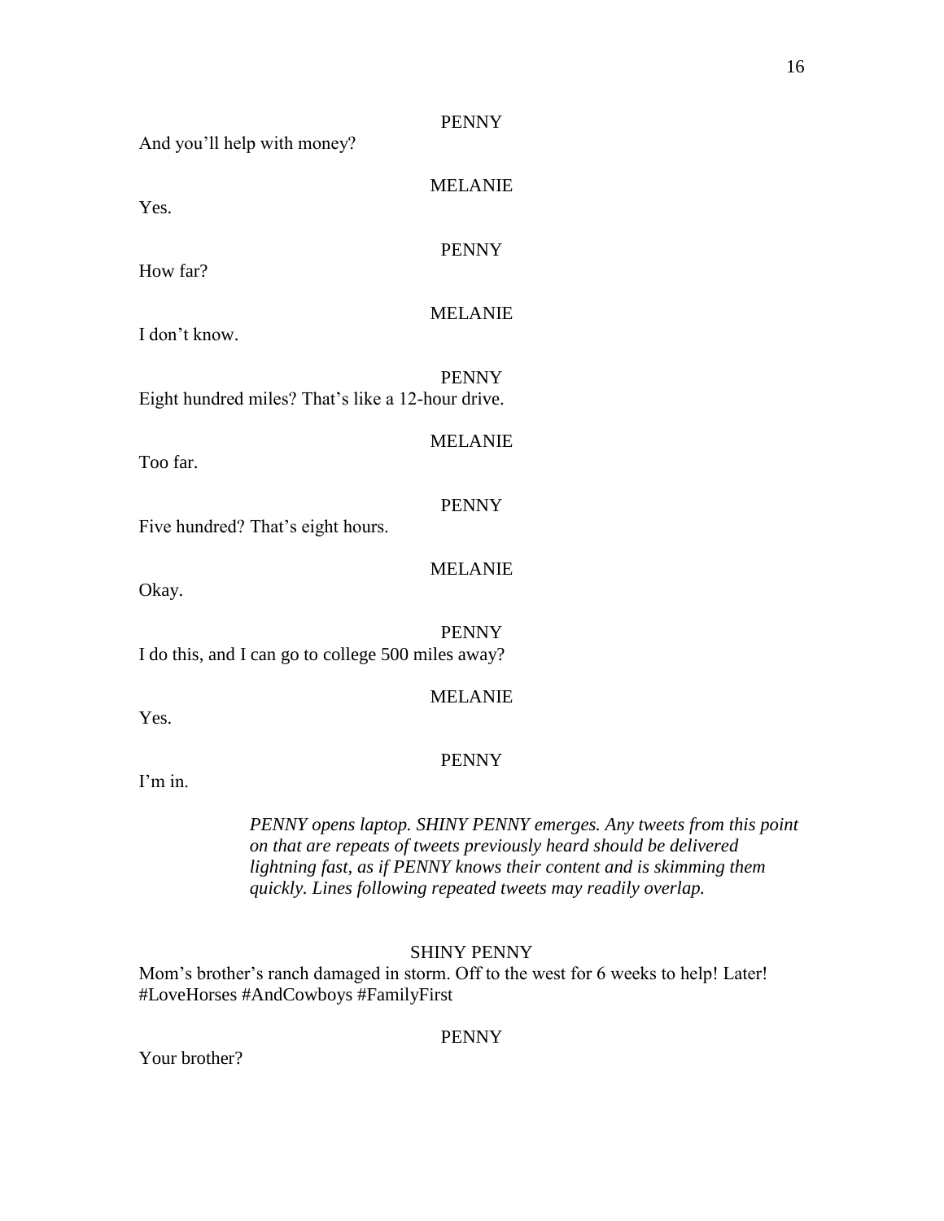PENNY

And you'll help with money?

MELANIE

Yes.

PENNY

How far?

MELANIE

I don't know.

PENNY

Eight hundred miles? That's like a 12-hour drive.

MELANIE

Too far.

PENNY

Five hundred? That's eight hours.

MELANIE

Okay.

PENNY

I do this, and I can go to college 500 miles away?

MELANIE

Yes.

PENNY

I'm in.

*PENNY opens laptop. SHINY PENNY emerges. Any tweets from this point on that are repeats of tweets previously heard should be delivered lightning fast, as if PENNY knows their content and is skimming them quickly. Lines following repeated tweets may readily overlap.*

SHINY PENNY

Mom's brother's ranch damaged in storm. Off to the west for 6 weeks to help! Later! #LoveHorses #AndCowboys #FamilyFirst

PENNY

Your brother?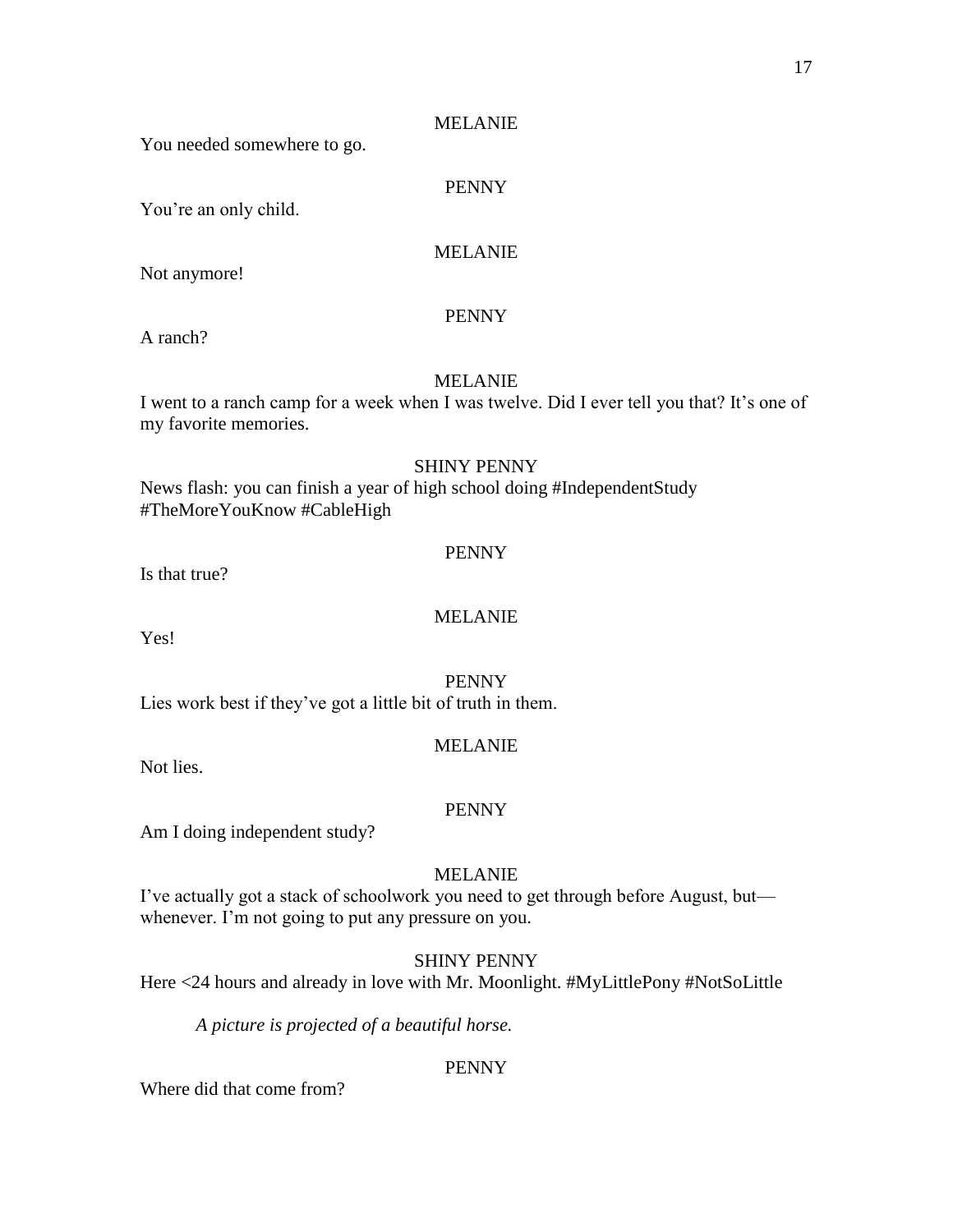MELANIE

You needed somewhere to go.

PENNY

You're an only child.

MELANIE

Not anymore!

PENNY

A ranch?

MELANIE

I went to a ranch camp for a week when I was twelve. Did I ever tell you that? It's one of my favorite memories.

SHINY PENNY

News flash: you can finish a year of high school doing #IndependentStudy #TheMoreYouKnow #CableHigh

PENNY

Is that true?

MELANIE

Yes!

PENNY

Lies work best if they've got a little bit of truth in them.

MELANIE

Not lies.

PENNY

Am I doing independent study?

MELANIE

I've actually got a stack of schoolwork you need to get through before August, but—whenever. I'm not going to put any pressure on you.

SHINY PENNY

Here <24 hours and already in love with Mr. Moonlight. #MyLittlePony #NotSoLittle

*A picture is projected of a beautiful horse.*

PENNY

Where did that come from?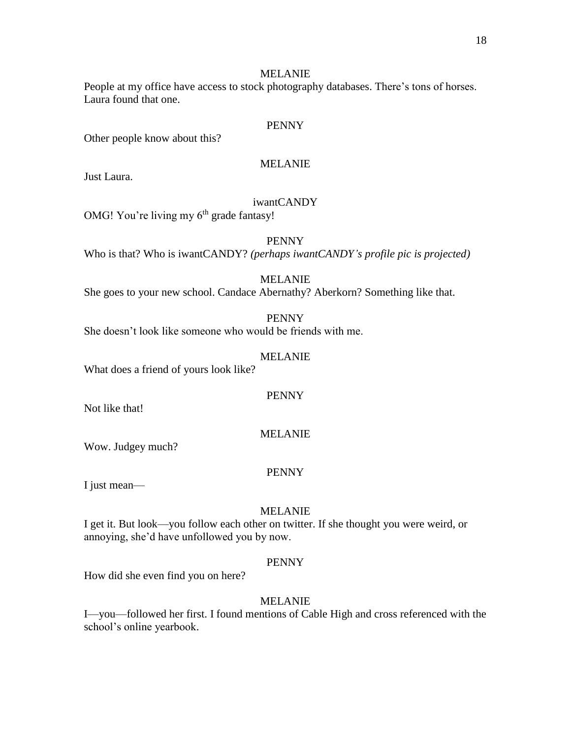MELANIE

People at my office have access to stock photography databases. There's tons of horses. Laura found that one.

PENNY

Other people know about this?

MELANIE

Just Laura.

iwantCANDY

OMG! You're living my 6th grade fantasy!

PENNY

Who is that? Who is iwantCANDY? *(perhaps iwantCANDY's profile pic is projected)*

MELANIE

She goes to your new school. Candace Abernathy? Aberkorn? Something like that.

PENNY

She doesn't look like someone who would be friends with me.

MELANIE

What does a friend of yours look like?

PENNY

Not like that!

MELANIE

Wow. Judgey much?

PENNY

I just mean—

MELANIE

I get it. But look—you follow each other on twitter. If she thought you were weird, or annoying, she'd have unfollowed you by now.

PENNY

How did she even find you on here?

MELANIE

I—you—followed her first. I found mentions of Cable High and cross referenced with the school's online yearbook.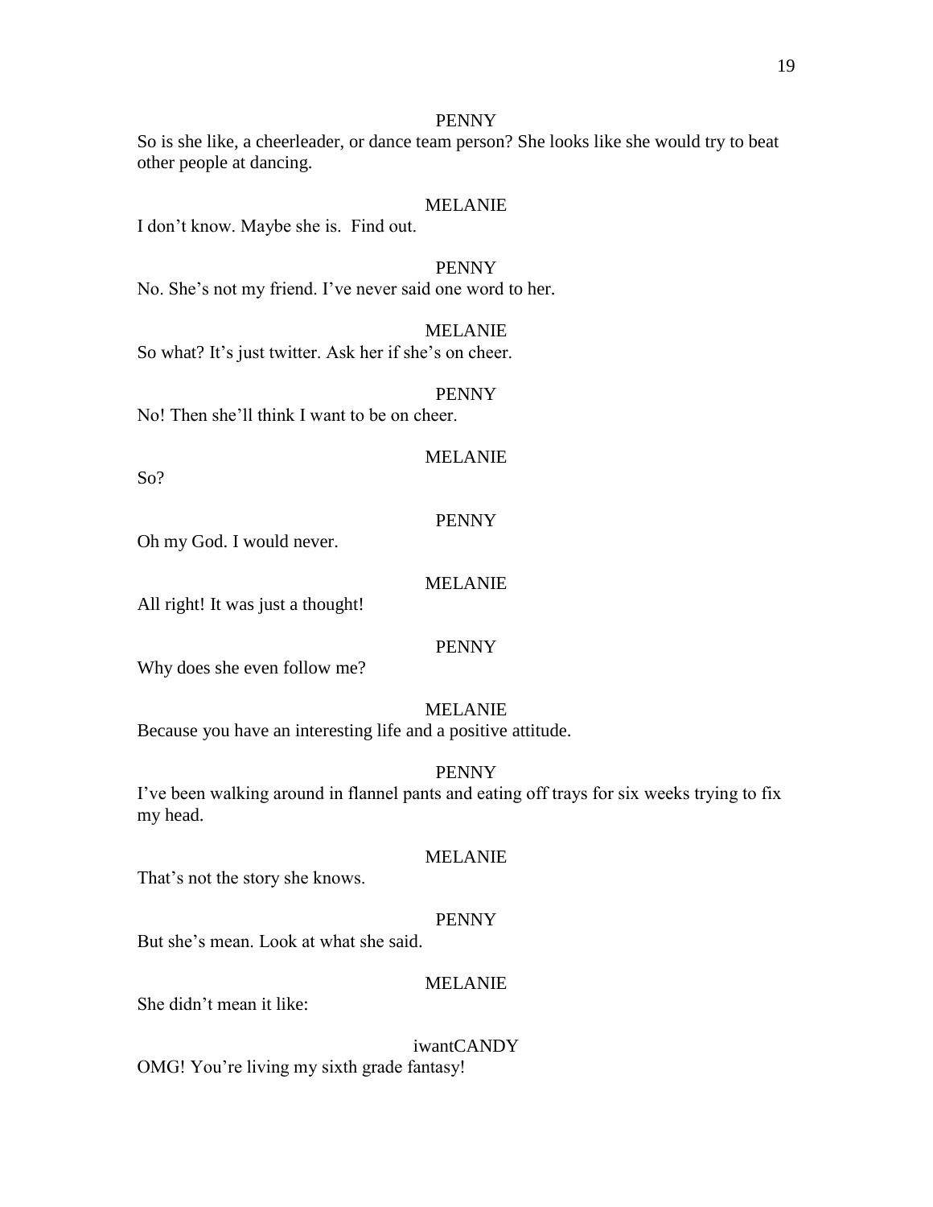PENNY

So is she like, a cheerleader, or dance team person? She looks like she would try to beat other people at dancing.

MELANIE

I don't know. Maybe she is.  Find out.

PENNY

No. She's not my friend. I've never said one word to her.

MELANIE

So what? It's just twitter. Ask her if she's on cheer.

PENNY

No! Then she'll think I want to be on cheer.

MELANIE

So?

PENNY

Oh my God. I would never.

MELANIE

All right! It was just a thought!

PENNY

Why does she even follow me?

MELANIE

Because you have an interesting life and a positive attitude.

PENNY

I've been walking around in flannel pants and eating off trays for six weeks trying to fix my head.

MELANIE

That's not the story she knows.

PENNY

But she's mean. Look at what she said.

MELANIE

She didn't mean it like:

iwantCANDY

OMG! You're living my sixth grade fantasy!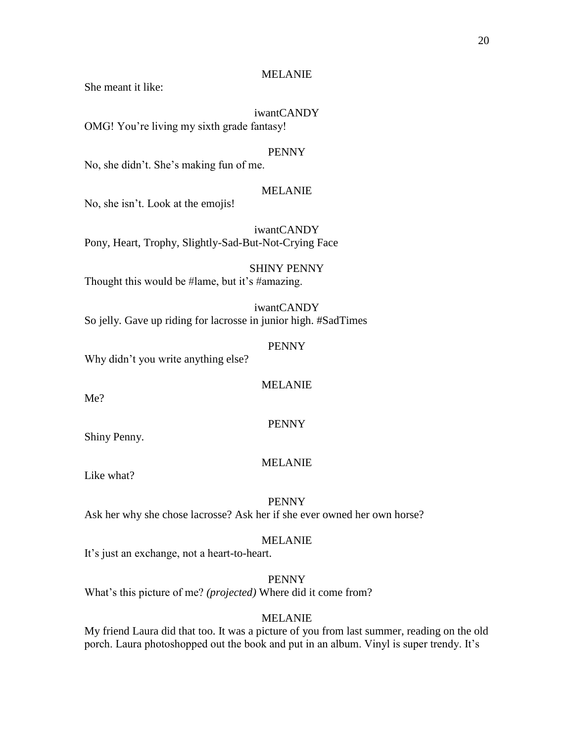MELANIE

She meant it like:

iwantCANDY

OMG! You're living my sixth grade fantasy!

PENNY

No, she didn't. She's making fun of me.

MELANIE

No, she isn't. Look at the emojis!

iwantCANDY

Pony, Heart, Trophy, Slightly-Sad-But-Not-Crying Face

SHINY PENNY

Thought this would be #lame, but it's #amazing.

iwantCANDY

So jelly. Gave up riding for lacrosse in junior high. #SadTimes

PENNY

Why didn't you write anything else?

MELANIE

Me?

PENNY

Shiny Penny.

MELANIE

Like what?

PENNY

Ask her why she chose lacrosse? Ask her if she ever owned her own horse?

MELANIE

It's just an exchange, not a heart-to-heart.

PENNY

What's this picture of me? *(projected)* Where did it come from?

MELANIE

My friend Laura did that too. It was a picture of you from last summer, reading on the old porch. Laura photoshopped out the book and put in an album. Vinyl is super trendy. It's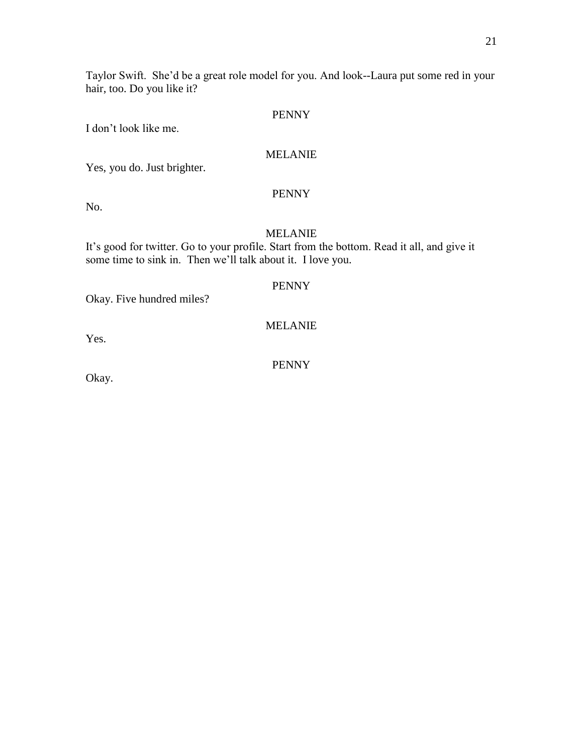Taylor Swift. She'd be a great role model for you. And look--Laura put some red in your hair, too. Do you like it?

PENNY

I don't look like me.

MELANIE

Yes, you do. Just brighter.

PENNY

No.

MELANIE

It's good for twitter. Go to your profile. Start from the bottom. Read it all, and give it some time to sink in. Then we'll talk about it. I love you.

PENNY

Okay. Five hundred miles?

MELANIE

Yes.

PENNY

Okay.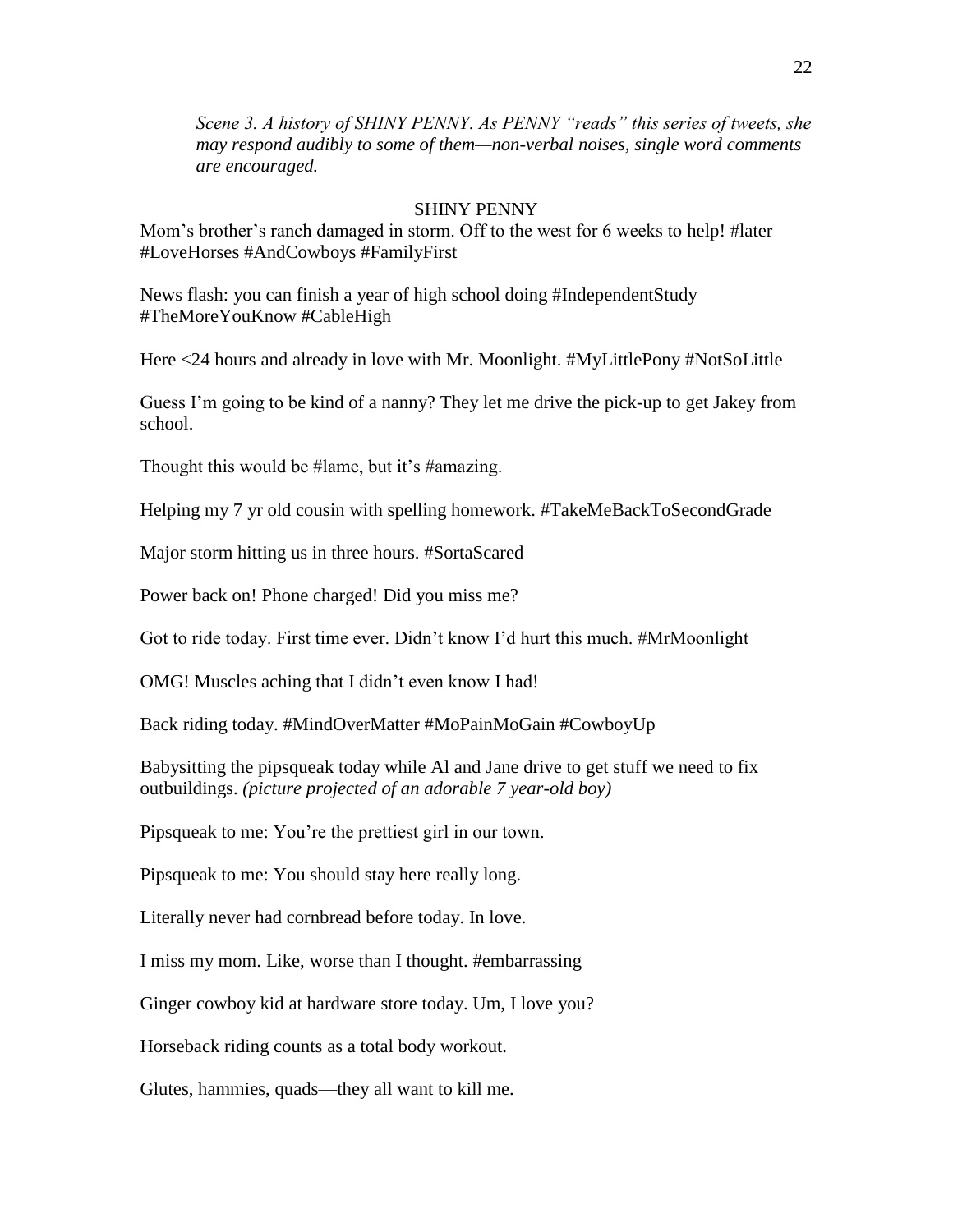*Scene 3. A history of SHINY PENNY. As PENNY "reads" this series of tweets, she may respond audibly to some of them—non-verbal noises, single word comments are encouraged.*

SHINY PENNY

Mom's brother's ranch damaged in storm. Off to the west for 6 weeks to help! #later #LoveHorses #AndCowboys #FamilyFirst

News flash: you can finish a year of high school doing #IndependentStudy #TheMoreYouKnow #CableHigh

Here <24 hours and already in love with Mr. Moonlight. #MyLittlePony #NotSoLittle

Guess I'm going to be kind of a nanny? They let me drive the pick-up to get Jakey from school.

Thought this would be #lame, but it's #amazing.

Helping my 7 yr old cousin with spelling homework. #TakeMeBackToSecondGrade

Major storm hitting us in three hours. #SortaScared

Power back on! Phone charged! Did you miss me?

Got to ride today. First time ever. Didn't know I'd hurt this much. #MrMoonlight

OMG! Muscles aching that I didn't even know I had!

Back riding today. #MindOverMatter #MoPainMoGain #CowboyUp

Babysitting the pipsqueak today while Al and Jane drive to get stuff we need to fix outbuildings. *(picture projected of an adorable 7 year-old boy)*

Pipsqueak to me: You're the prettiest girl in our town.

Pipsqueak to me: You should stay here really long.

Literally never had cornbread before today. In love.

I miss my mom. Like, worse than I thought. #embarrassing

Ginger cowboy kid at hardware store today. Um, I love you?

Horseback riding counts as a total body workout.

Glutes, hammies, quads—they all want to kill me.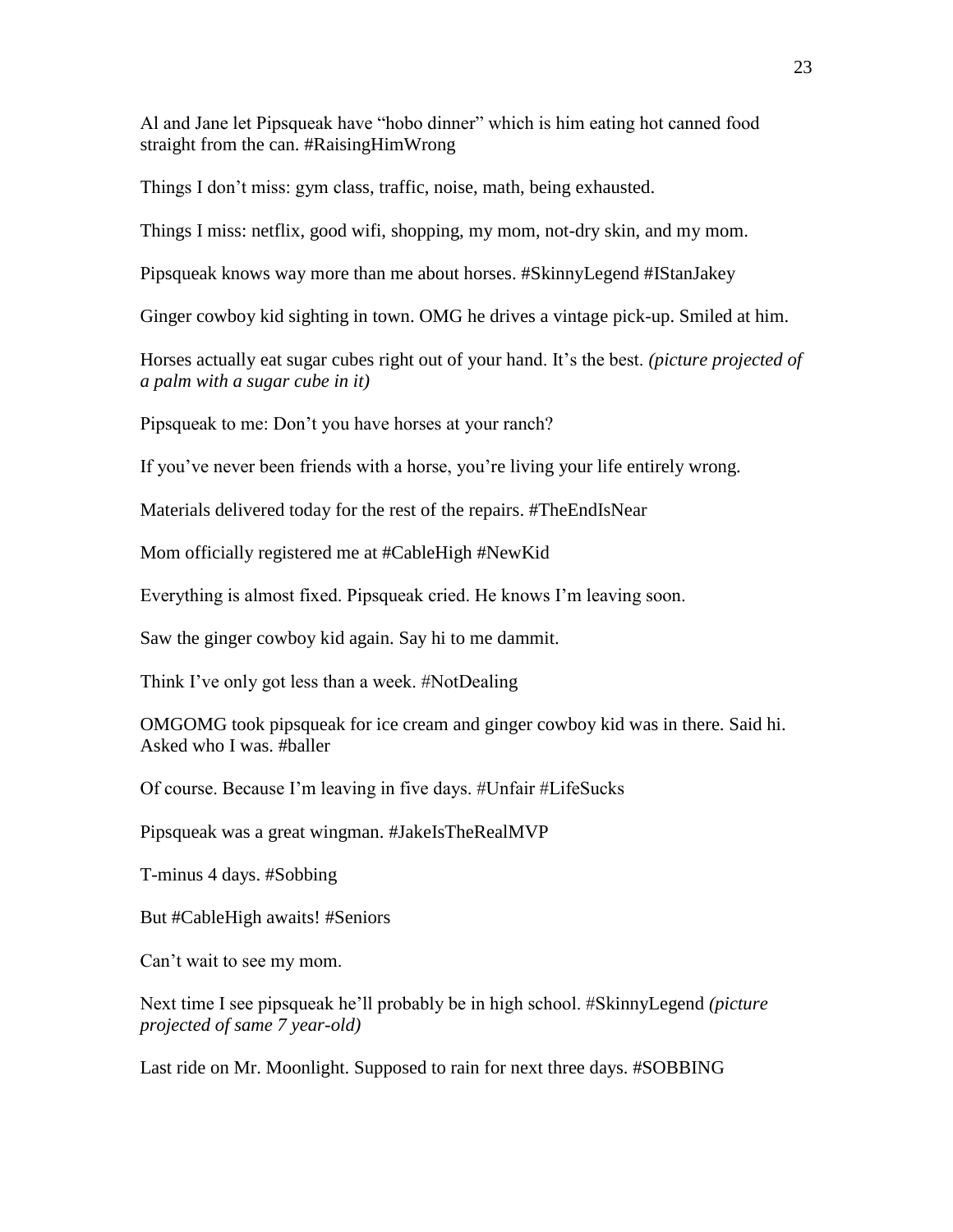Al and Jane let Pipsqueak have "hobo dinner" which is him eating hot canned food straight from the can. #RaisingHimWrong

Things I don't miss: gym class, traffic, noise, math, being exhausted.

Things I miss: netflix, good wifi, shopping, my mom, not-dry skin, and my mom.

Pipsqueak knows way more than me about horses. #SkinnyLegend #IStanJakey

Ginger cowboy kid sighting in town. OMG he drives a vintage pick-up. Smiled at him.

Horses actually eat sugar cubes right out of your hand. It's the best. *(picture projected of a palm with a sugar cube in it)*

Pipsqueak to me: Don't you have horses at your ranch?

If you've never been friends with a horse, you're living your life entirely wrong.

Materials delivered today for the rest of the repairs. #TheEndIsNear

Mom officially registered me at #CableHigh #NewKid

Everything is almost fixed. Pipsqueak cried. He knows I'm leaving soon.

Saw the ginger cowboy kid again. Say hi to me dammit.

Think I've only got less than a week. #NotDealing

OMGOMG took pipsqueak for ice cream and ginger cowboy kid was in there. Said hi. Asked who I was. #baller

Of course. Because I'm leaving in five days. #Unfair #LifeSucks

Pipsqueak was a great wingman. #JakeIsTheRealMVP

T-minus 4 days. #Sobbing

But #CableHigh awaits! #Seniors

Can't wait to see my mom.

Next time I see pipsqueak he'll probably be in high school. #SkinnyLegend *(picture projected of same 7 year-old)*

Last ride on Mr. Moonlight. Supposed to rain for next three days. #SOBBING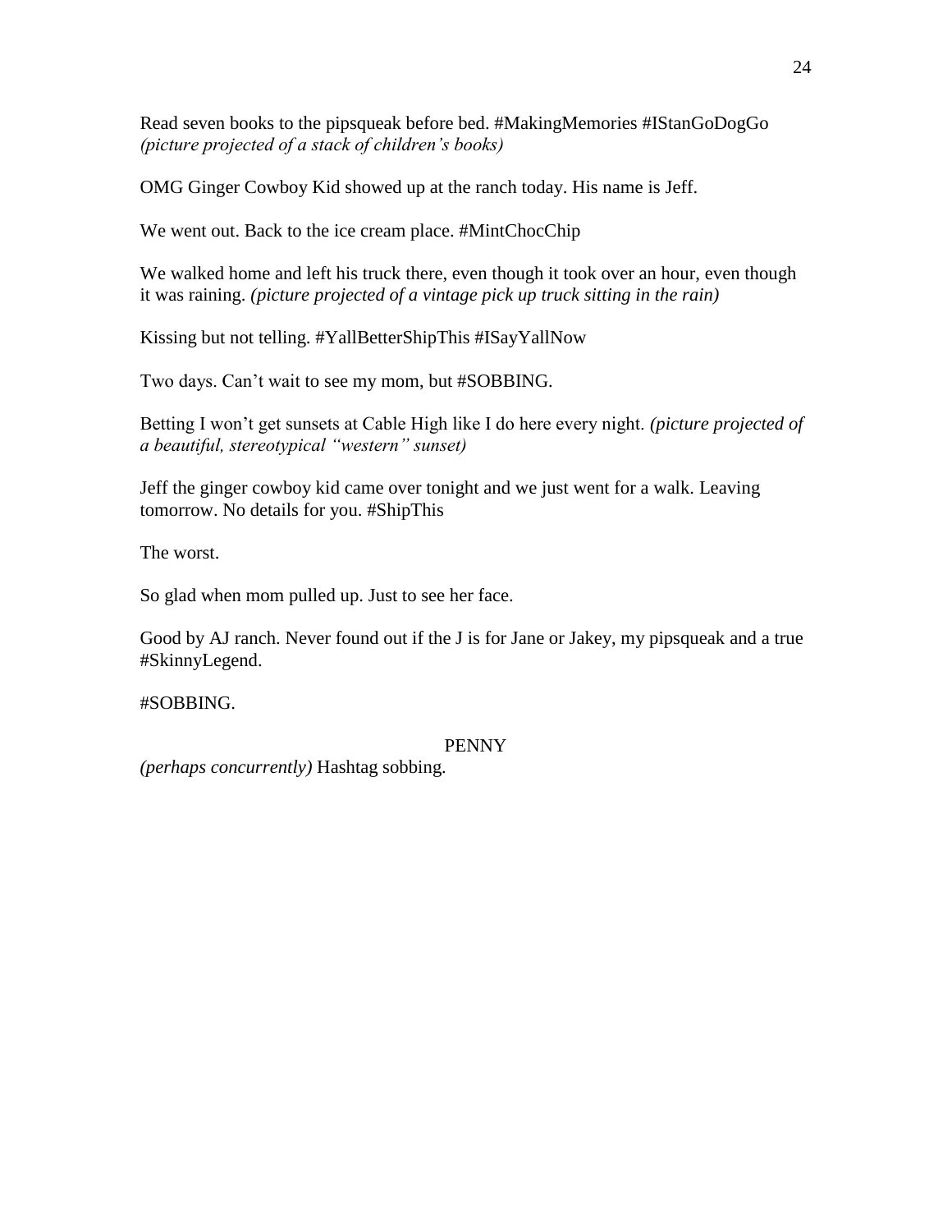Read seven books to the pipsqueak before bed. #MakingMemories #IStanGoDogGo *(picture projected of a stack of children's books)*

OMG Ginger Cowboy Kid showed up at the ranch today. His name is Jeff.

We went out. Back to the ice cream place. #MintChocChip

We walked home and left his truck there, even though it took over an hour, even though it was raining. *(picture projected of a vintage pick up truck sitting in the rain)*

Kissing but not telling. #YallBetterShipThis #ISayYallNow

Two days. Can't wait to see my mom, but #SOBBING.

Betting I won't get sunsets at Cable High like I do here every night. *(picture projected of a beautiful, stereotypical "western" sunset)*

Jeff the ginger cowboy kid came over tonight and we just went for a walk. Leaving tomorrow. No details for you. #ShipThis

The worst.

So glad when mom pulled up. Just to see her face.

Good by AJ ranch. Never found out if the J is for Jane or Jakey, my pipsqueak and a true #SkinnyLegend.

#SOBBING.

PENNY

*(perhaps concurrently)* Hashtag sobbing.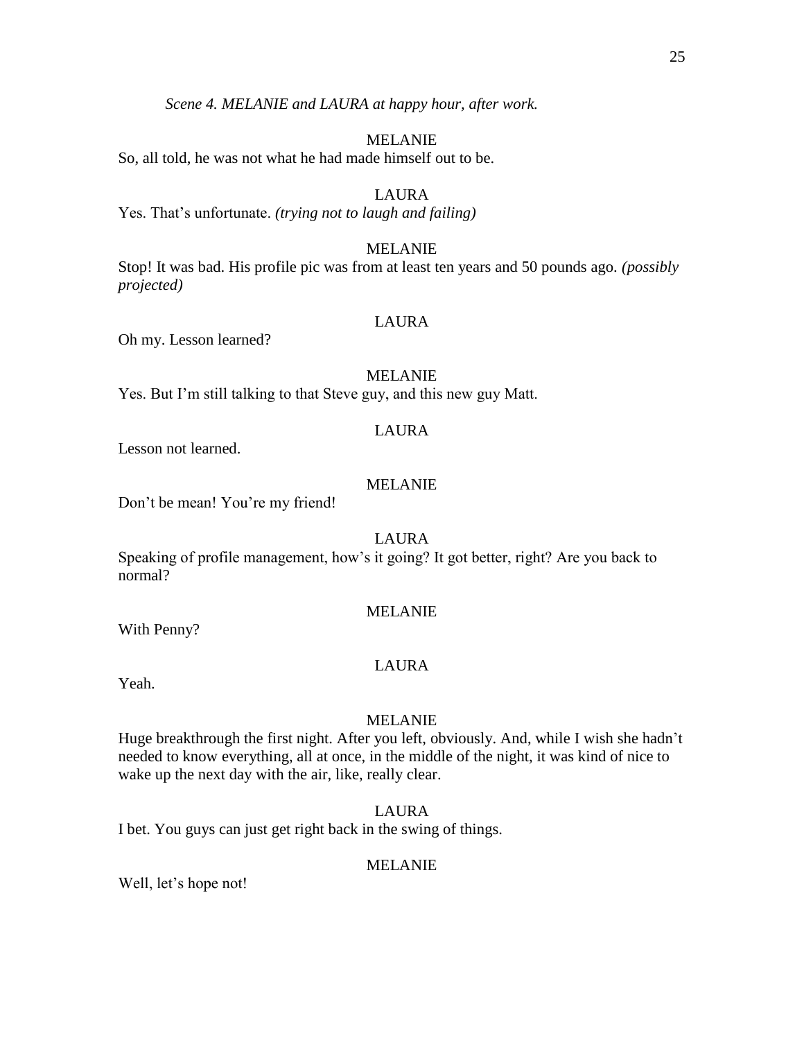*Scene 4. MELANIE and LAURA at happy hour, after work.*

MELANIE

So, all told, he was not what he had made himself out to be.

LAURA

Yes. That's unfortunate. *(trying not to laugh and failing)*

MELANIE

Stop! It was bad. His profile pic was from at least ten years and 50 pounds ago. *(possibly projected)*

LAURA

Oh my. Lesson learned?

MELANIE

Yes. But I'm still talking to that Steve guy, and this new guy Matt.

LAURA

Lesson not learned.

MELANIE

Don't be mean! You're my friend!

LAURA

Speaking of profile management, how's it going? It got better, right? Are you back to normal?

MELANIE

With Penny?

LAURA

Yeah.

MELANIE

Huge breakthrough the first night. After you left, obviously. And, while I wish she hadn't needed to know everything, all at once, in the middle of the night, it was kind of nice to wake up the next day with the air, like, really clear.

LAURA

I bet. You guys can just get right back in the swing of things.

MELANIE

Well, let's hope not!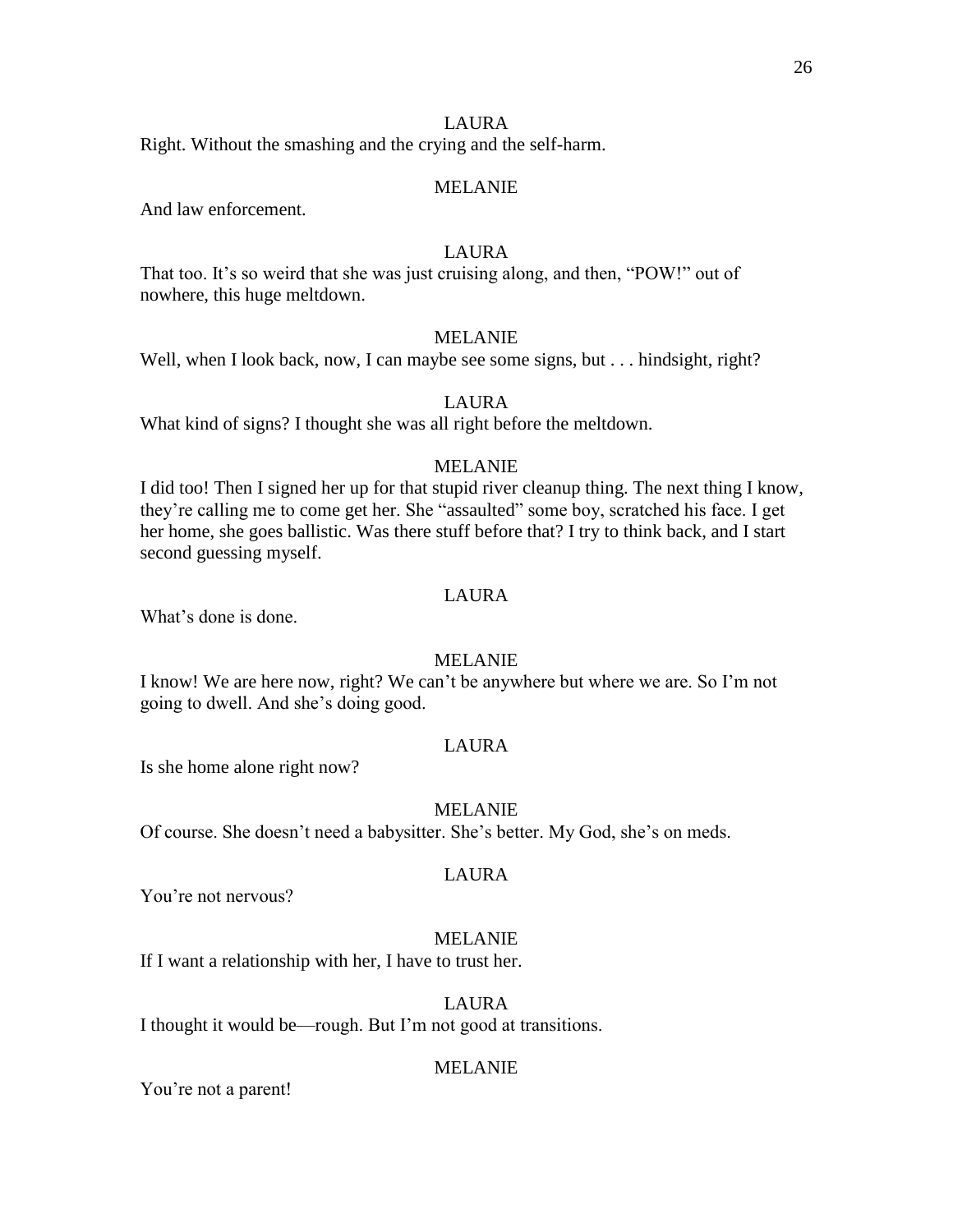LAURA

Right. Without the smashing and the crying and the self-harm.

MELANIE

And law enforcement.

LAURA

That too. It's so weird that she was just cruising along, and then, "POW!" out of nowhere, this huge meltdown.

MELANIE

Well, when I look back, now, I can maybe see some signs, but . . . hindsight, right?

LAURA

What kind of signs? I thought she was all right before the meltdown.

MELANIE

I did too! Then I signed her up for that stupid river cleanup thing. The next thing I know, they're calling me to come get her. She "assaulted" some boy, scratched his face. I get her home, she goes ballistic. Was there stuff before that? I try to think back, and I start second guessing myself.

LAURA

What's done is done.

MELANIE

I know! We are here now, right? We can't be anywhere but where we are. So I'm not going to dwell. And she's doing good.

LAURA

Is she home alone right now?

MELANIE

Of course. She doesn't need a babysitter. She's better. My God, she's on meds.

LAURA

You're not nervous?

MELANIE

If I want a relationship with her, I have to trust her.

LAURA

I thought it would be—rough. But I'm not good at transitions.

MELANIE

You're not a parent!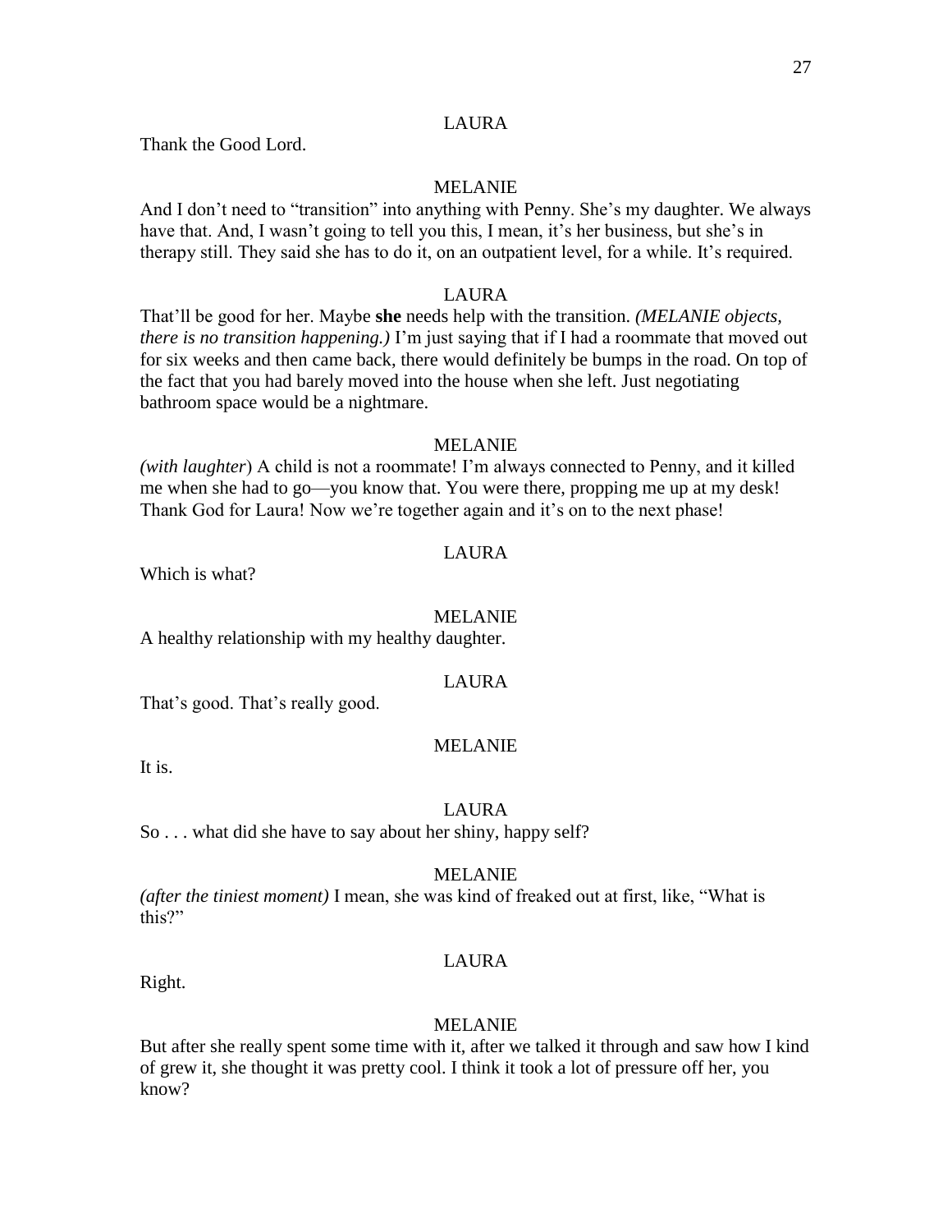LAURA

Thank the Good Lord.

MELANIE

And I don't need to "transition" into anything with Penny. She's my daughter. We always have that. And, I wasn't going to tell you this, I mean, it's her business, but she's in therapy still. They said she has to do it, on an outpatient level, for a while. It's required.

LAURA

That'll be good for her. Maybe **she** needs help with the transition. *(MELANIE objects, there is no transition happening.)* I'm just saying that if I had a roommate that moved out for six weeks and then came back, there would definitely be bumps in the road. On top of the fact that you had barely moved into the house when she left. Just negotiating bathroom space would be a nightmare.

MELANIE

*(with laughter*) A child is not a roommate! I'm always connected to Penny, and it killed me when she had to go—you know that. You were there, propping me up at my desk! Thank God for Laura! Now we're together again and it's on to the next phase!

LAURA

Which is what?

MELANIE

A healthy relationship with my healthy daughter.

LAURA

That's good. That's really good.

MELANIE

It is.

LAURA

So . . . what did she have to say about her shiny, happy self?

MELANIE

*(after the tiniest moment)* I mean, she was kind of freaked out at first, like, "What is this?"

LAURA

Right.

MELANIE

But after she really spent some time with it, after we talked it through and saw how I kind of grew it, she thought it was pretty cool. I think it took a lot of pressure off her, you know?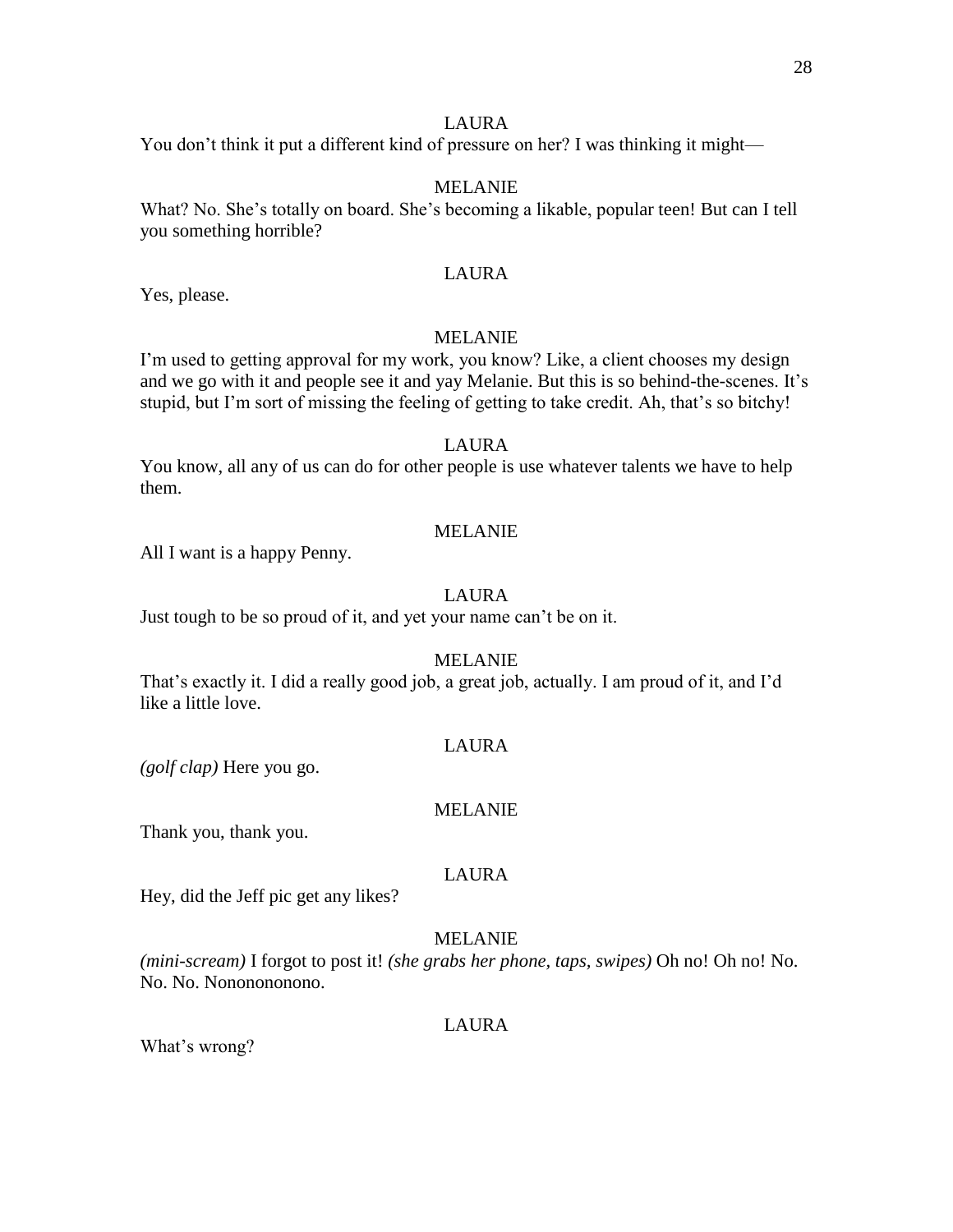LAURA

You don't think it put a different kind of pressure on her? I was thinking it might—

MELANIE

What? No. She's totally on board. She's becoming a likable, popular teen! But can I tell you something horrible?

LAURA

Yes, please.

MELANIE

I'm used to getting approval for my work, you know? Like, a client chooses my design and we go with it and people see it and yay Melanie. But this is so behind-the-scenes. It's stupid, but I'm sort of missing the feeling of getting to take credit. Ah, that's so bitchy!

LAURA

You know, all any of us can do for other people is use whatever talents we have to help them.

MELANIE

All I want is a happy Penny.

LAURA

Just tough to be so proud of it, and yet your name can't be on it.

MELANIE

That's exactly it. I did a really good job, a great job, actually. I am proud of it, and I'd like a little love.

LAURA

*(golf clap)* Here you go.

MELANIE

Thank you, thank you.

LAURA

Hey, did the Jeff pic get any likes?

MELANIE

*(mini-scream)* I forgot to post it! *(she grabs her phone, taps, swipes)* Oh no! Oh no! No. No. No. Nonononono.

LAURA

What's wrong?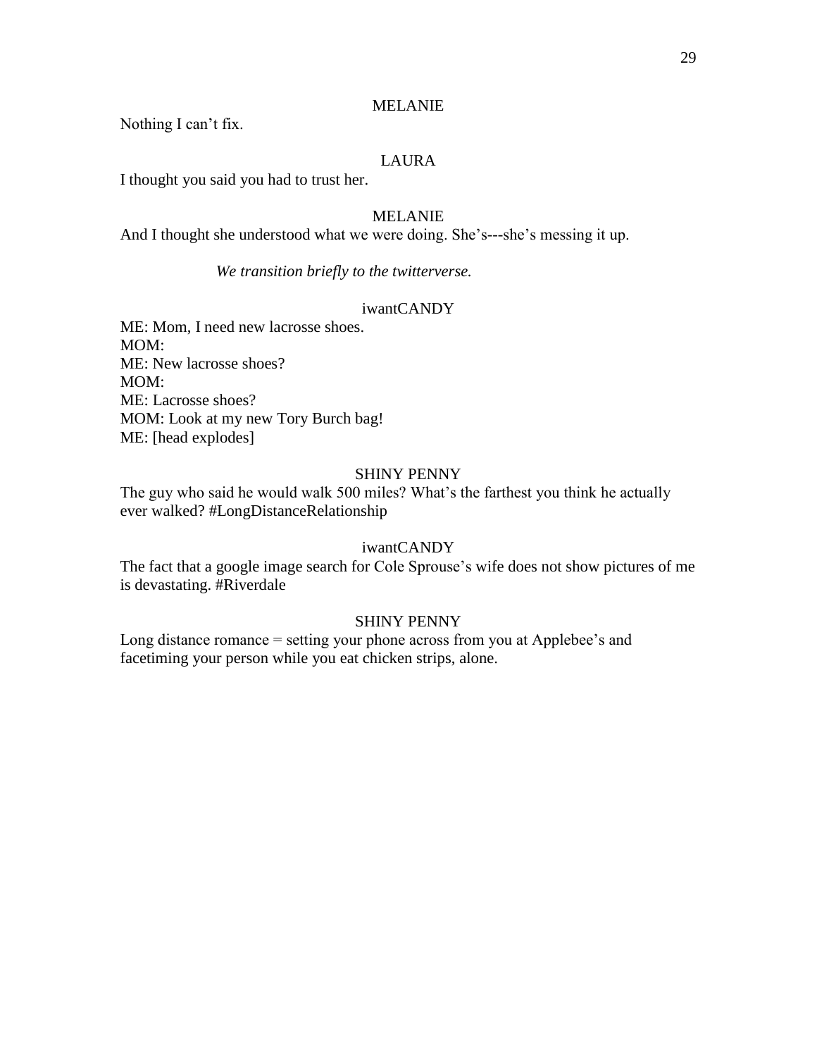MELANIE

Nothing I can't fix.

LAURA

I thought you said you had to trust her.

MELANIE

And I thought she understood what we were doing. She's---she's messing it up.

*We transition briefly to the twitterverse.*

iwantCANDY

ME: Mom, I need new lacrosse shoes.
MOM:
ME: New lacrosse shoes?
MOM:
ME: Lacrosse shoes?
MOM: Look at my new Tory Burch bag!
ME: [head explodes]

SHINY PENNY

The guy who said he would walk 500 miles? What's the farthest you think he actually ever walked? #LongDistanceRelationship

iwantCANDY

The fact that a google image search for Cole Sprouse's wife does not show pictures of me is devastating. #Riverdale

SHINY PENNY

Long distance romance = setting your phone across from you at Applebee's and facetiming your person while you eat chicken strips, alone.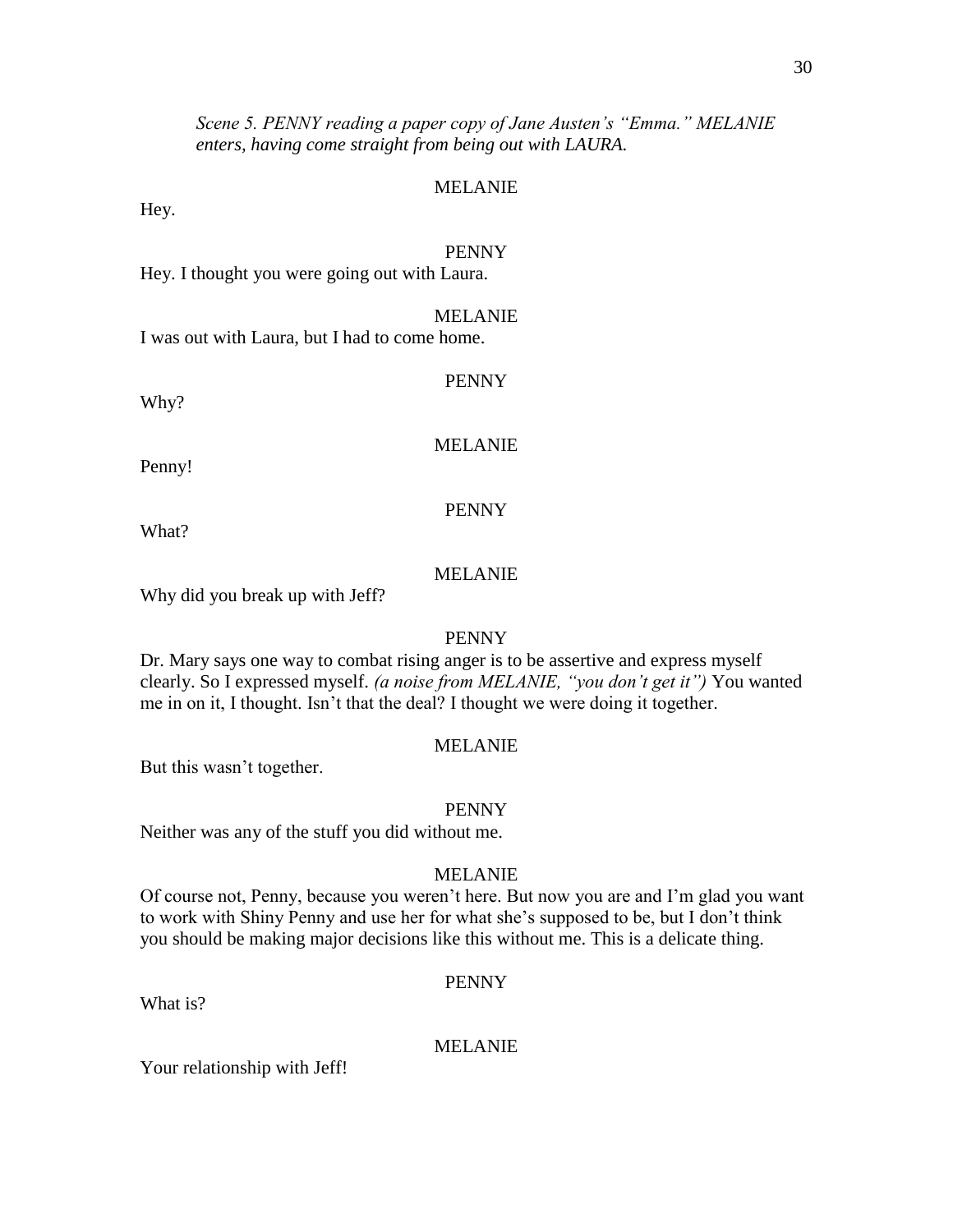*Scene 5. PENNY reading a paper copy of Jane Austen's "Emma." MELANIE enters, having come straight from being out with LAURA.*

MELANIE

Hey.

PENNY

Hey. I thought you were going out with Laura.

MELANIE

I was out with Laura, but I had to come home.

PENNY

Why?

MELANIE

Penny!

PENNY

What?

MELANIE

Why did you break up with Jeff?

PENNY

Dr. Mary says one way to combat rising anger is to be assertive and express myself clearly. So I expressed myself. *(a noise from MELANIE, "you don't get it")* You wanted me in on it, I thought. Isn't that the deal? I thought we were doing it together.

MELANIE

But this wasn't together.

PENNY

Neither was any of the stuff you did without me.

MELANIE

Of course not, Penny, because you weren't here. But now you are and I'm glad you want to work with Shiny Penny and use her for what she's supposed to be, but I don't think you should be making major decisions like this without me. This is a delicate thing.

PENNY

What is?

MELANIE

Your relationship with Jeff!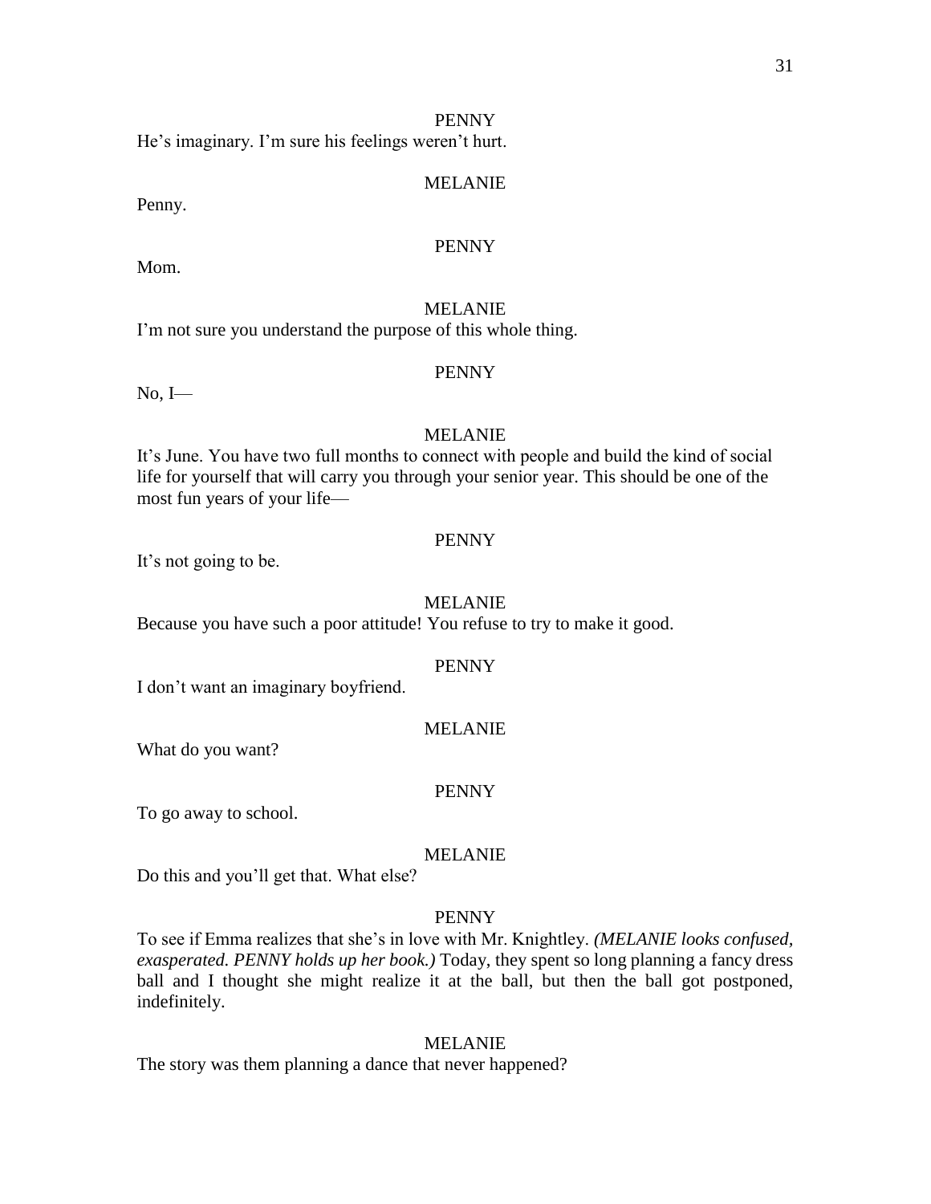PENNY

He's imaginary. I'm sure his feelings weren't hurt.

MELANIE

Penny.

PENNY

Mom.

MELANIE

I'm not sure you understand the purpose of this whole thing.

PENNY

No, I—

MELANIE

It's June. You have two full months to connect with people and build the kind of social life for yourself that will carry you through your senior year. This should be one of the most fun years of your life—

PENNY

It's not going to be.

MELANIE

Because you have such a poor attitude! You refuse to try to make it good.

PENNY

I don't want an imaginary boyfriend.

MELANIE

What do you want?

PENNY

To go away to school.

MELANIE

Do this and you'll get that. What else?

PENNY

To see if Emma realizes that she's in love with Mr. Knightley. *(MELANIE looks confused, exasperated. PENNY holds up her book.)* Today, they spent so long planning a fancy dress ball and I thought she might realize it at the ball, but then the ball got postponed, indefinitely.

MELANIE

The story was them planning a dance that never happened?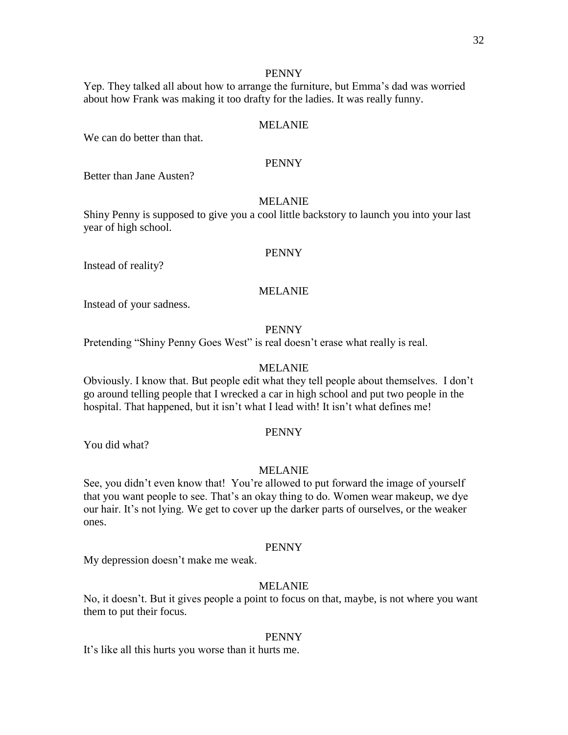PENNY

Yep. They talked all about how to arrange the furniture, but Emma's dad was worried about how Frank was making it too drafty for the ladies. It was really funny.

MELANIE

We can do better than that.

PENNY

Better than Jane Austen?

MELANIE

Shiny Penny is supposed to give you a cool little backstory to launch you into your last year of high school.

PENNY

Instead of reality?

MELANIE

Instead of your sadness.

PENNY

Pretending "Shiny Penny Goes West" is real doesn't erase what really is real.

MELANIE

Obviously. I know that. But people edit what they tell people about themselves. I don't go around telling people that I wrecked a car in high school and put two people in the hospital. That happened, but it isn't what I lead with! It isn't what defines me!

PENNY

You did what?

MELANIE

See, you didn't even know that! You're allowed to put forward the image of yourself that you want people to see. That's an okay thing to do. Women wear makeup, we dye our hair. It's not lying. We get to cover up the darker parts of ourselves, or the weaker ones.

PENNY

My depression doesn't make me weak.

MELANIE

No, it doesn't. But it gives people a point to focus on that, maybe, is not where you want them to put their focus.

PENNY

It's like all this hurts you worse than it hurts me.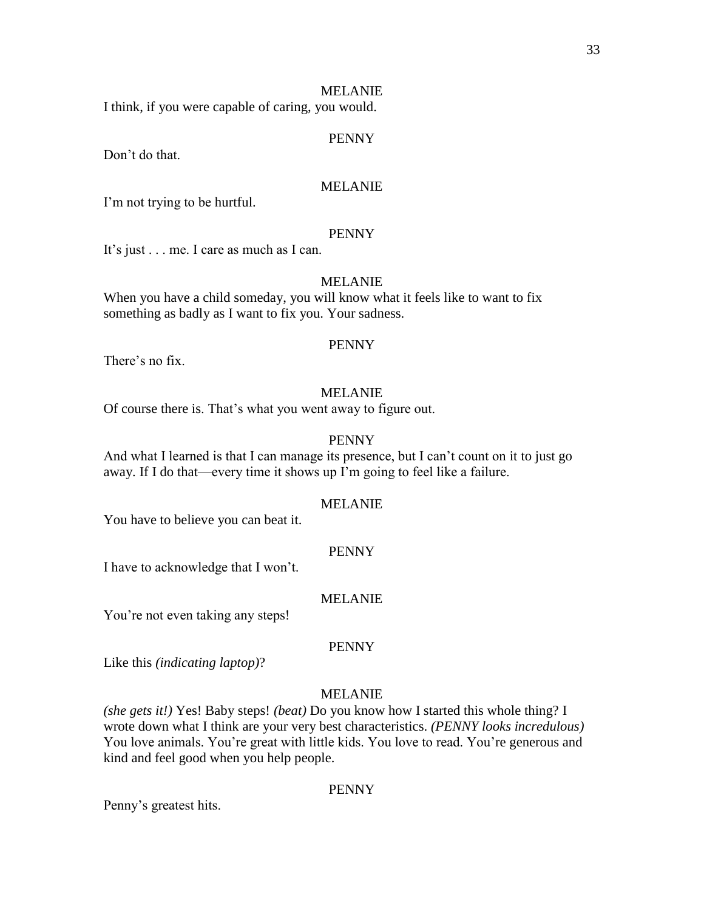MELANIE

I think, if you were capable of caring, you would.

PENNY

Don't do that.

MELANIE

I'm not trying to be hurtful.

PENNY

It's just . . . me. I care as much as I can.

MELANIE

When you have a child someday, you will know what it feels like to want to fix something as badly as I want to fix you. Your sadness.

PENNY

There's no fix.

MELANIE

Of course there is. That's what you went away to figure out.

PENNY

And what I learned is that I can manage its presence, but I can't count on it to just go away. If I do that—every time it shows up I'm going to feel like a failure.

MELANIE

You have to believe you can beat it.

PENNY

I have to acknowledge that I won't.

MELANIE

You're not even taking any steps!

PENNY

Like this *(indicating laptop)*?

MELANIE

*(she gets it!)* Yes! Baby steps! *(beat)* Do you know how I started this whole thing? I wrote down what I think are your very best characteristics. *(PENNY looks incredulous)* You love animals. You're great with little kids. You love to read. You're generous and kind and feel good when you help people.

PENNY

Penny's greatest hits.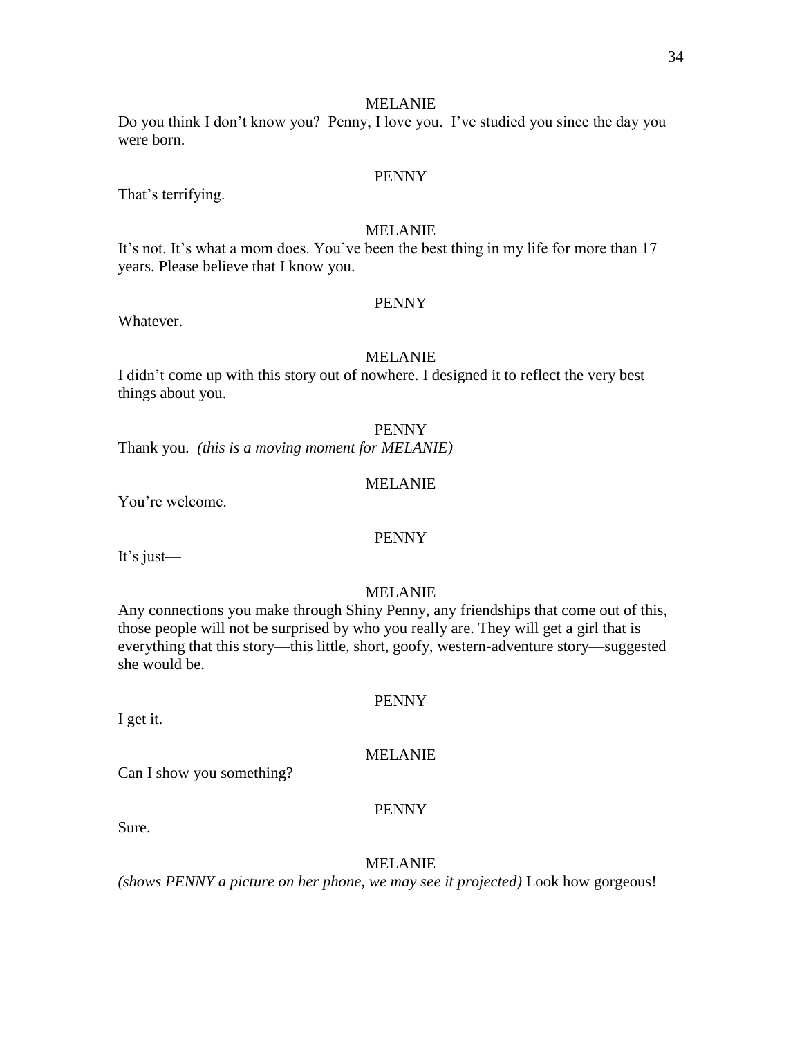MELANIE

Do you think I don't know you? Penny, I love you. I've studied you since the day you were born.

PENNY

That's terrifying.

MELANIE

It's not. It's what a mom does. You've been the best thing in my life for more than 17 years. Please believe that I know you.

PENNY

Whatever.

MELANIE

I didn't come up with this story out of nowhere. I designed it to reflect the very best things about you.

PENNY

Thank you. *(this is a moving moment for MELANIE)*

MELANIE

You're welcome.

PENNY

It's just—

MELANIE

Any connections you make through Shiny Penny, any friendships that come out of this, those people will not be surprised by who you really are. They will get a girl that is everything that this story—this little, short, goofy, western-adventure story—suggested she would be.

PENNY

I get it.

MELANIE

Can I show you something?

PENNY

Sure.

MELANIE

*(shows PENNY a picture on her phone, we may see it projected)* Look how gorgeous!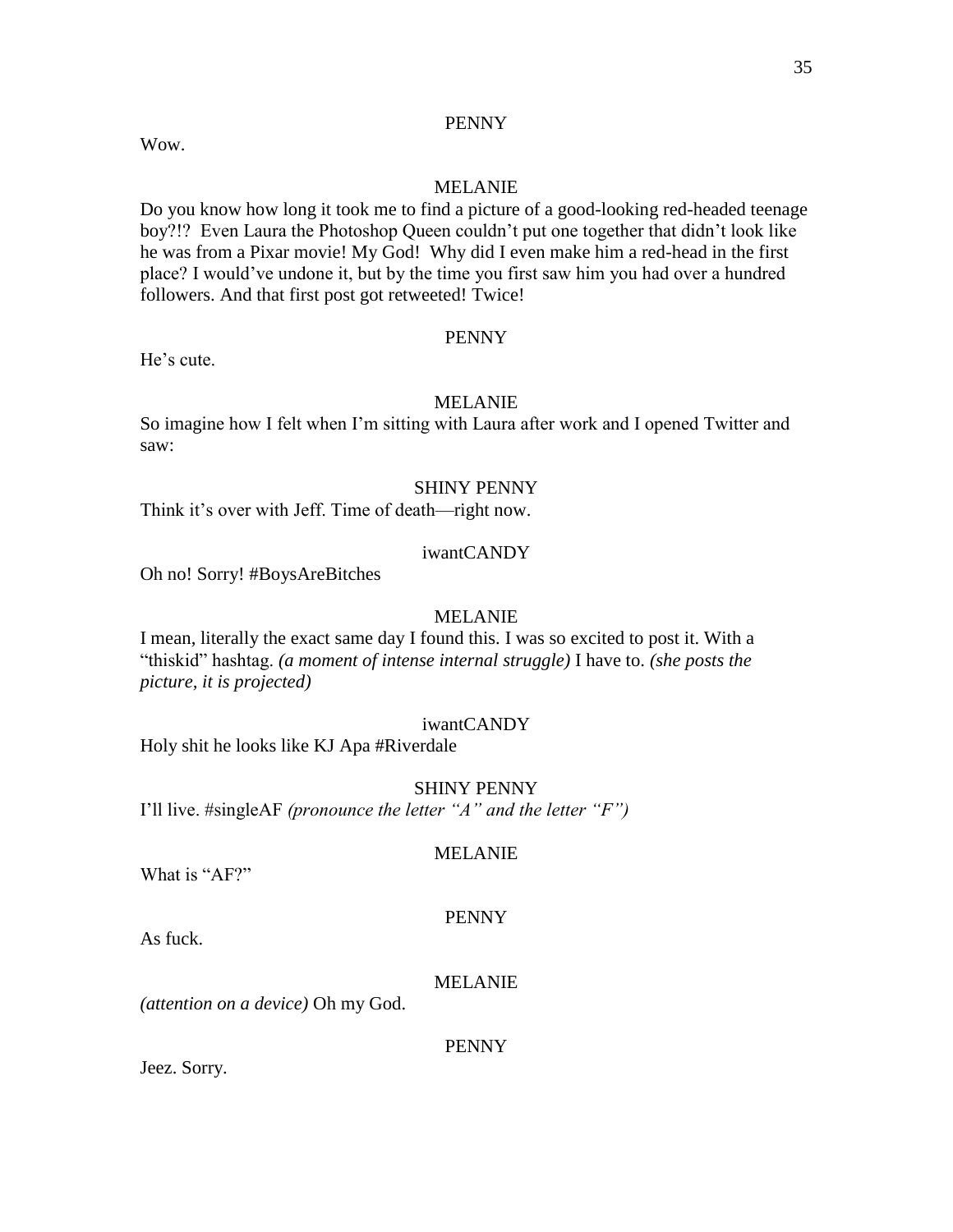PENNY

Wow.

MELANIE

Do you know how long it took me to find a picture of a good-looking red-headed teenage boy?!? Even Laura the Photoshop Queen couldn't put one together that didn't look like he was from a Pixar movie! My God! Why did I even make him a red-head in the first place? I would've undone it, but by the time you first saw him you had over a hundred followers. And that first post got retweeted! Twice!

PENNY

He's cute.

MELANIE

So imagine how I felt when I'm sitting with Laura after work and I opened Twitter and saw:

SHINY PENNY

Think it's over with Jeff. Time of death—right now.

iwantCANDY

Oh no! Sorry! #BoysAreBitches

MELANIE

I mean, literally the exact same day I found this. I was so excited to post it. With a "thiskid" hashtag. *(a moment of intense internal struggle)* I have to. *(she posts the picture, it is projected)*

iwantCANDY

Holy shit he looks like KJ Apa #Riverdale

SHINY PENNY

I'll live. #singleAF *(pronounce the letter "A" and the letter "F")*

MELANIE

What is "AF?"

PENNY

As fuck.

MELANIE

*(attention on a device)* Oh my God.

PENNY

Jeez. Sorry.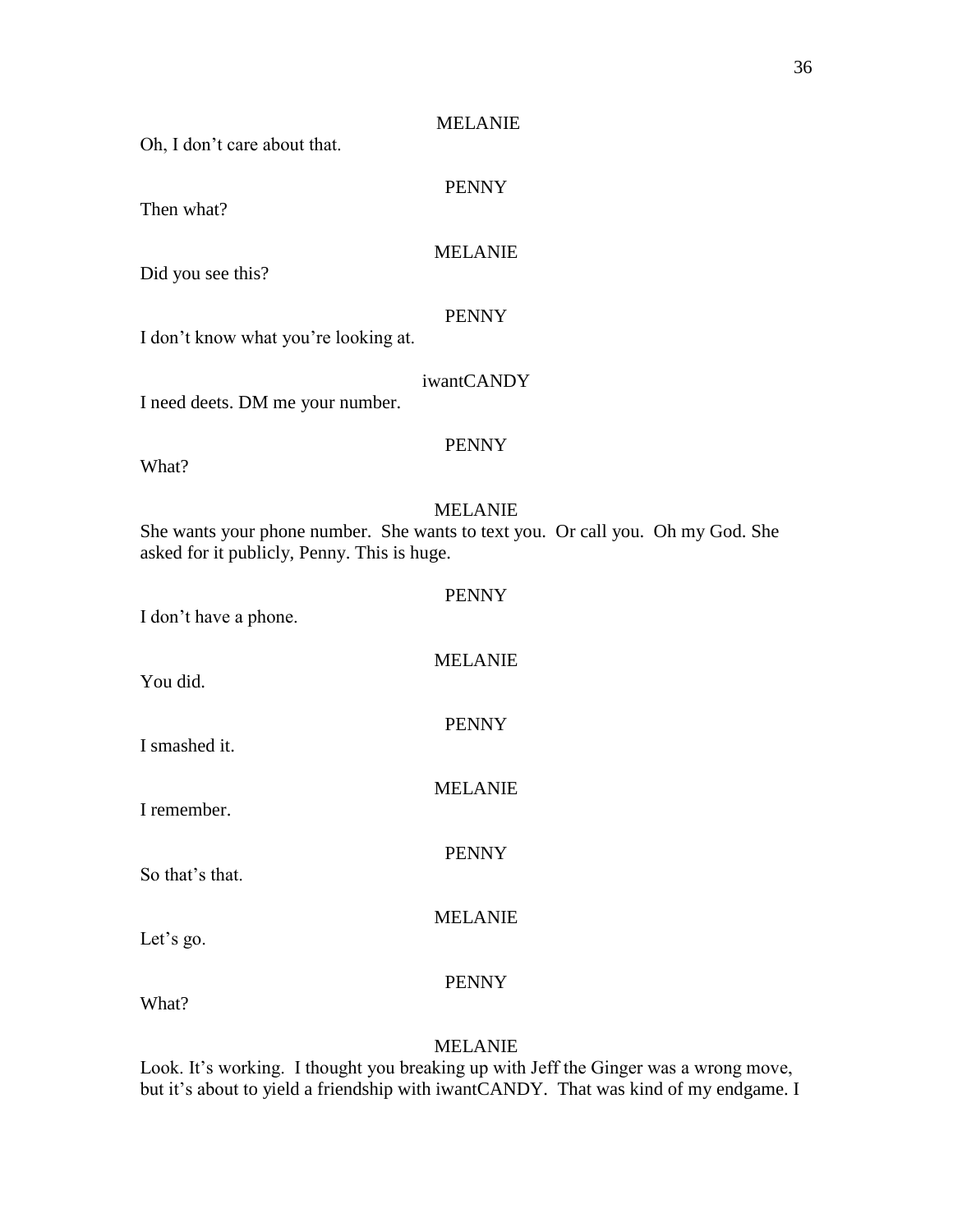MELANIE

Oh, I don't care about that.

PENNY

Then what?

MELANIE

Did you see this?

PENNY

I don't know what you're looking at.

iwantCANDY

I need deets. DM me your number.

PENNY

What?

MELANIE

She wants your phone number. She wants to text you. Or call you. Oh my God. She asked for it publicly, Penny. This is huge.

PENNY

I don't have a phone.

MELANIE

You did.

PENNY

I smashed it.

MELANIE

I remember.

PENNY

So that's that.

MELANIE

Let's go.

PENNY

What?

MELANIE

Look. It's working. I thought you breaking up with Jeff the Ginger was a wrong move, but it's about to yield a friendship with iwantCANDY. That was kind of my endgame. I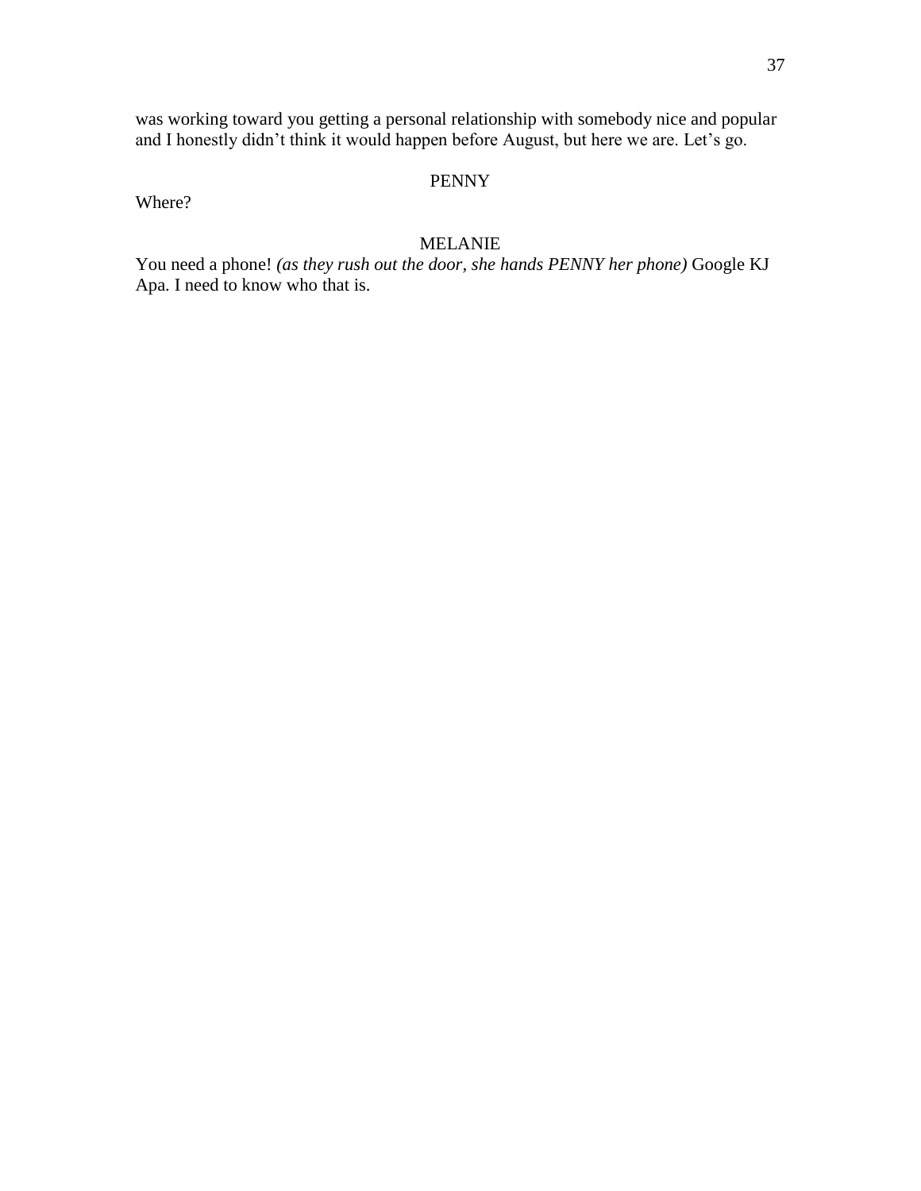was working toward you getting a personal relationship with somebody nice and popular and I honestly didn't think it would happen before August, but here we are. Let's go.

PENNY

Where?

MELANIE

You need a phone! *(as they rush out the door, she hands PENNY her phone)* Google KJ Apa. I need to know who that is.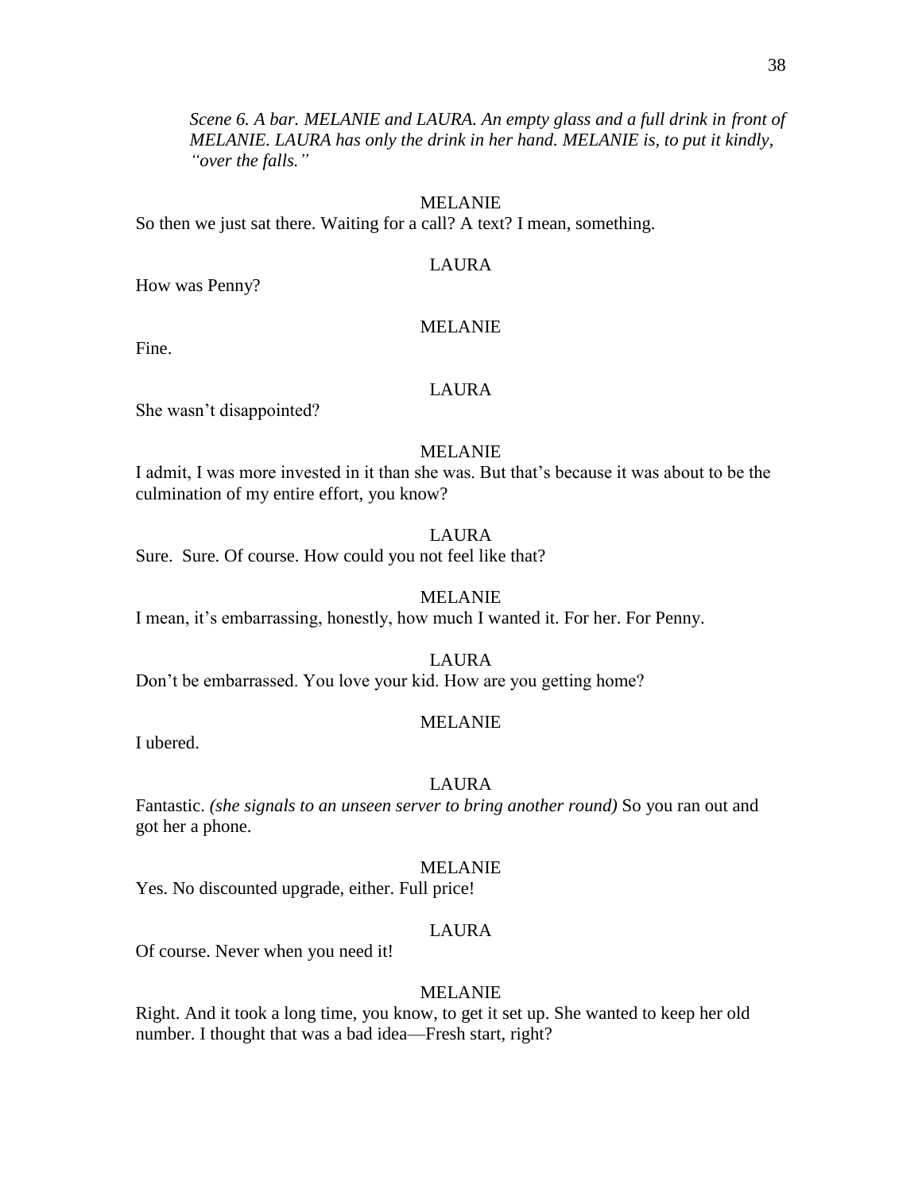*Scene 6. A bar. MELANIE and LAURA. An empty glass and a full drink in front of MELANIE. LAURA has only the drink in her hand. MELANIE is, to put it kindly, "over the falls."*

MELANIE

So then we just sat there. Waiting for a call? A text? I mean, something.

LAURA

How was Penny?

MELANIE

Fine.

LAURA

She wasn't disappointed?

MELANIE

I admit, I was more invested in it than she was. But that's because it was about to be the culmination of my entire effort, you know?

LAURA

Sure. Sure. Of course. How could you not feel like that?

MELANIE

I mean, it's embarrassing, honestly, how much I wanted it. For her. For Penny.

LAURA

Don't be embarrassed. You love your kid. How are you getting home?

MELANIE

I ubered.

LAURA

Fantastic. *(she signals to an unseen server to bring another round)* So you ran out and got her a phone.

MELANIE

Yes. No discounted upgrade, either. Full price!

LAURA

Of course. Never when you need it!

MELANIE

Right. And it took a long time, you know, to get it set up. She wanted to keep her old number. I thought that was a bad idea—Fresh start, right?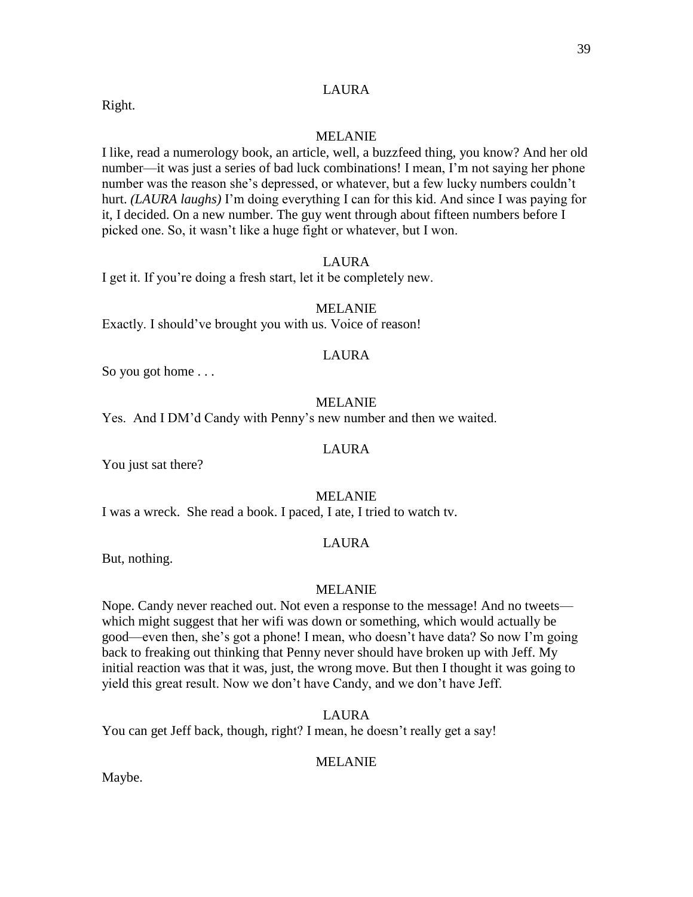LAURA

Right.

MELANIE

I like, read a numerology book, an article, well, a buzzfeed thing, you know? And her old number—it was just a series of bad luck combinations! I mean, I'm not saying her phone number was the reason she's depressed, or whatever, but a few lucky numbers couldn't hurt. *(LAURA laughs)* I'm doing everything I can for this kid. And since I was paying for it, I decided. On a new number. The guy went through about fifteen numbers before I picked one. So, it wasn't like a huge fight or whatever, but I won.

LAURA

I get it. If you're doing a fresh start, let it be completely new.

MELANIE

Exactly. I should've brought you with us. Voice of reason!

LAURA

So you got home . . .

MELANIE

Yes. And I DM'd Candy with Penny's new number and then we waited.

LAURA

You just sat there?

MELANIE

I was a wreck. She read a book. I paced, I ate, I tried to watch tv.

LAURA

But, nothing.

MELANIE

Nope. Candy never reached out. Not even a response to the message! And no tweets—which might suggest that her wifi was down or something, which would actually be good—even then, she's got a phone! I mean, who doesn't have data? So now I'm going back to freaking out thinking that Penny never should have broken up with Jeff. My initial reaction was that it was, just, the wrong move. But then I thought it was going to yield this great result. Now we don't have Candy, and we don't have Jeff.

LAURA

You can get Jeff back, though, right? I mean, he doesn't really get a say!

MELANIE

Maybe.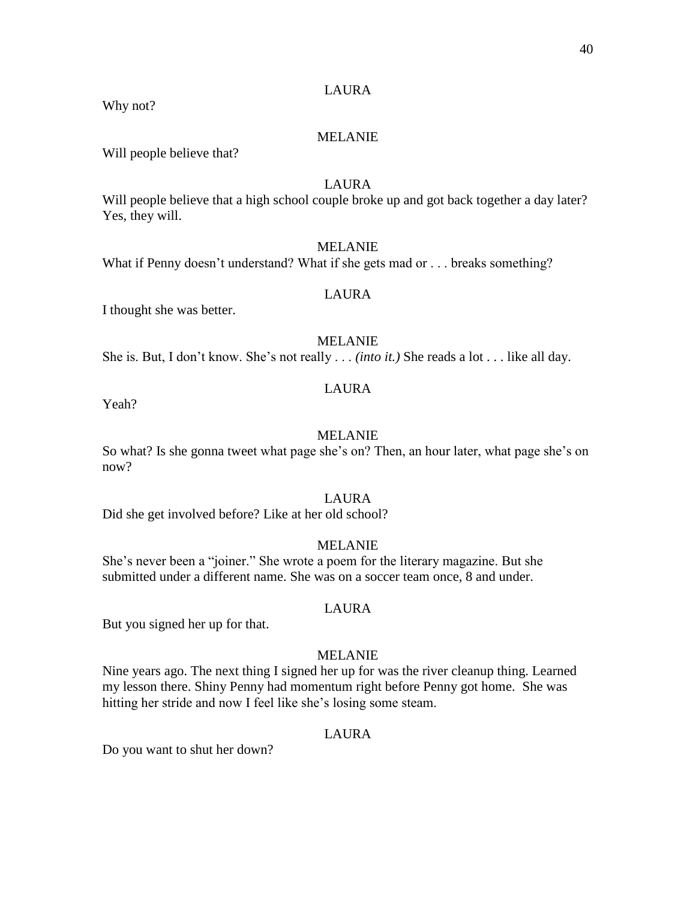LAURA

Why not?

MELANIE

Will people believe that?

LAURA

Will people believe that a high school couple broke up and got back together a day later? Yes, they will.

MELANIE

What if Penny doesn't understand? What if she gets mad or . . . breaks something?

LAURA

I thought she was better.

MELANIE

She is. But, I don't know. She's not really . . . *(into it.)* She reads a lot . . . like all day.

LAURA

Yeah?

MELANIE

So what? Is she gonna tweet what page she's on? Then, an hour later, what page she's on now?

LAURA

Did she get involved before? Like at her old school?

MELANIE

She's never been a "joiner." She wrote a poem for the literary magazine. But she submitted under a different name. She was on a soccer team once, 8 and under.

LAURA

But you signed her up for that.

MELANIE

Nine years ago. The next thing I signed her up for was the river cleanup thing. Learned my lesson there. Shiny Penny had momentum right before Penny got home. She was hitting her stride and now I feel like she's losing some steam.

LAURA

Do you want to shut her down?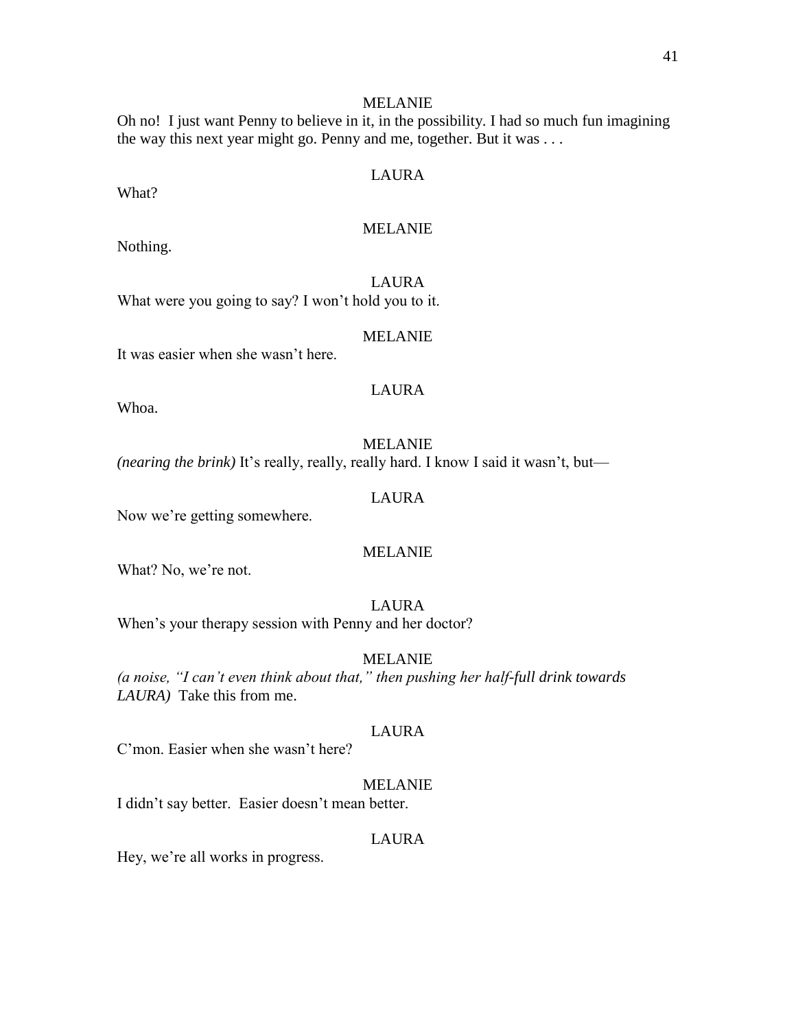MELANIE

Oh no! I just want Penny to believe in it, in the possibility. I had so much fun imagining the way this next year might go. Penny and me, together. But it was . . .

LAURA

What?

MELANIE

Nothing.

LAURA

What were you going to say? I won't hold you to it.

MELANIE

It was easier when she wasn't here.

LAURA

Whoa.

MELANIE

*(nearing the brink)* It's really, really, really hard. I know I said it wasn't, but—

LAURA

Now we're getting somewhere.

MELANIE

What? No, we're not.

LAURA

When's your therapy session with Penny and her doctor?

MELANIE

*(a noise, "I can't even think about that," then pushing her half-full drink towards LAURA)* Take this from me.

LAURA

C'mon. Easier when she wasn't here?

MELANIE

I didn't say better. Easier doesn't mean better.

LAURA

Hey, we're all works in progress.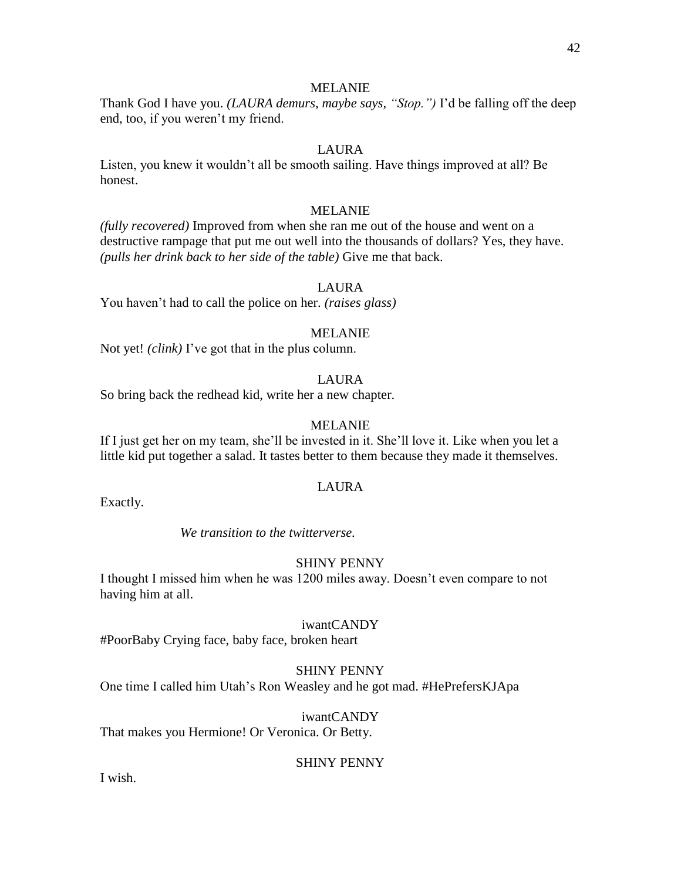MELANIE

Thank God I have you. *(LAURA demurs, maybe says, "Stop.")* I'd be falling off the deep end, too, if you weren't my friend.

LAURA

Listen, you knew it wouldn't all be smooth sailing. Have things improved at all? Be honest.

MELANIE

*(fully recovered)* Improved from when she ran me out of the house and went on a destructive rampage that put me out well into the thousands of dollars? Yes, they have. *(pulls her drink back to her side of the table)* Give me that back.

LAURA

You haven't had to call the police on her. *(raises glass)*

MELANIE

Not yet! *(clink)* I've got that in the plus column.

LAURA

So bring back the redhead kid, write her a new chapter.

MELANIE

If I just get her on my team, she'll be invested in it. She'll love it. Like when you let a little kid put together a salad. It tastes better to them because they made it themselves.

LAURA

Exactly.

*We transition to the twitterverse.*

SHINY PENNY

I thought I missed him when he was 1200 miles away. Doesn't even compare to not having him at all.

iwantCANDY

#PoorBaby Crying face, baby face, broken heart

SHINY PENNY

One time I called him Utah's Ron Weasley and he got mad. #HePrefersKJApa

iwantCANDY

That makes you Hermione! Or Veronica. Or Betty.

SHINY PENNY

I wish.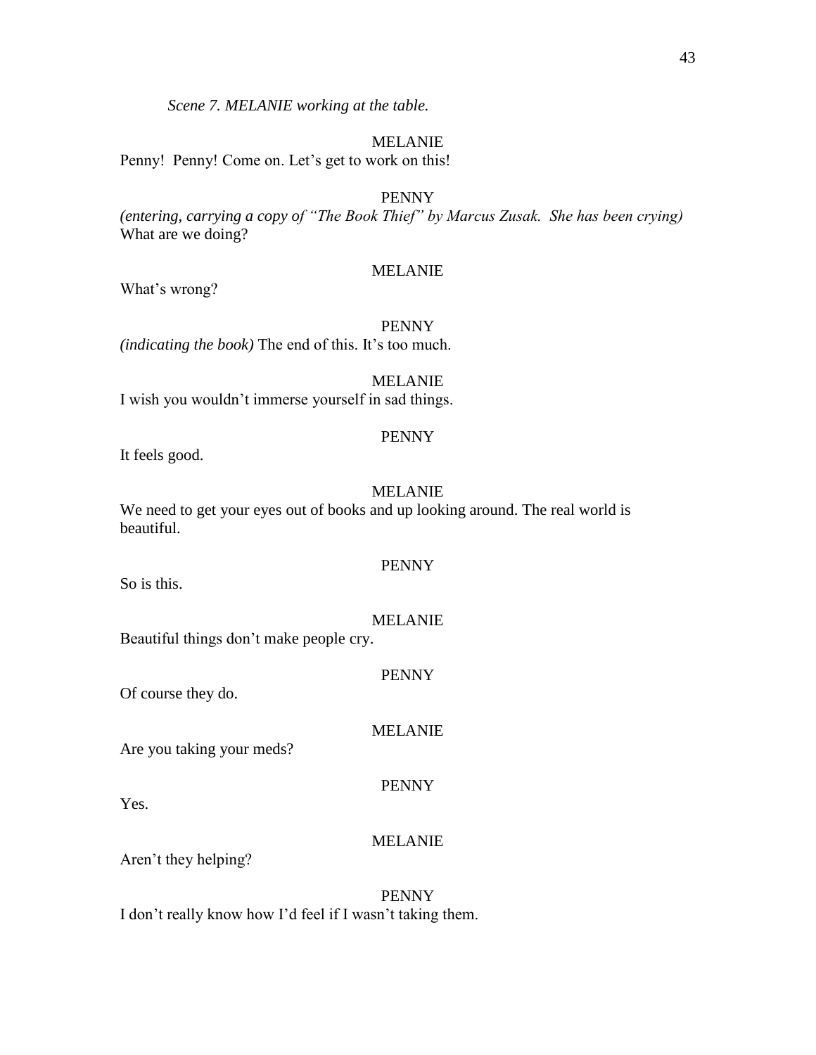*Scene 7. MELANIE working at the table.*

MELANIE

Penny! Penny! Come on. Let's get to work on this!

PENNY

*(entering, carrying a copy of "The Book Thief" by Marcus Zusak. She has been crying)* What are we doing?

MELANIE

What's wrong?

PENNY

*(indicating the book)* The end of this. It's too much.

MELANIE

I wish you wouldn't immerse yourself in sad things.

PENNY

It feels good.

MELANIE

We need to get your eyes out of books and up looking around. The real world is beautiful.

PENNY

So is this.

MELANIE

Beautiful things don't make people cry.

PENNY

Of course they do.

MELANIE

Are you taking your meds?

PENNY

Yes.

MELANIE

Aren't they helping?

PENNY

I don't really know how I'd feel if I wasn't taking them.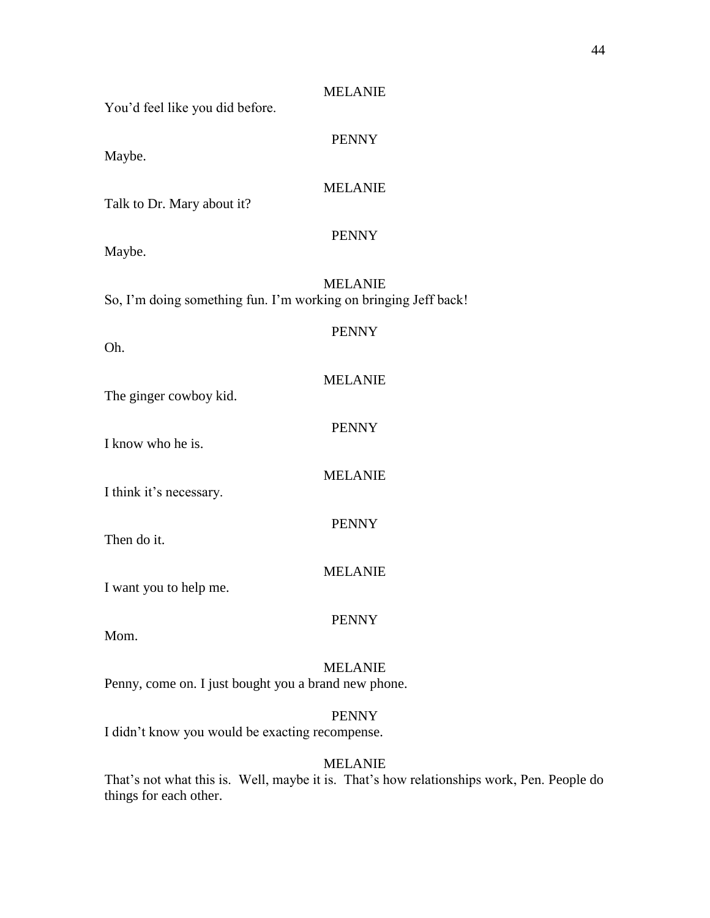MELANIE

You'd feel like you did before.

PENNY

Maybe.

MELANIE

Talk to Dr. Mary about it?

PENNY

Maybe.

MELANIE

So, I'm doing something fun. I'm working on bringing Jeff back!

PENNY

Oh.

MELANIE

The ginger cowboy kid.

PENNY

I know who he is.

MELANIE

I think it's necessary.

PENNY

Then do it.

MELANIE

I want you to help me.

PENNY

Mom.

MELANIE

Penny, come on. I just bought you a brand new phone.

PENNY

I didn't know you would be exacting recompense.

MELANIE

That's not what this is. Well, maybe it is. That's how relationships work, Pen. People do things for each other.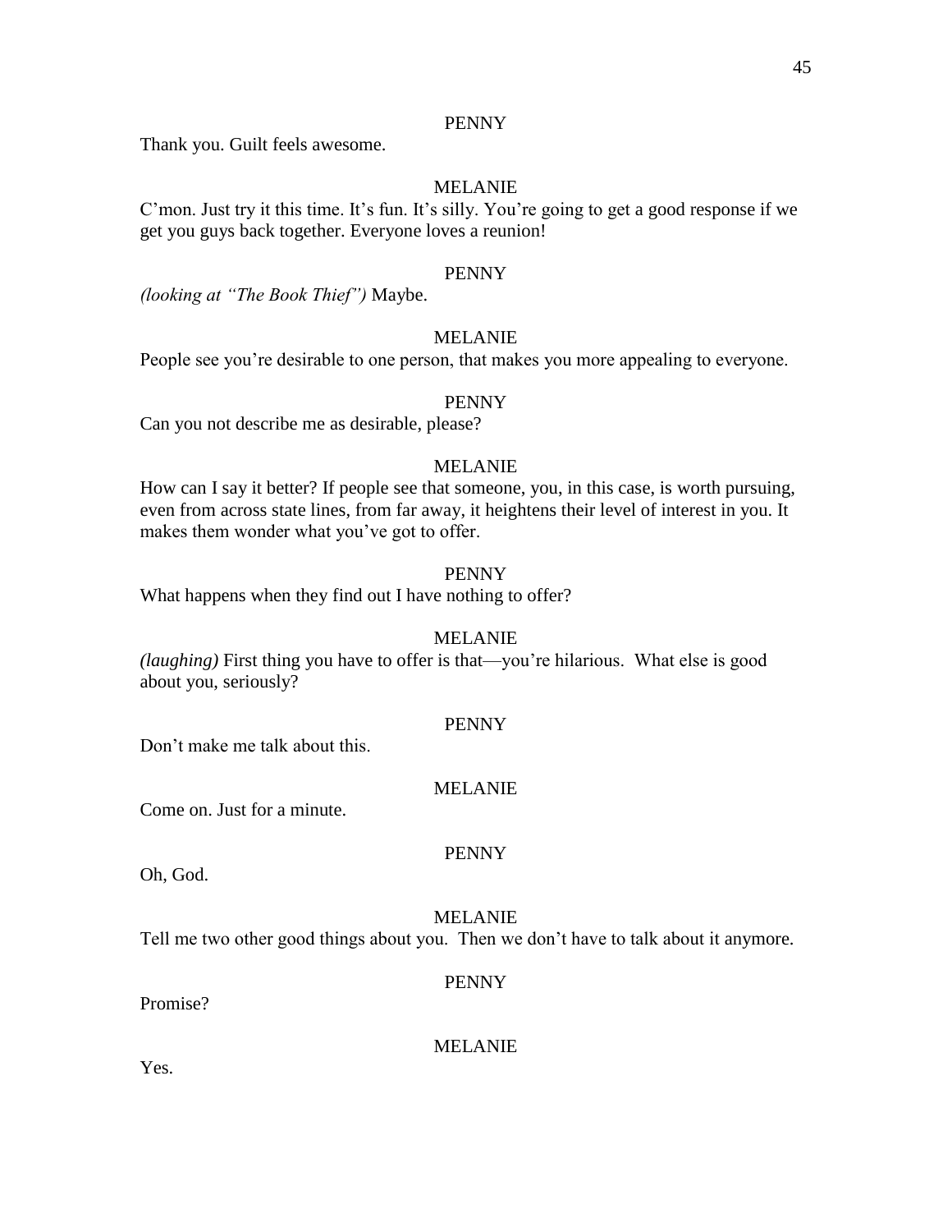PENNY

Thank you. Guilt feels awesome.

MELANIE

C'mon. Just try it this time. It's fun. It's silly. You're going to get a good response if we get you guys back together. Everyone loves a reunion!

PENNY

*(looking at "The Book Thief")* Maybe.

MELANIE

People see you're desirable to one person, that makes you more appealing to everyone.

PENNY

Can you not describe me as desirable, please?

MELANIE

How can I say it better? If people see that someone, you, in this case, is worth pursuing, even from across state lines, from far away, it heightens their level of interest in you. It makes them wonder what you've got to offer.

PENNY

What happens when they find out I have nothing to offer?

MELANIE

*(laughing)* First thing you have to offer is that—you're hilarious. What else is good about you, seriously?

PENNY

Don't make me talk about this.

MELANIE

Come on. Just for a minute.

PENNY

Oh, God.

MELANIE

Tell me two other good things about you. Then we don't have to talk about it anymore.

PENNY

Promise?

MELANIE

Yes.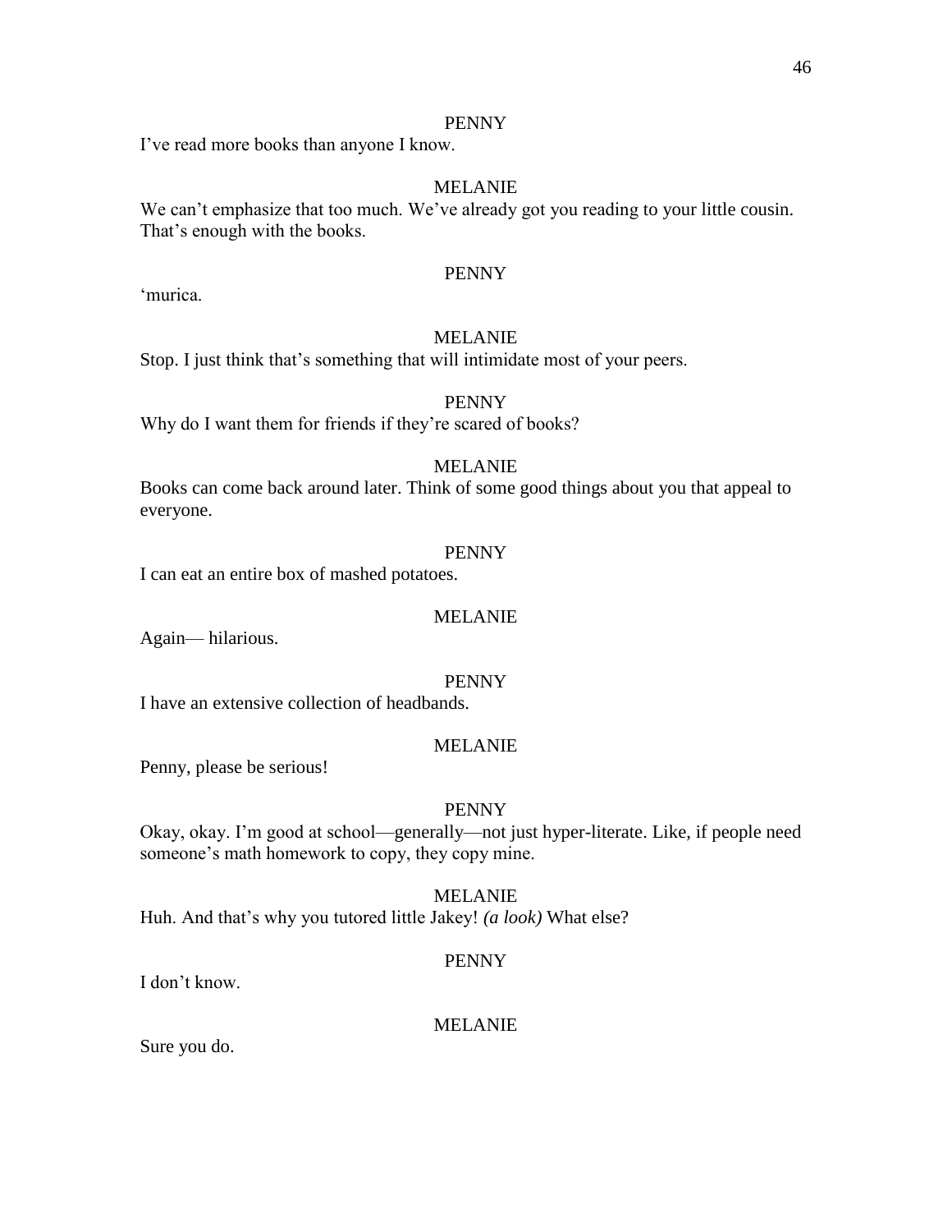PENNY

I've read more books than anyone I know.

MELANIE

We can't emphasize that too much. We've already got you reading to your little cousin. That's enough with the books.

PENNY

'murica.

MELANIE

Stop. I just think that's something that will intimidate most of your peers.

PENNY

Why do I want them for friends if they're scared of books?

MELANIE

Books can come back around later. Think of some good things about you that appeal to everyone.

PENNY

I can eat an entire box of mashed potatoes.

MELANIE

Again— hilarious.

PENNY

I have an extensive collection of headbands.

MELANIE

Penny, please be serious!

PENNY

Okay, okay. I'm good at school—generally—not just hyper-literate. Like, if people need someone's math homework to copy, they copy mine.

MELANIE

Huh. And that's why you tutored little Jakey! *(a look)* What else?

PENNY

I don't know.

MELANIE

Sure you do.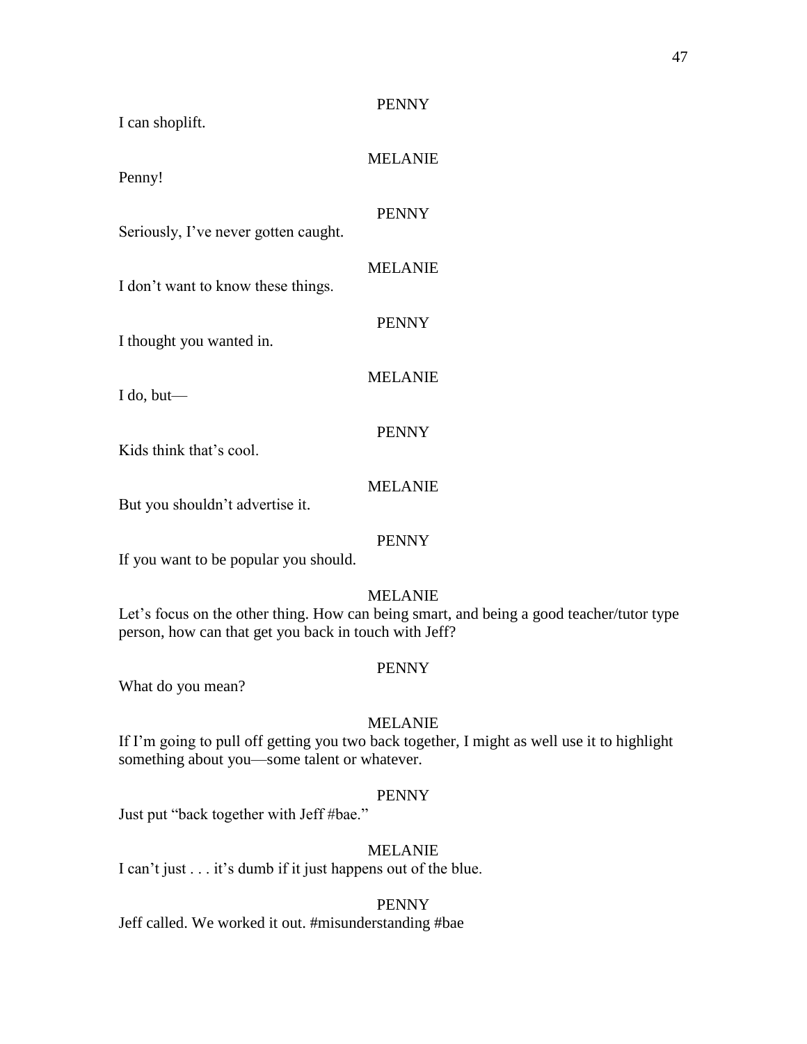PENNY

I can shoplift.

MELANIE

Penny!

PENNY

Seriously, I've never gotten caught.

MELANIE

I don't want to know these things.

PENNY

I thought you wanted in.

MELANIE

I do, but—

PENNY

Kids think that's cool.

MELANIE

But you shouldn't advertise it.

PENNY

If you want to be popular you should.

MELANIE

Let's focus on the other thing. How can being smart, and being a good teacher/tutor type person, how can that get you back in touch with Jeff?

PENNY

What do you mean?

MELANIE

If I'm going to pull off getting you two back together, I might as well use it to highlight something about you—some talent or whatever.

PENNY

Just put "back together with Jeff #bae."

MELANIE

I can't just . . . it's dumb if it just happens out of the blue.

PENNY

Jeff called. We worked it out. #misunderstanding #bae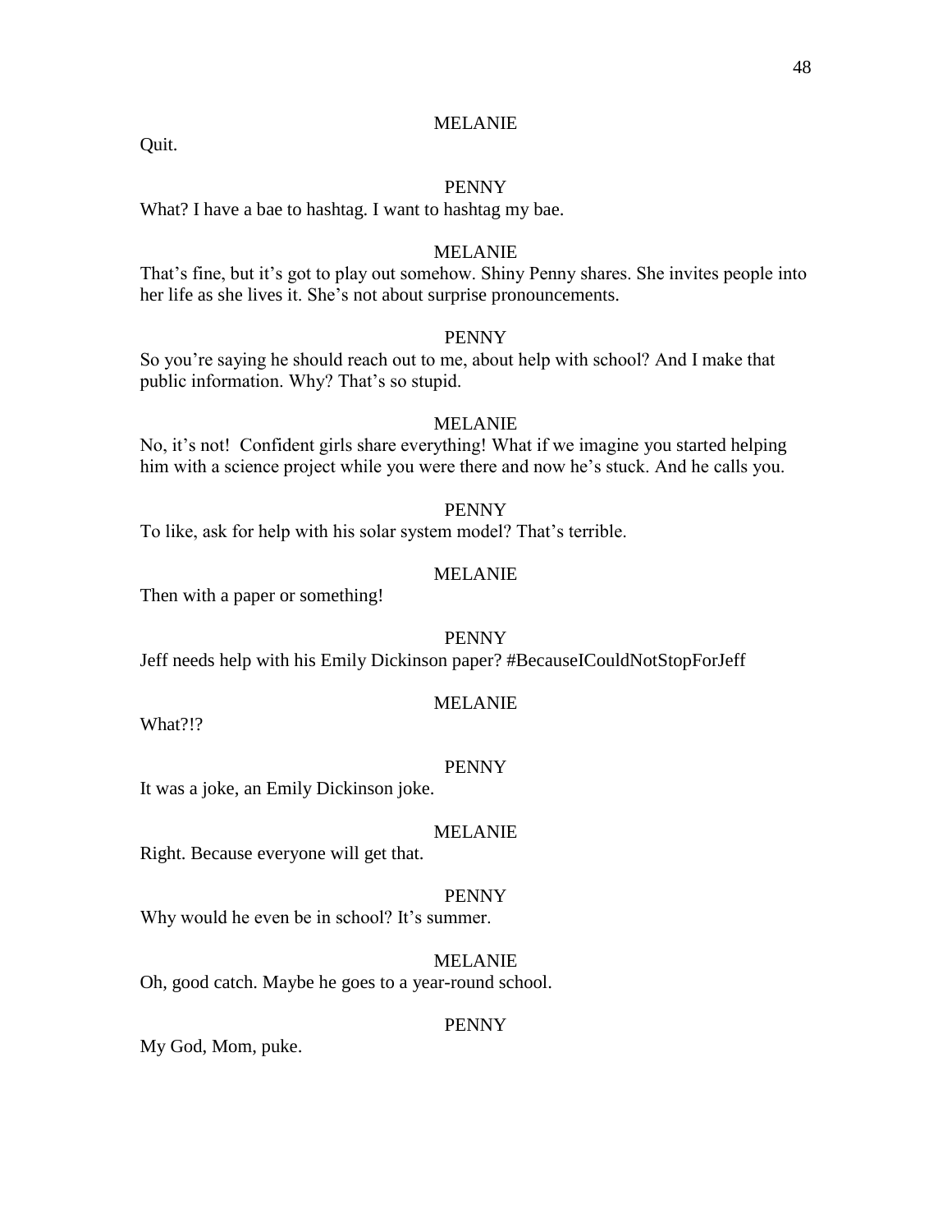MELANIE

Quit.

PENNY

What? I have a bae to hashtag. I want to hashtag my bae.

MELANIE

That's fine, but it's got to play out somehow. Shiny Penny shares. She invites people into her life as she lives it. She's not about surprise pronouncements.

PENNY

So you're saying he should reach out to me, about help with school? And I make that public information. Why? That's so stupid.

MELANIE

No, it's not! Confident girls share everything! What if we imagine you started helping him with a science project while you were there and now he's stuck. And he calls you.

PENNY

To like, ask for help with his solar system model? That's terrible.

MELANIE

Then with a paper or something!

PENNY

Jeff needs help with his Emily Dickinson paper? #BecauseICouldNotStopForJeff

MELANIE

What?!?

PENNY

It was a joke, an Emily Dickinson joke.

MELANIE

Right. Because everyone will get that.

PENNY

Why would he even be in school? It's summer.

MELANIE

Oh, good catch. Maybe he goes to a year-round school.

PENNY

My God, Mom, puke.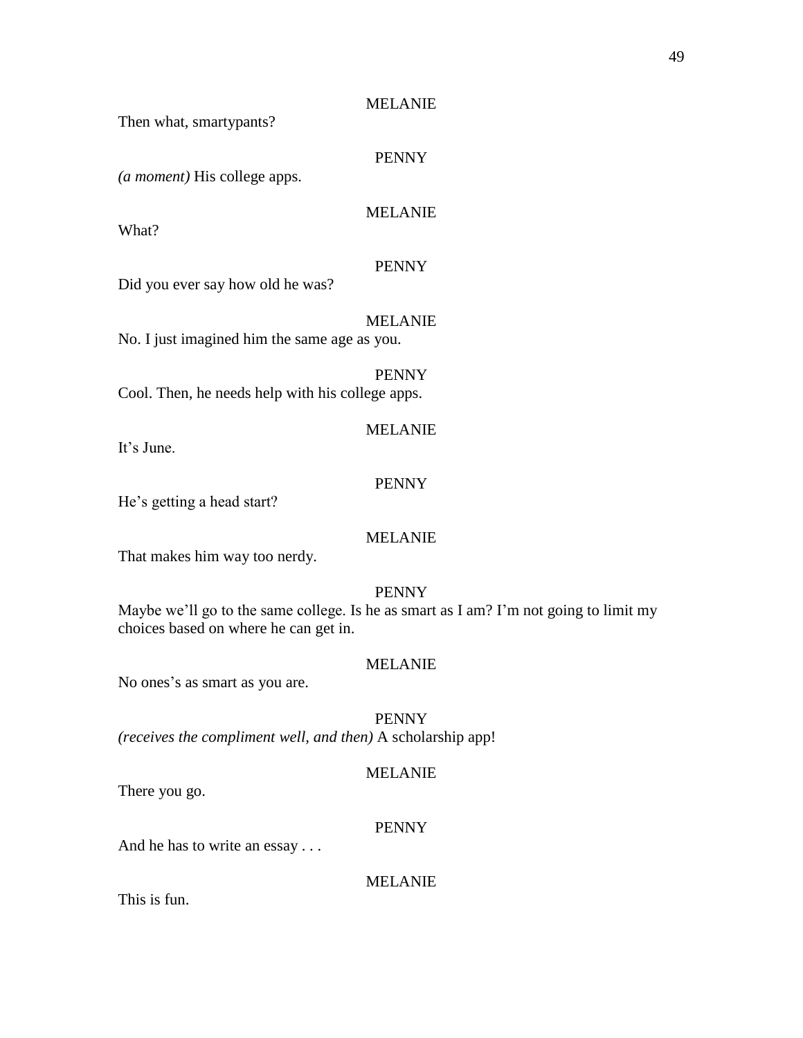MELANIE

Then what, smartypants?

PENNY

*(a moment)* His college apps.

MELANIE

What?

PENNY

Did you ever say how old he was?

MELANIE

No. I just imagined him the same age as you.

PENNY

Cool. Then, he needs help with his college apps.

MELANIE

It's June.

PENNY

He's getting a head start?

MELANIE

That makes him way too nerdy.

PENNY

Maybe we'll go to the same college. Is he as smart as I am? I'm not going to limit my choices based on where he can get in.

MELANIE

No ones's as smart as you are.

PENNY

*(receives the compliment well, and then)* A scholarship app!

MELANIE

There you go.

PENNY

And he has to write an essay . . .

MELANIE

This is fun.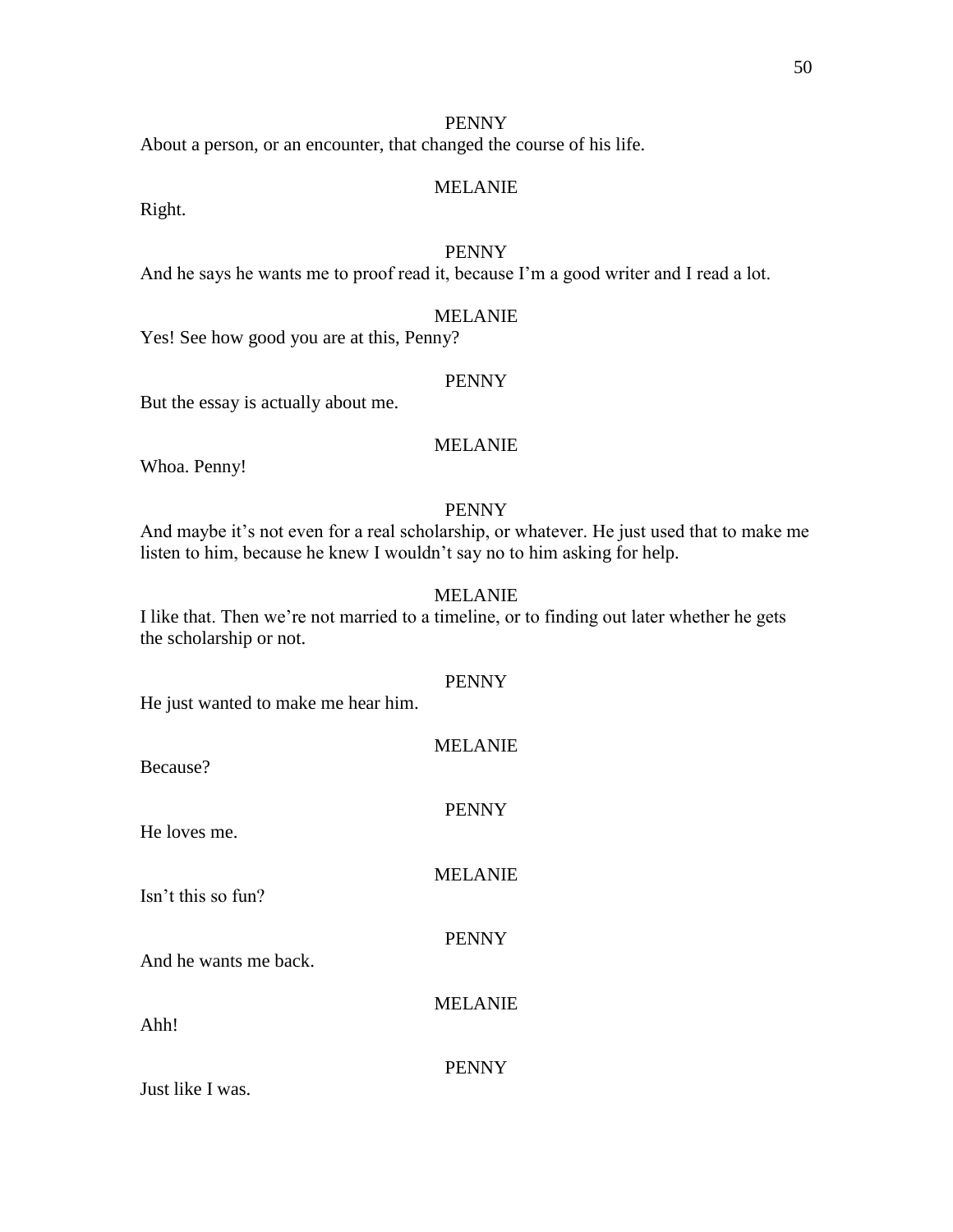PENNY

About a person, or an encounter, that changed the course of his life.

MELANIE

Right.

PENNY

And he says he wants me to proof read it, because I'm a good writer and I read a lot.

MELANIE

Yes! See how good you are at this, Penny?

PENNY

But the essay is actually about me.

MELANIE

Whoa. Penny!

PENNY

And maybe it's not even for a real scholarship, or whatever. He just used that to make me listen to him, because he knew I wouldn't say no to him asking for help.

MELANIE

I like that. Then we're not married to a timeline, or to finding out later whether he gets the scholarship or not.

PENNY

He just wanted to make me hear him.

MELANIE

Because?

PENNY

He loves me.

MELANIE

Isn't this so fun?

PENNY

And he wants me back.

MELANIE

Ahh!

PENNY

Just like I was.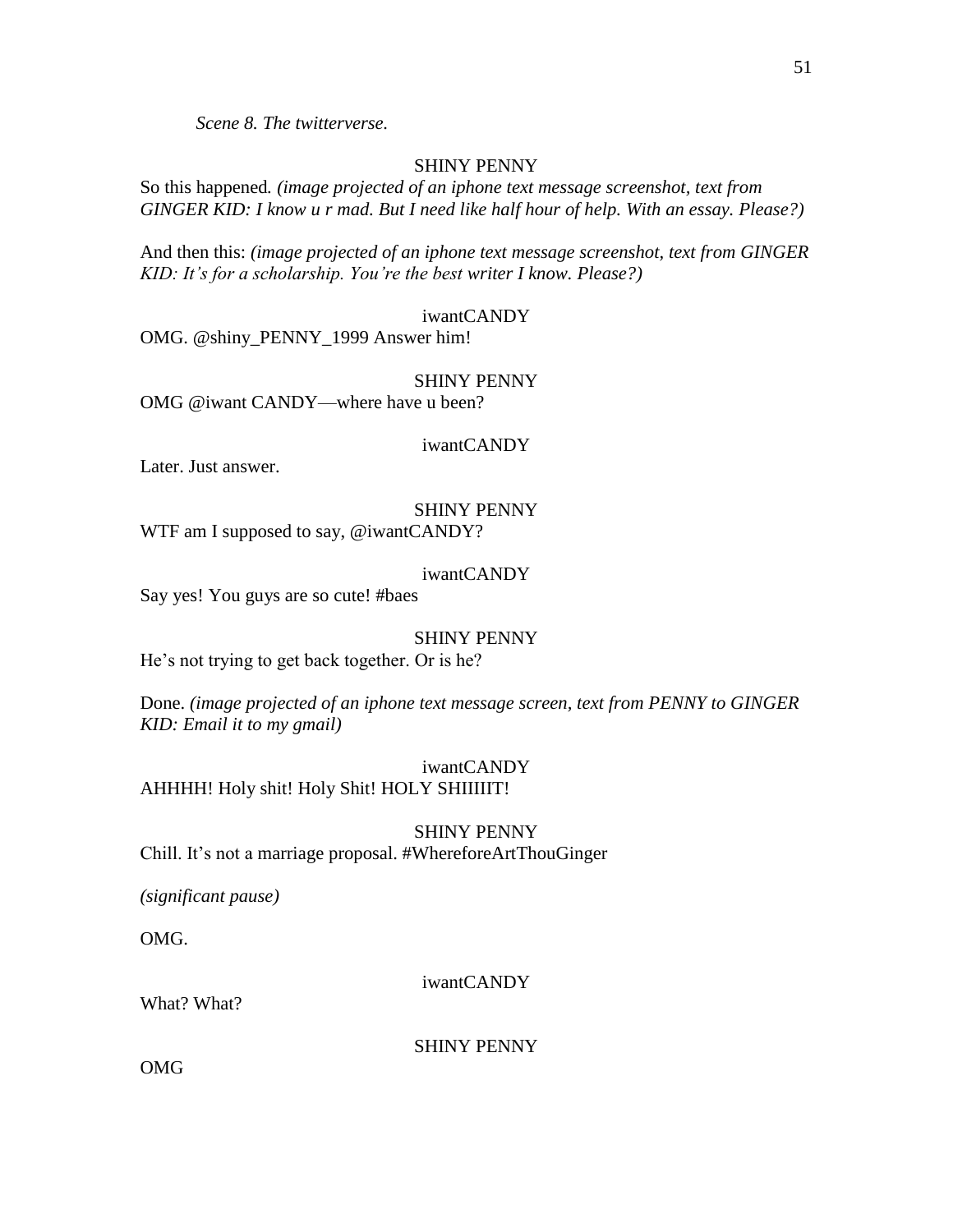*Scene 8. The twitterverse.*

SHINY PENNY

So this happened. *(image projected of an iphone text message screenshot, text from GINGER KID: I know u r mad. But I need like half hour of help. With an essay. Please?)*

And then this: *(image projected of an iphone text message screenshot, text from GINGER KID: It's for a scholarship. You're the best writer I know. Please?)*

iwantCANDY

OMG. @shiny_PENNY_1999 Answer him!

SHINY PENNY

OMG @iwant CANDY—where have u been?

iwantCANDY

Later. Just answer.

SHINY PENNY

WTF am I supposed to say, @iwantCANDY?

iwantCANDY

Say yes! You guys are so cute! #baes

SHINY PENNY

He's not trying to get back together. Or is he?

Done. *(image projected of an iphone text message screen, text from PENNY to GINGER KID: Email it to my gmail)*

iwantCANDY

AHHHH! Holy shit! Holy Shit! HOLY SHIIIIIT!

SHINY PENNY

Chill. It's not a marriage proposal. #WhereforeArtThouGinger

*(significant pause)*

OMG.

iwantCANDY

What? What?

SHINY PENNY

OMG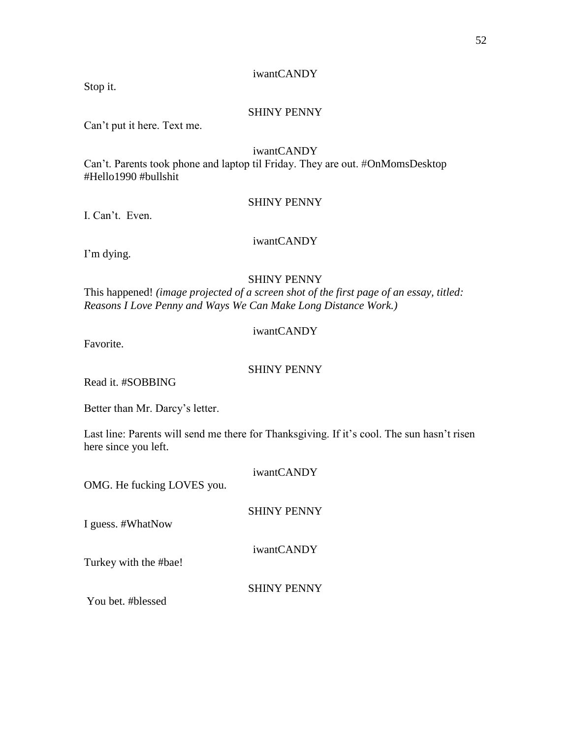iwantCANDY

Stop it.

SHINY PENNY

Can't put it here. Text me.

iwantCANDY

Can't. Parents took phone and laptop til Friday. They are out. #OnMomsDesktop #Hello1990 #bullshit

SHINY PENNY

I. Can't. Even.

iwantCANDY

I'm dying.

SHINY PENNY

This happened! *(image projected of a screen shot of the first page of an essay, titled: Reasons I Love Penny and Ways We Can Make Long Distance Work.)*

iwantCANDY

Favorite.

SHINY PENNY

Read it. #SOBBING

Better than Mr. Darcy's letter.

Last line: Parents will send me there for Thanksgiving. If it's cool. The sun hasn't risen here since you left.

iwantCANDY

OMG. He fucking LOVES you.

SHINY PENNY

I guess. #WhatNow

iwantCANDY

Turkey with the #bae!

SHINY PENNY

You bet. #blessed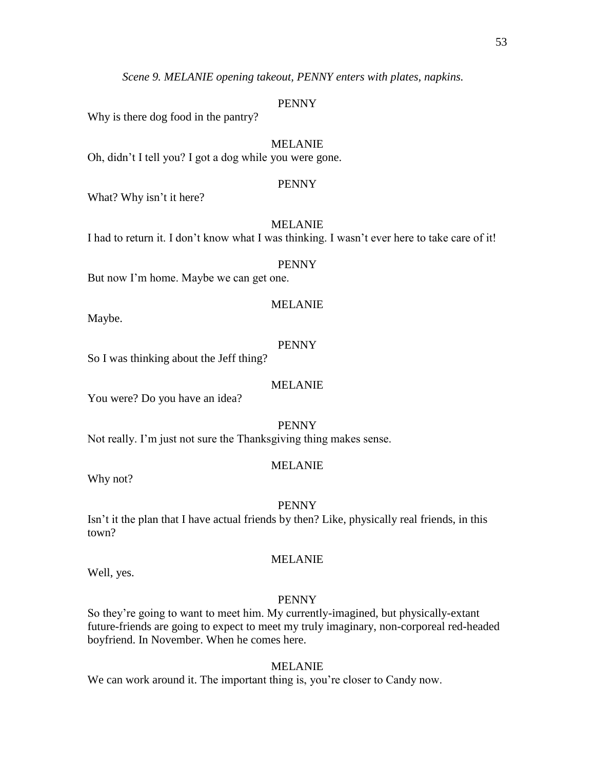*Scene 9. MELANIE opening takeout, PENNY enters with plates, napkins.*

PENNY

Why is there dog food in the pantry?

MELANIE

Oh, didn't I tell you? I got a dog while you were gone.

PENNY

What? Why isn't it here?

MELANIE

I had to return it. I don't know what I was thinking. I wasn't ever here to take care of it!

PENNY

But now I'm home. Maybe we can get one.

MELANIE

Maybe.

PENNY

So I was thinking about the Jeff thing?

MELANIE

You were? Do you have an idea?

PENNY

Not really. I'm just not sure the Thanksgiving thing makes sense.

MELANIE

Why not?

PENNY

Isn't it the plan that I have actual friends by then? Like, physically real friends, in this town?

MELANIE

Well, yes.

PENNY

So they're going to want to meet him. My currently-imagined, but physically-extant future-friends are going to expect to meet my truly imaginary, non-corporeal red-headed boyfriend. In November. When he comes here.

MELANIE

We can work around it. The important thing is, you're closer to Candy now.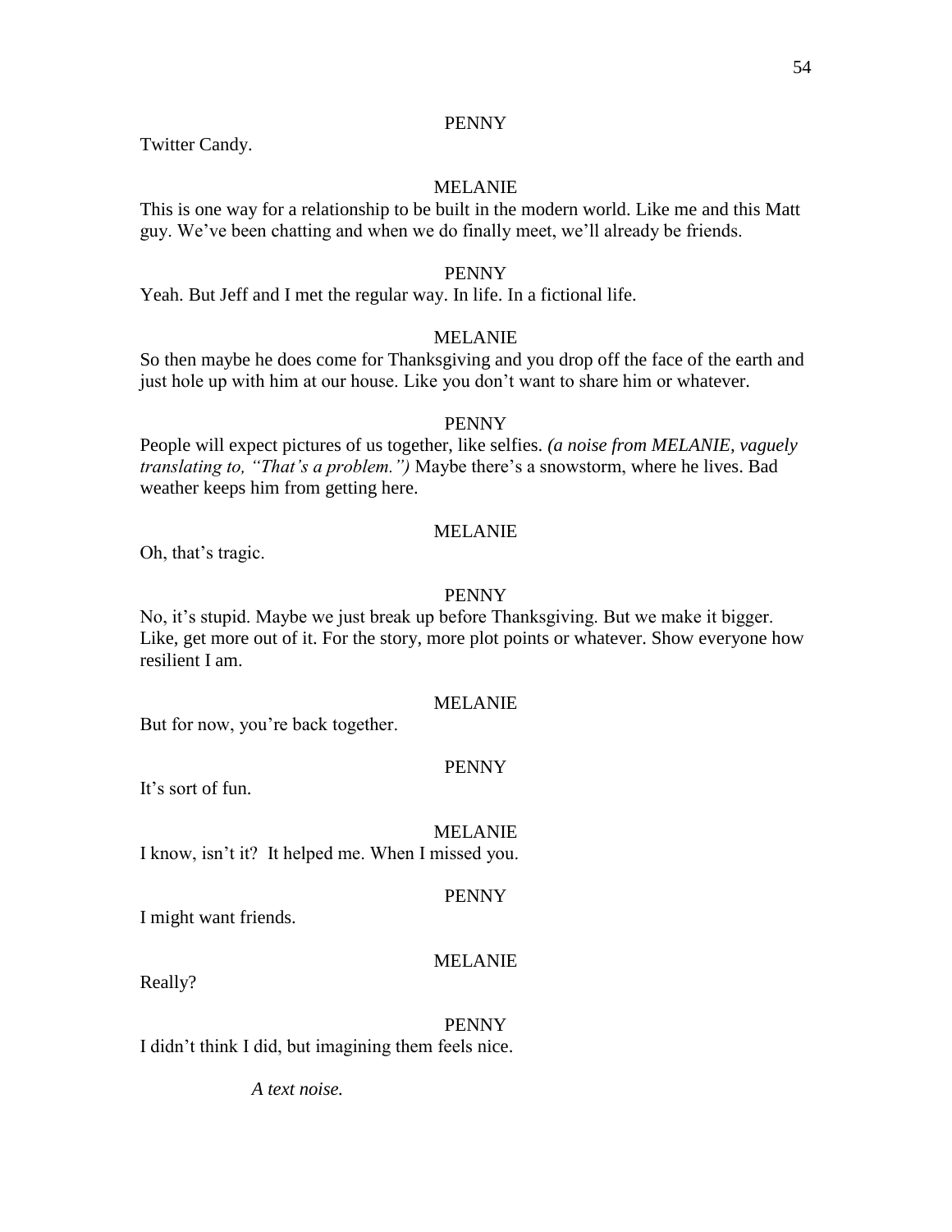PENNY

Twitter Candy.

MELANIE

This is one way for a relationship to be built in the modern world. Like me and this Matt guy. We've been chatting and when we do finally meet, we'll already be friends.

PENNY

Yeah. But Jeff and I met the regular way. In life. In a fictional life.

MELANIE

So then maybe he does come for Thanksgiving and you drop off the face of the earth and just hole up with him at our house. Like you don't want to share him or whatever.

PENNY

People will expect pictures of us together, like selfies. *(a noise from MELANIE, vaguely translating to, "That's a problem.")* Maybe there's a snowstorm, where he lives. Bad weather keeps him from getting here.

MELANIE

Oh, that's tragic.

PENNY

No, it's stupid. Maybe we just break up before Thanksgiving. But we make it bigger. Like, get more out of it. For the story, more plot points or whatever. Show everyone how resilient I am.

MELANIE

But for now, you're back together.

PENNY

It's sort of fun.

MELANIE

I know, isn't it? It helped me. When I missed you.

PENNY

I might want friends.

MELANIE

Really?

PENNY

I didn't think I did, but imagining them feels nice.

*A text noise.*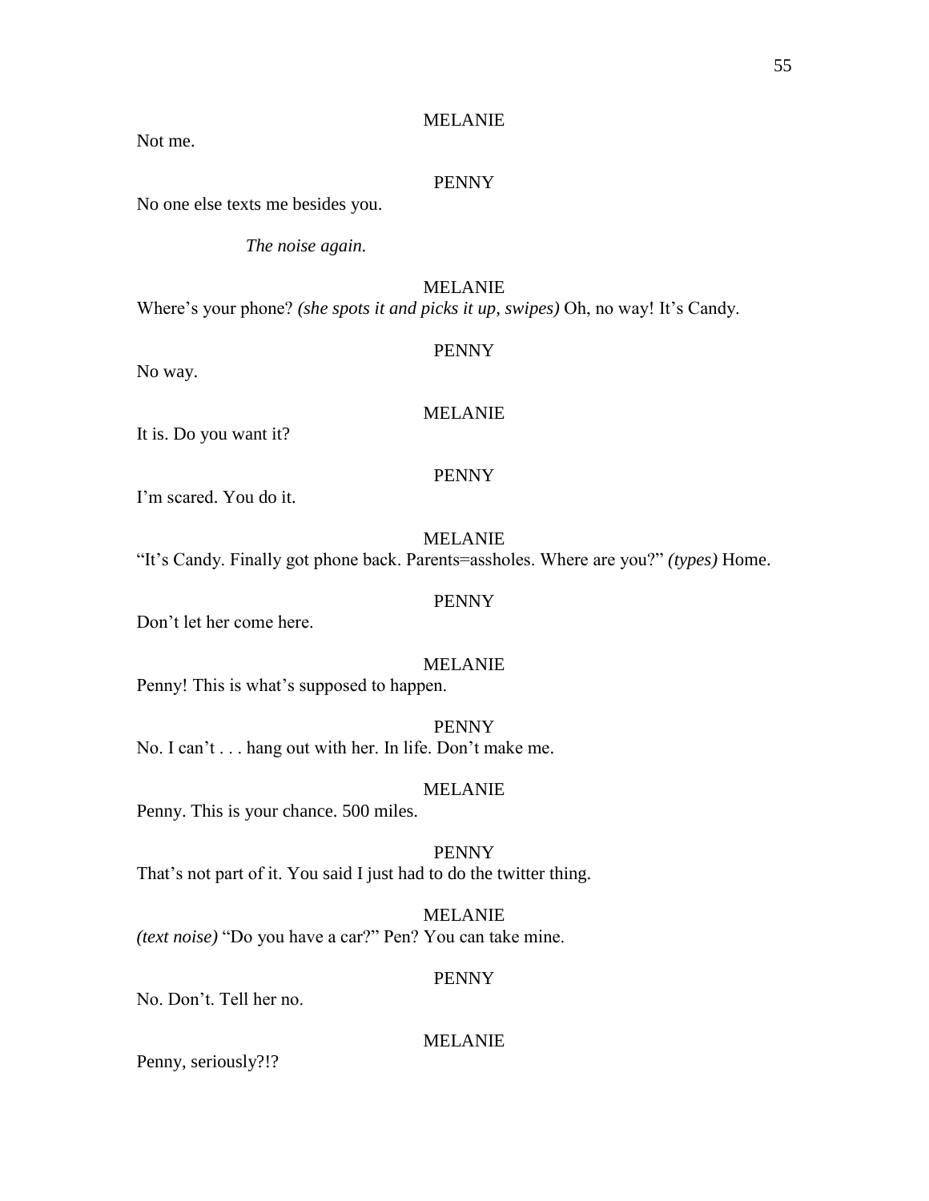MELANIE

Not me.

PENNY

No one else texts me besides you.

*The noise again.*

MELANIE

Where's your phone? *(she spots it and picks it up, swipes)* Oh, no way! It's Candy.

PENNY

No way.

MELANIE

It is. Do you want it?

PENNY

I'm scared. You do it.

MELANIE

"It's Candy. Finally got phone back. Parents=assholes. Where are you?" *(types)* Home.

PENNY

Don't let her come here.

MELANIE

Penny! This is what's supposed to happen.

PENNY

No. I can't . . . hang out with her. In life. Don't make me.

MELANIE

Penny. This is your chance. 500 miles.

PENNY

That's not part of it. You said I just had to do the twitter thing.

MELANIE

*(text noise)* "Do you have a car?" Pen? You can take mine.

PENNY

No. Don't. Tell her no.

MELANIE

Penny, seriously?!?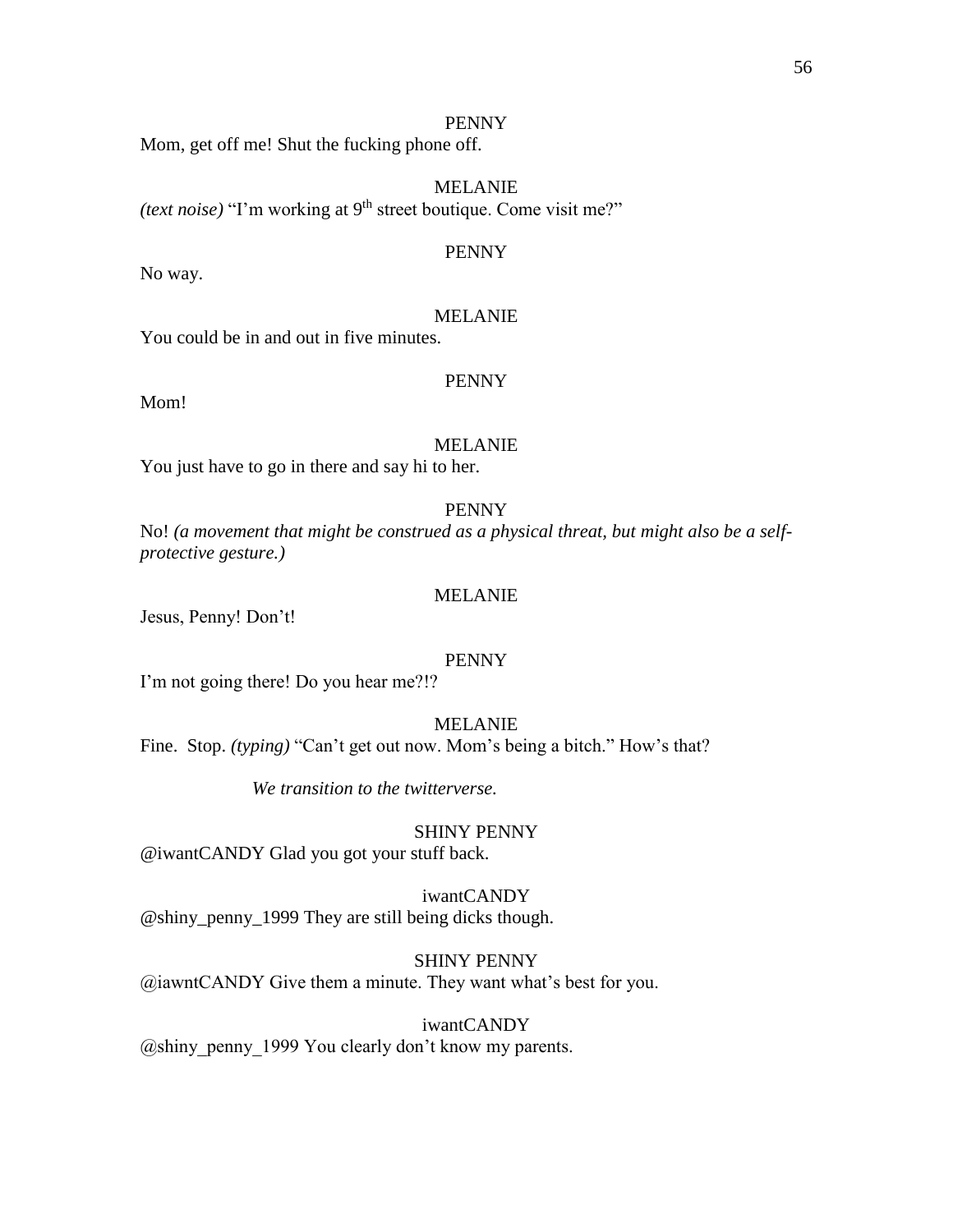PENNY

Mom, get off me! Shut the fucking phone off.

MELANIE

*(text noise)* "I'm working at 9th street boutique. Come visit me?"

PENNY

No way.

MELANIE

You could be in and out in five minutes.

PENNY

Mom!

MELANIE

You just have to go in there and say hi to her.

PENNY

No! *(a movement that might be construed as a physical threat, but might also be a self-protective gesture.)*

MELANIE

Jesus, Penny! Don't!

PENNY

I'm not going there! Do you hear me?!?

MELANIE

Fine. Stop. *(typing)* "Can't get out now. Mom's being a bitch." How's that?

*We transition to the twitterverse.*

SHINY PENNY

@iwantCANDY Glad you got your stuff back.

iwantCANDY

@shiny_penny_1999 They are still being dicks though.

SHINY PENNY

@iawntCANDY Give them a minute. They want what's best for you.

iwantCANDY

@shiny_penny_1999 You clearly don't know my parents.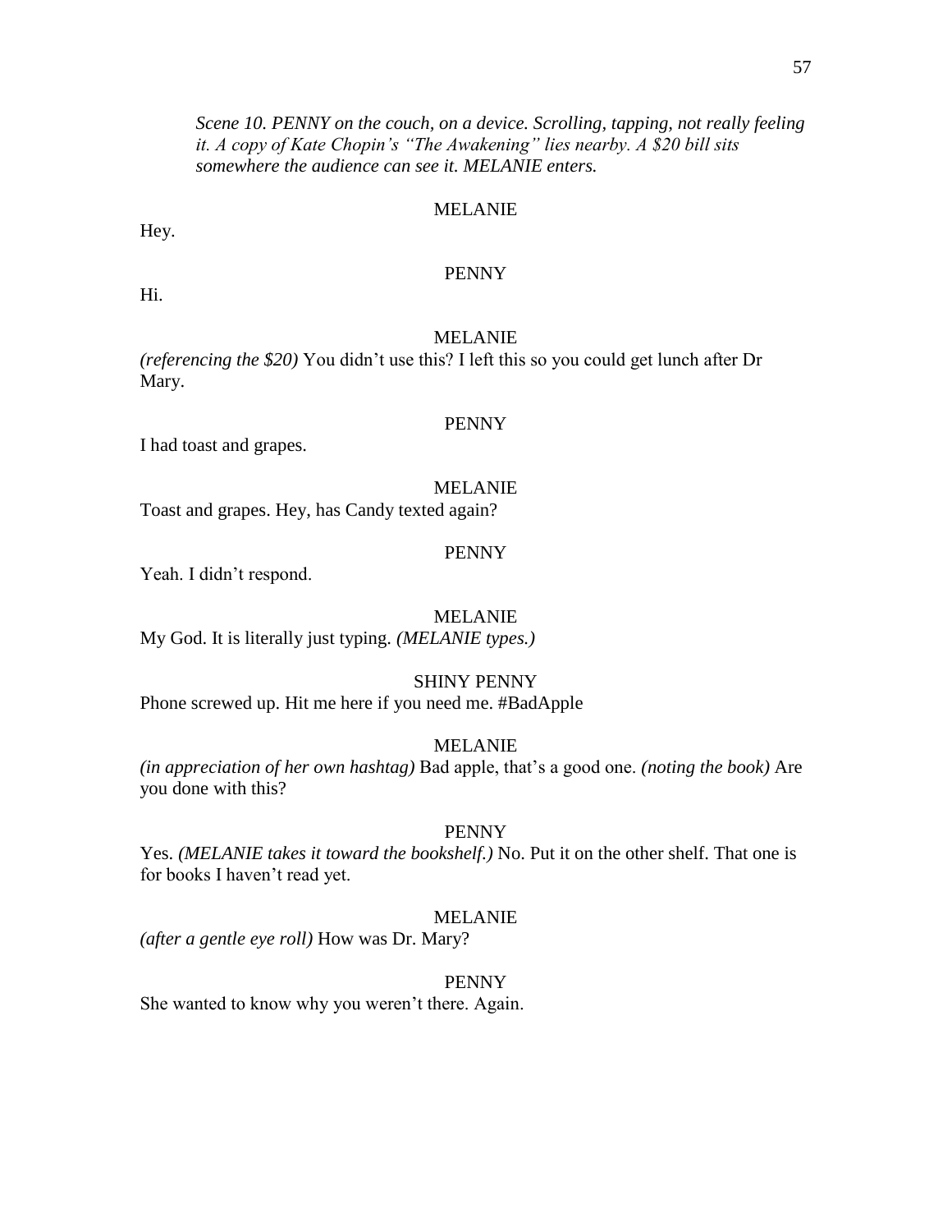*Scene 10. PENNY on the couch, on a device. Scrolling, tapping, not really feeling it. A copy of Kate Chopin's "The Awakening" lies nearby. A $20 bill sits somewhere the audience can see it. MELANIE enters.*

MELANIE

Hey.

PENNY

Hi.

MELANIE

*(referencing the $20)* You didn't use this? I left this so you could get lunch after Dr Mary.

PENNY

I had toast and grapes.

MELANIE

Toast and grapes. Hey, has Candy texted again?

PENNY

Yeah. I didn't respond.

MELANIE

My God. It is literally just typing. *(MELANIE types.)*

SHINY PENNY

Phone screwed up. Hit me here if you need me. #BadApple

MELANIE

*(in appreciation of her own hashtag)* Bad apple, that's a good one. *(noting the book)* Are you done with this?

PENNY

Yes. *(MELANIE takes it toward the bookshelf.)* No. Put it on the other shelf. That one is for books I haven't read yet.

MELANIE

*(after a gentle eye roll)* How was Dr. Mary?

PENNY

She wanted to know why you weren't there. Again.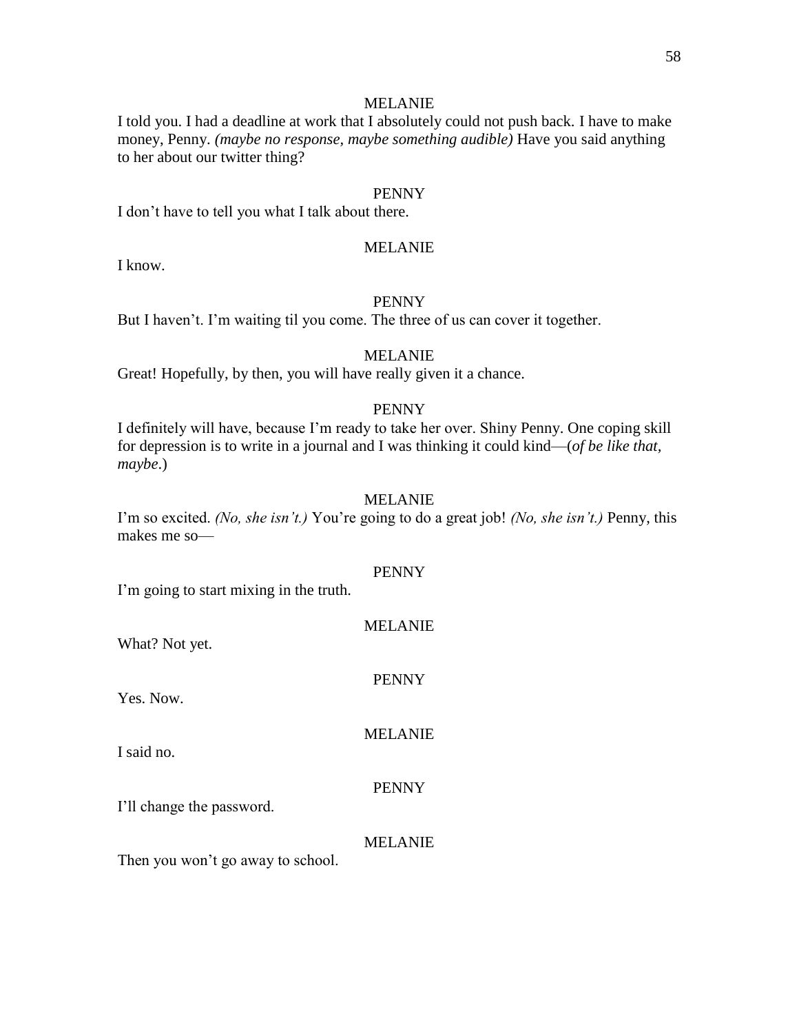MELANIE

I told you. I had a deadline at work that I absolutely could not push back. I have to make money, Penny. *(maybe no response, maybe something audible)* Have you said anything to her about our twitter thing?

PENNY

I don't have to tell you what I talk about there.

MELANIE

I know.

PENNY

But I haven't. I'm waiting til you come. The three of us can cover it together.

MELANIE

Great! Hopefully, by then, you will have really given it a chance.

PENNY

I definitely will have, because I'm ready to take her over. Shiny Penny. One coping skill for depression is to write in a journal and I was thinking it could kind—(*of be like that, maybe*.)

MELANIE

I'm so excited. *(No, she isn't.)* You're going to do a great job! *(No, she isn't.)* Penny, this makes me so—

PENNY

I'm going to start mixing in the truth.

MELANIE

What? Not yet.

PENNY

Yes. Now.

MELANIE

I said no.

PENNY

I'll change the password.

MELANIE

Then you won't go away to school.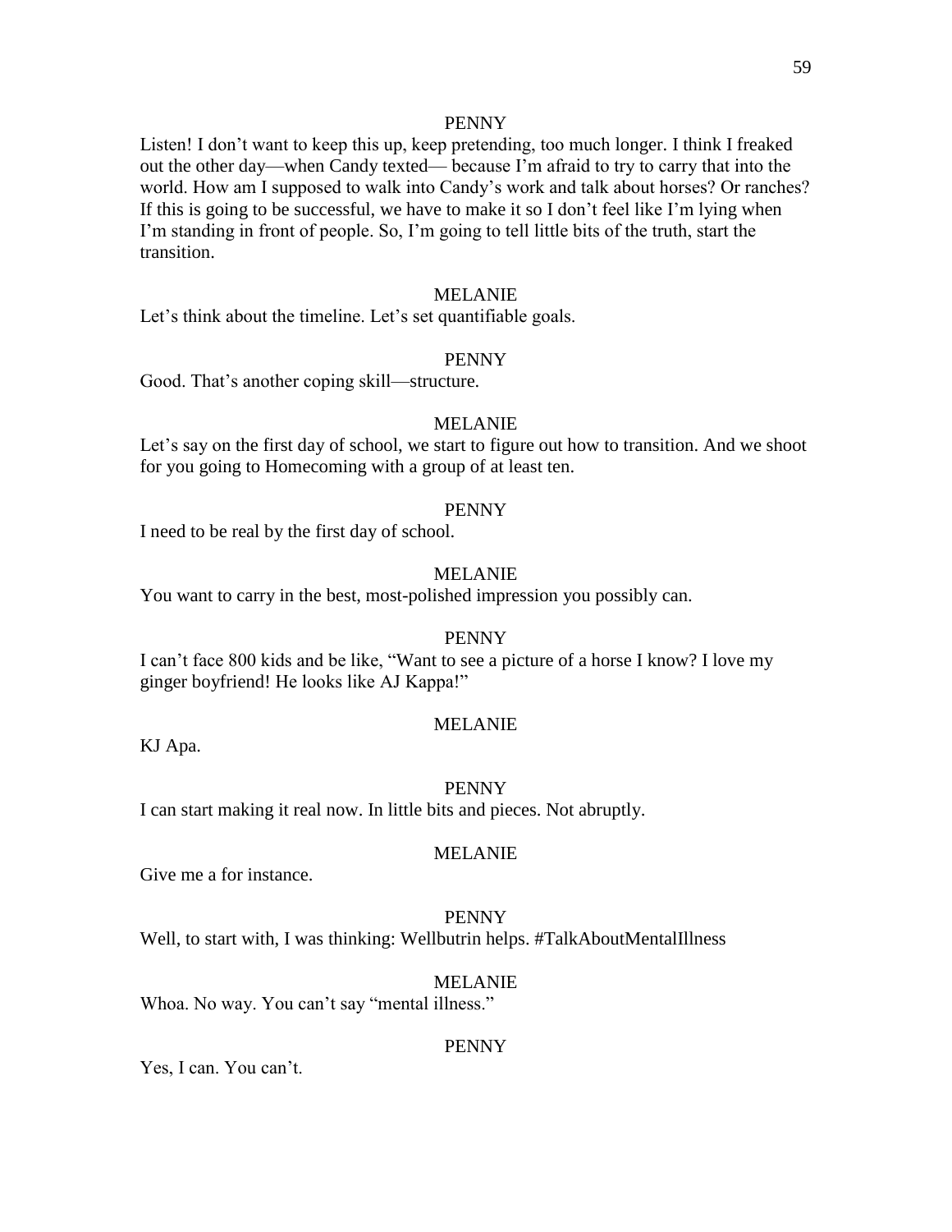PENNY

Listen! I don't want to keep this up, keep pretending, too much longer. I think I freaked out the other day—when Candy texted— because I'm afraid to try to carry that into the world. How am I supposed to walk into Candy's work and talk about horses? Or ranches? If this is going to be successful, we have to make it so I don't feel like I'm lying when I'm standing in front of people. So, I'm going to tell little bits of the truth, start the transition.

MELANIE

Let's think about the timeline. Let's set quantifiable goals.

PENNY

Good. That's another coping skill—structure.

MELANIE

Let's say on the first day of school, we start to figure out how to transition. And we shoot for you going to Homecoming with a group of at least ten.

PENNY

I need to be real by the first day of school.

MELANIE

You want to carry in the best, most-polished impression you possibly can.

PENNY

I can't face 800 kids and be like, "Want to see a picture of a horse I know? I love my ginger boyfriend! He looks like AJ Kappa!"

MELANIE

KJ Apa.

PENNY

I can start making it real now. In little bits and pieces. Not abruptly.

MELANIE

Give me a for instance.

PENNY

Well, to start with, I was thinking: Wellbutrin helps. #TalkAboutMentalIllness

MELANIE

Whoa. No way. You can't say "mental illness."

PENNY

Yes, I can. You can't.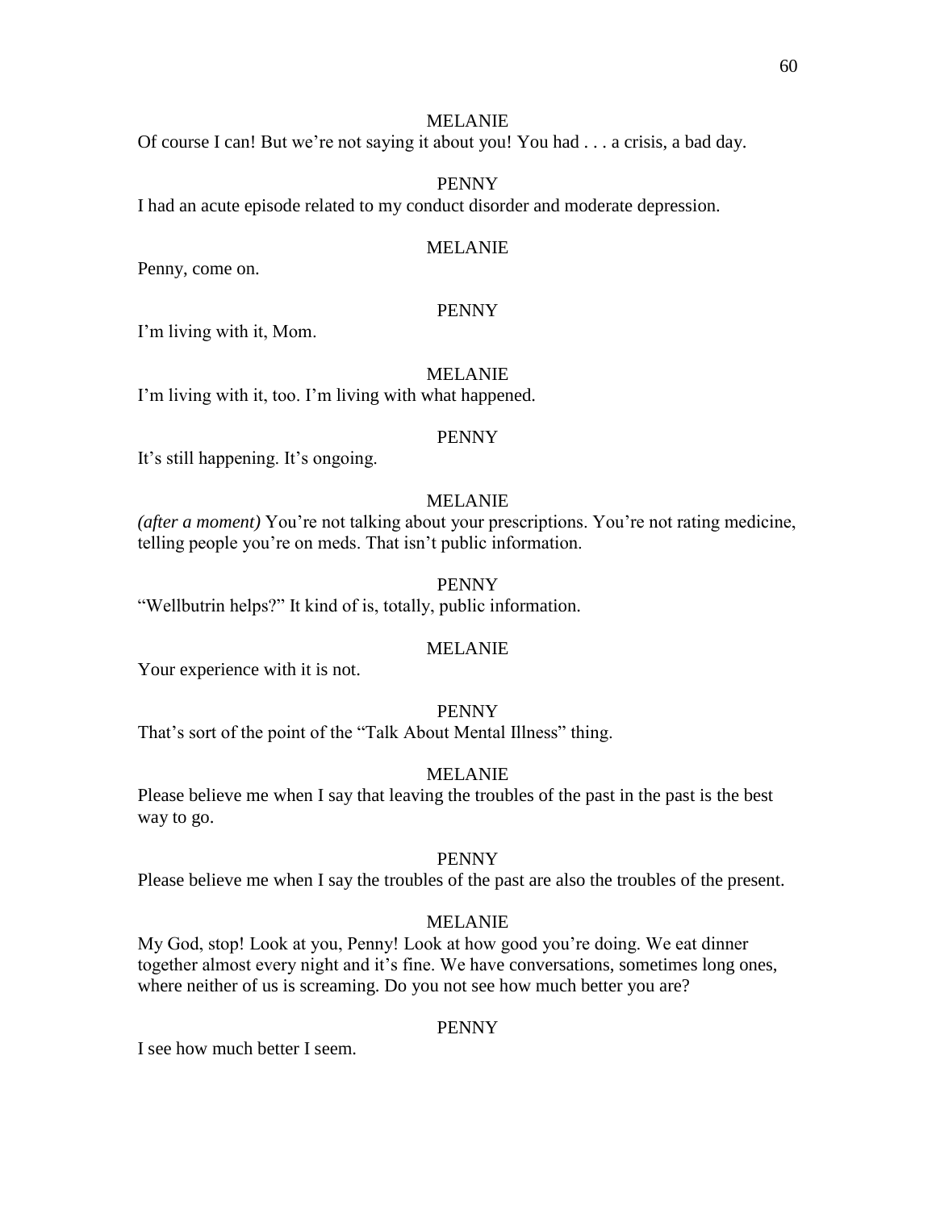MELANIE

Of course I can! But we're not saying it about you! You had . . . a crisis, a bad day.

PENNY

I had an acute episode related to my conduct disorder and moderate depression.

MELANIE

Penny, come on.

PENNY

I'm living with it, Mom.

MELANIE

I'm living with it, too. I'm living with what happened.

PENNY

It's still happening. It's ongoing.

MELANIE

*(after a moment)* You're not talking about your prescriptions. You're not rating medicine, telling people you're on meds. That isn't public information.

PENNY

"Wellbutrin helps?" It kind of is, totally, public information.

MELANIE

Your experience with it is not.

PENNY

That's sort of the point of the "Talk About Mental Illness" thing.

MELANIE

Please believe me when I say that leaving the troubles of the past in the past is the best way to go.

PENNY

Please believe me when I say the troubles of the past are also the troubles of the present.

MELANIE

My God, stop! Look at you, Penny! Look at how good you're doing. We eat dinner together almost every night and it's fine. We have conversations, sometimes long ones, where neither of us is screaming. Do you not see how much better you are?

PENNY

I see how much better I seem.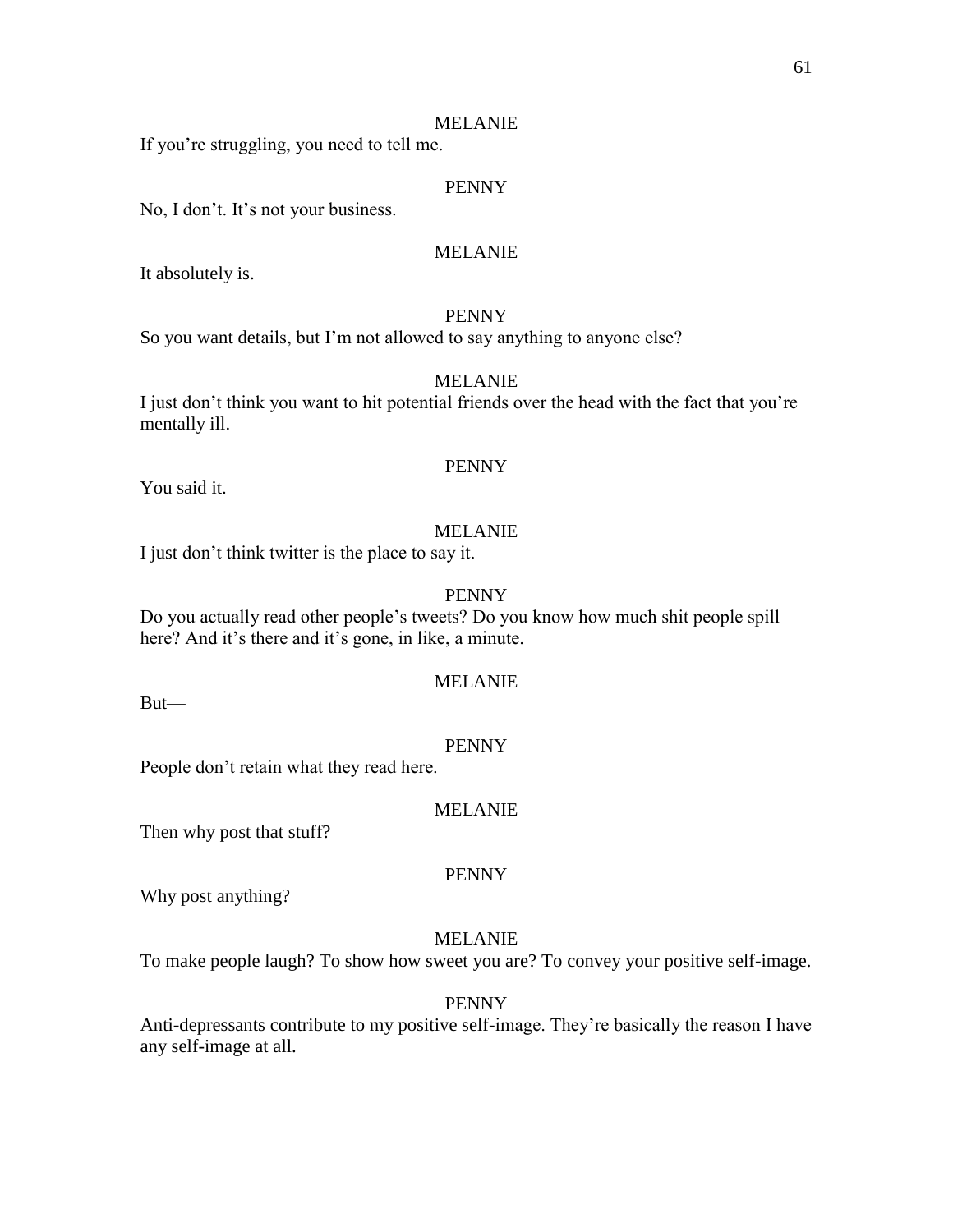MELANIE

If you're struggling, you need to tell me.

PENNY

No, I don't. It's not your business.

MELANIE

It absolutely is.

PENNY

So you want details, but I'm not allowed to say anything to anyone else?

MELANIE

I just don't think you want to hit potential friends over the head with the fact that you're mentally ill.

PENNY

You said it.

MELANIE

I just don't think twitter is the place to say it.

PENNY

Do you actually read other people's tweets? Do you know how much shit people spill here? And it's there and it's gone, in like, a minute.

MELANIE

But—

PENNY

People don't retain what they read here.

MELANIE

Then why post that stuff?

PENNY

Why post anything?

MELANIE

To make people laugh? To show how sweet you are? To convey your positive self-image.

PENNY

Anti-depressants contribute to my positive self-image. They're basically the reason I have any self-image at all.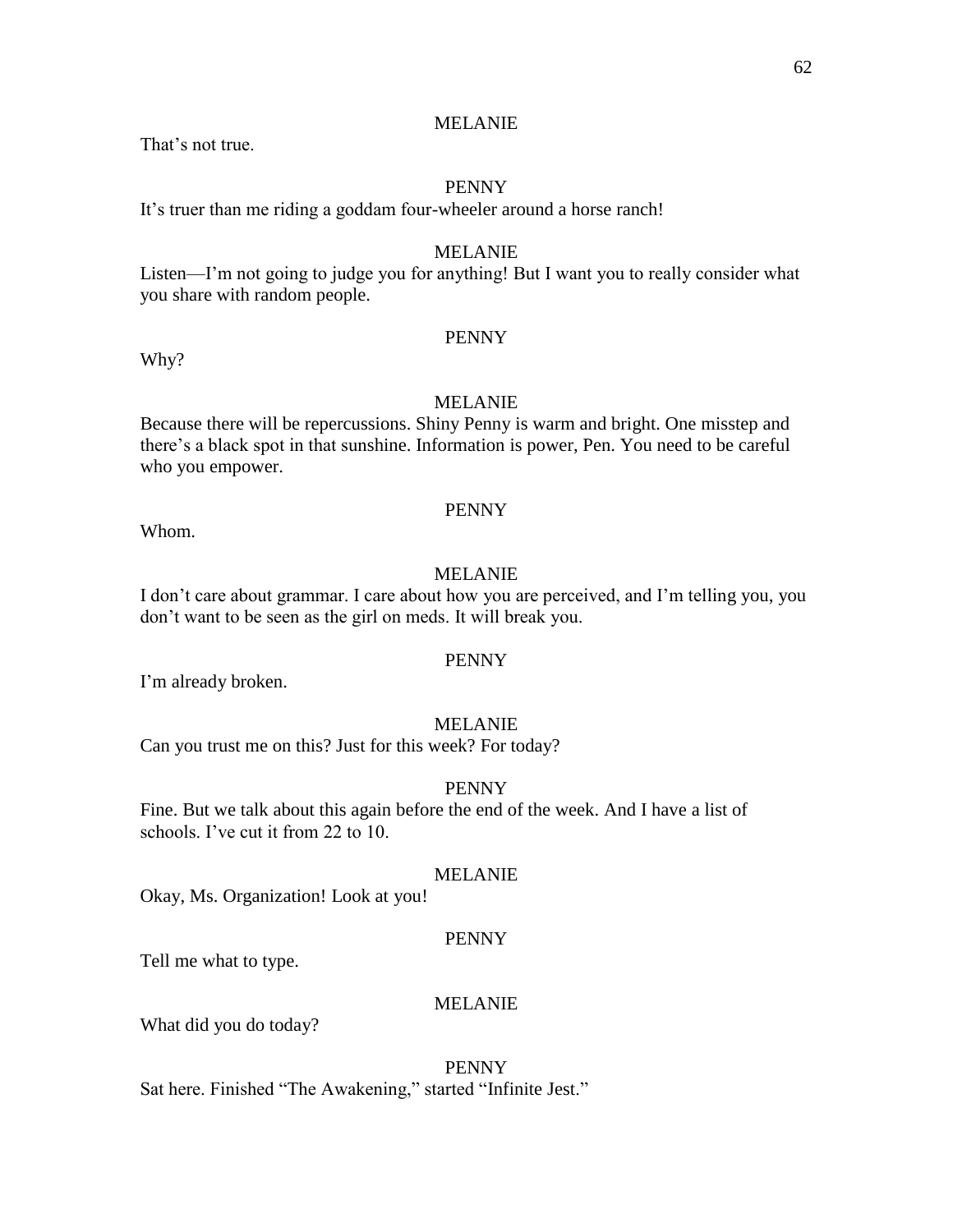MELANIE

That's not true.

PENNY

It's truer than me riding a goddam four-wheeler around a horse ranch!

MELANIE

Listen—I'm not going to judge you for anything! But I want you to really consider what you share with random people.

PENNY

Why?

MELANIE

Because there will be repercussions. Shiny Penny is warm and bright. One misstep and there's a black spot in that sunshine. Information is power, Pen. You need to be careful who you empower.

PENNY

Whom.

MELANIE

I don't care about grammar. I care about how you are perceived, and I'm telling you, you don't want to be seen as the girl on meds. It will break you.

PENNY

I'm already broken.

MELANIE

Can you trust me on this? Just for this week? For today?

PENNY

Fine. But we talk about this again before the end of the week. And I have a list of schools. I've cut it from 22 to 10.

MELANIE

Okay, Ms. Organization! Look at you!

PENNY

Tell me what to type.

MELANIE

What did you do today?

PENNY

Sat here. Finished "The Awakening," started "Infinite Jest."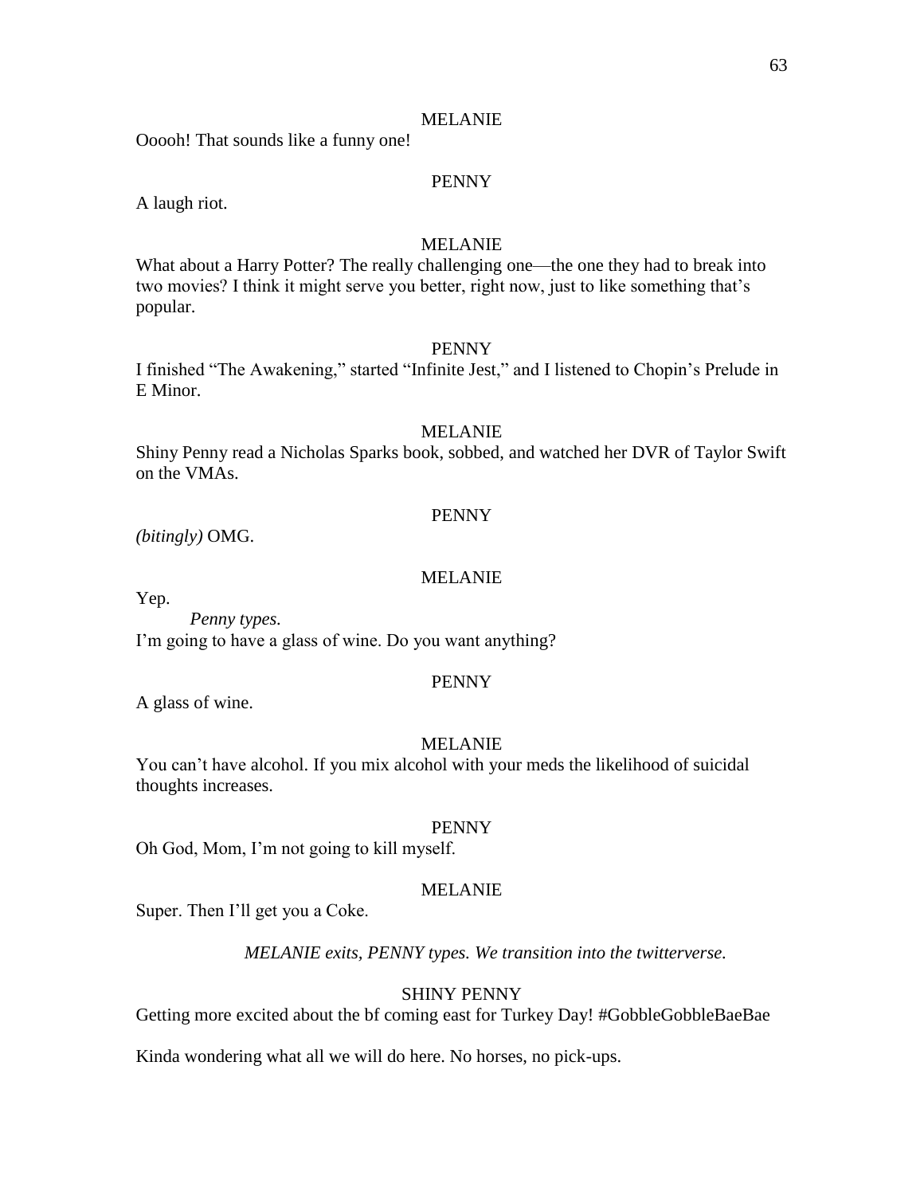MELANIE

Ooooh! That sounds like a funny one!

PENNY

A laugh riot.

MELANIE

What about a Harry Potter? The really challenging one—the one they had to break into two movies? I think it might serve you better, right now, just to like something that's popular.

PENNY

I finished "The Awakening," started "Infinite Jest," and I listened to Chopin's Prelude in E Minor.

MELANIE

Shiny Penny read a Nicholas Sparks book, sobbed, and watched her DVR of Taylor Swift on the VMAs.

PENNY

*(bitingly)* OMG.

MELANIE

Yep.

*Penny types.*

I'm going to have a glass of wine. Do you want anything?

PENNY

A glass of wine.

MELANIE

You can't have alcohol. If you mix alcohol with your meds the likelihood of suicidal thoughts increases.

PENNY

Oh God, Mom, I'm not going to kill myself.

MELANIE

Super. Then I'll get you a Coke.

*MELANIE exits, PENNY types. We transition into the twitterverse.*

SHINY PENNY

Getting more excited about the bf coming east for Turkey Day! #GobbleGobbleBaeBae

Kinda wondering what all we will do here. No horses, no pick-ups.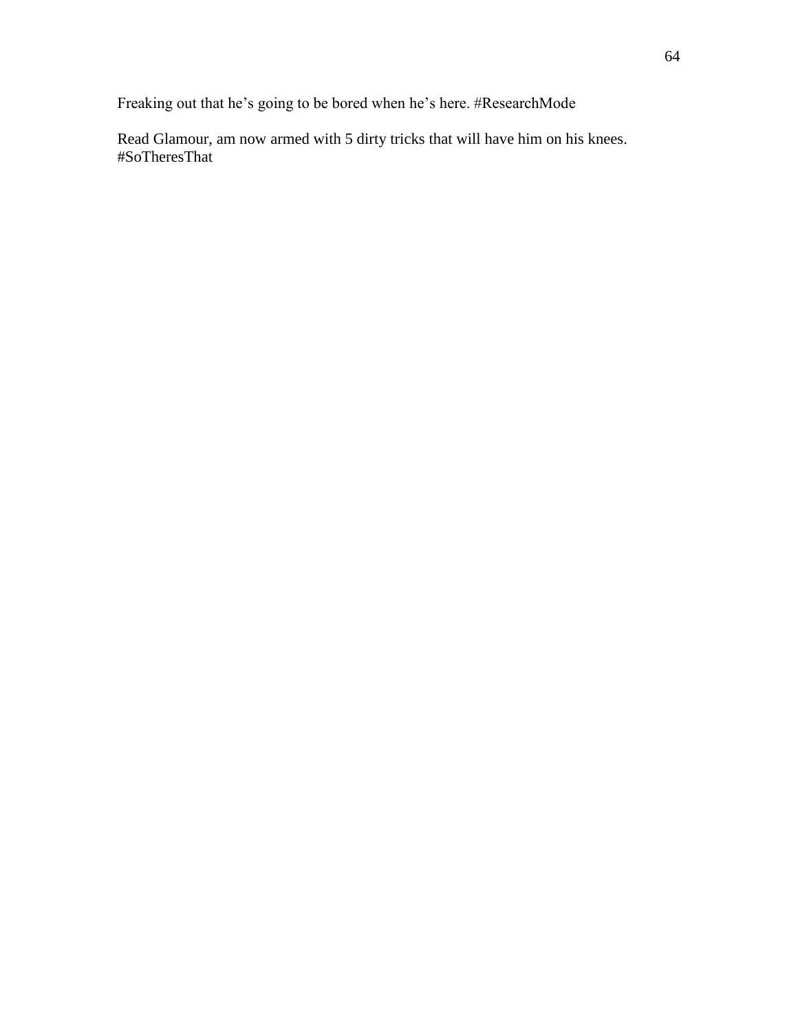Freaking out that he's going to be bored when he's here. #ResearchMode

Read Glamour, am now armed with 5 dirty tricks that will have him on his knees. #SoTheresThat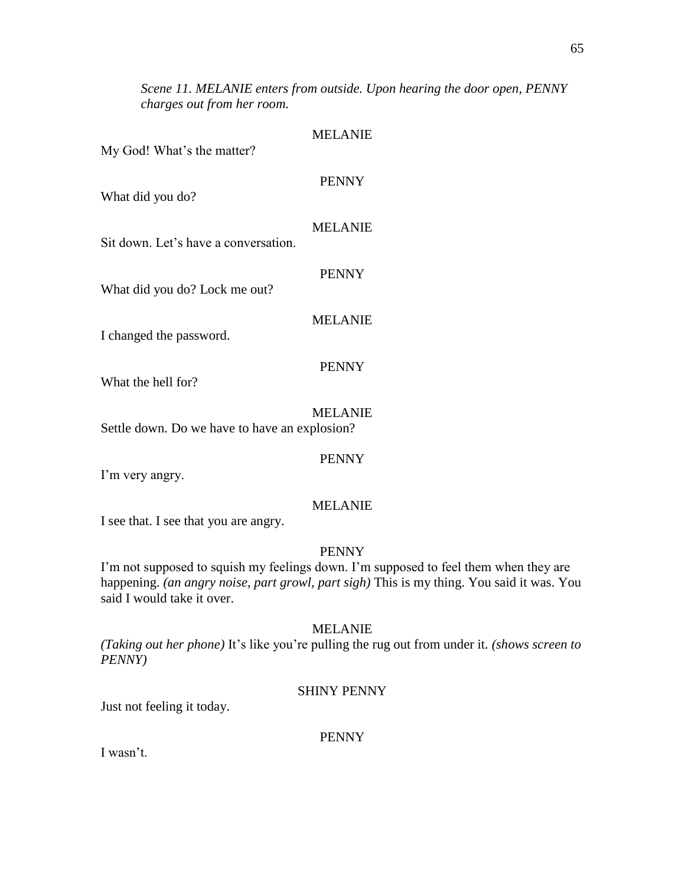*Scene 11. MELANIE enters from outside. Upon hearing the door open, PENNY charges out from her room.*

MELANIE

My God! What's the matter?

PENNY

What did you do?

MELANIE

Sit down. Let's have a conversation.

PENNY

What did you do? Lock me out?

MELANIE

I changed the password.

PENNY

What the hell for?

MELANIE

Settle down. Do we have to have an explosion?

PENNY

I'm very angry.

MELANIE

I see that. I see that you are angry.

PENNY

I'm not supposed to squish my feelings down. I'm supposed to feel them when they are happening. *(an angry noise, part growl, part sigh)* This is my thing. You said it was. You said I would take it over.

MELANIE

*(Taking out her phone)* It's like you're pulling the rug out from under it. *(shows screen to PENNY)*

SHINY PENNY

Just not feeling it today.

PENNY

I wasn't.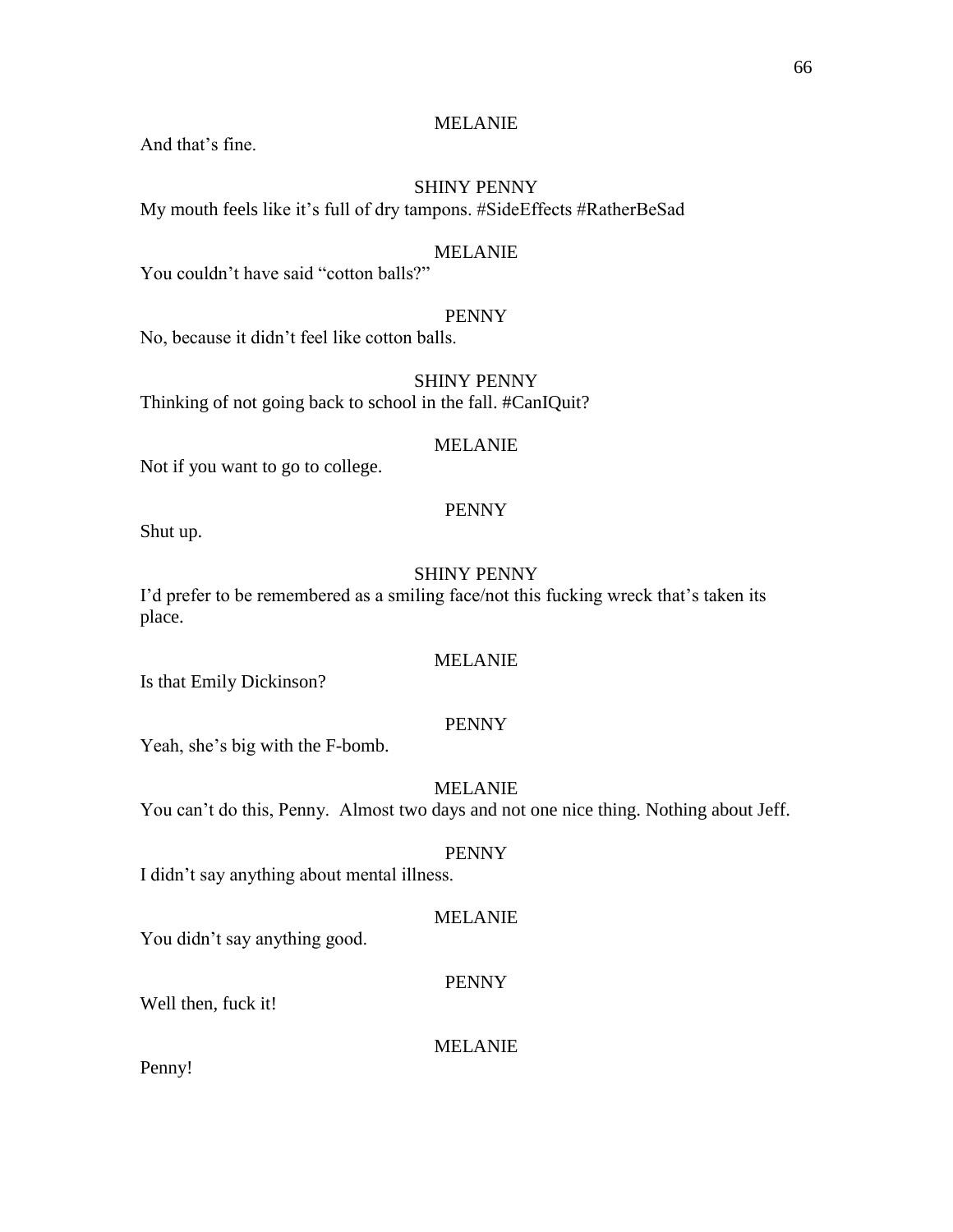MELANIE

And that's fine.

SHINY PENNY

My mouth feels like it's full of dry tampons. #SideEffects #RatherBeSad

MELANIE

You couldn't have said "cotton balls?"

PENNY

No, because it didn't feel like cotton balls.

SHINY PENNY

Thinking of not going back to school in the fall. #CanIQuit?

MELANIE

Not if you want to go to college.

PENNY

Shut up.

SHINY PENNY

I'd prefer to be remembered as a smiling face/not this fucking wreck that's taken its place.

MELANIE

Is that Emily Dickinson?

PENNY

Yeah, she's big with the F-bomb.

MELANIE

You can't do this, Penny. Almost two days and not one nice thing. Nothing about Jeff.

PENNY

I didn't say anything about mental illness.

MELANIE

You didn't say anything good.

PENNY

Well then, fuck it!

MELANIE

Penny!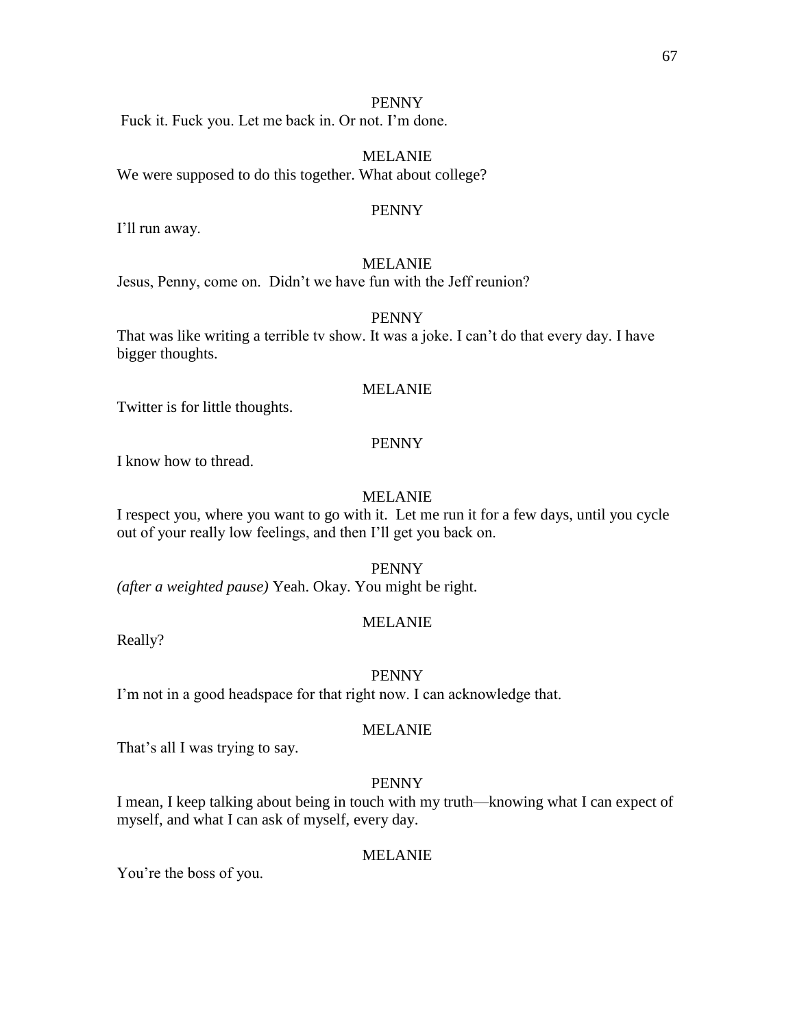PENNY

Fuck it. Fuck you. Let me back in. Or not. I'm done.

MELANIE

We were supposed to do this together. What about college?

PENNY

I'll run away.

MELANIE

Jesus, Penny, come on. Didn't we have fun with the Jeff reunion?

PENNY

That was like writing a terrible tv show. It was a joke. I can't do that every day. I have bigger thoughts.

MELANIE

Twitter is for little thoughts.

PENNY

I know how to thread.

MELANIE

I respect you, where you want to go with it. Let me run it for a few days, until you cycle out of your really low feelings, and then I'll get you back on.

PENNY

*(after a weighted pause)* Yeah. Okay. You might be right.

MELANIE

Really?

PENNY

I'm not in a good headspace for that right now. I can acknowledge that.

MELANIE

That's all I was trying to say.

PENNY

I mean, I keep talking about being in touch with my truth—knowing what I can expect of myself, and what I can ask of myself, every day.

MELANIE

You're the boss of you.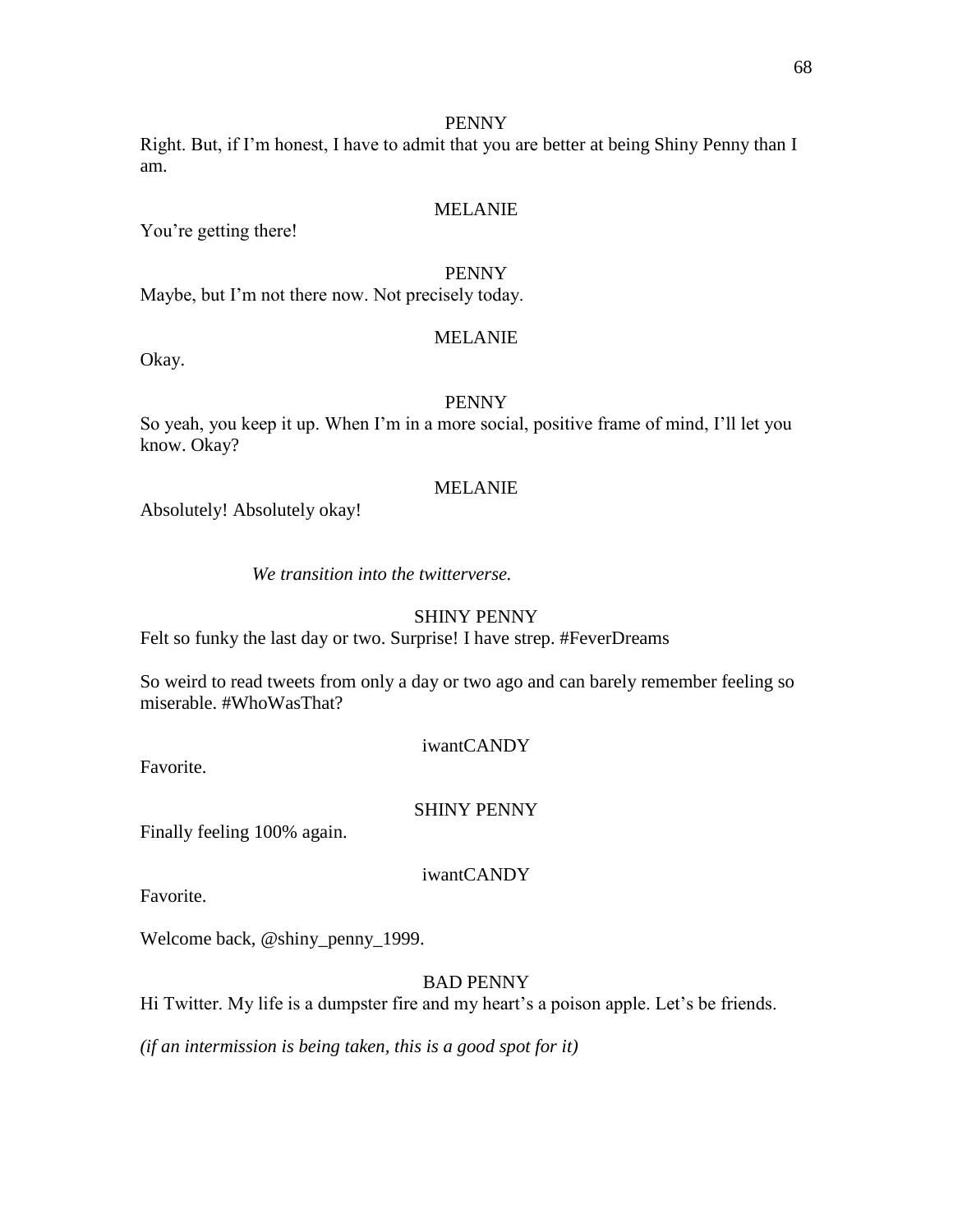PENNY

Right. But, if I'm honest, I have to admit that you are better at being Shiny Penny than I am.

MELANIE

You're getting there!

PENNY

Maybe, but I'm not there now. Not precisely today.

MELANIE

Okay.

PENNY

So yeah, you keep it up. When I'm in a more social, positive frame of mind, I'll let you know. Okay?

MELANIE

Absolutely! Absolutely okay!

*We transition into the twitterverse.*

SHINY PENNY

Felt so funky the last day or two. Surprise! I have strep. #FeverDreams

So weird to read tweets from only a day or two ago and can barely remember feeling so miserable. #WhoWasThat?

iwantCANDY

Favorite.

SHINY PENNY

Finally feeling 100% again.

iwantCANDY

Favorite.

Welcome back, @shiny_penny_1999.

BAD PENNY

Hi Twitter. My life is a dumpster fire and my heart's a poison apple. Let's be friends.

*(if an intermission is being taken, this is a good spot for it)*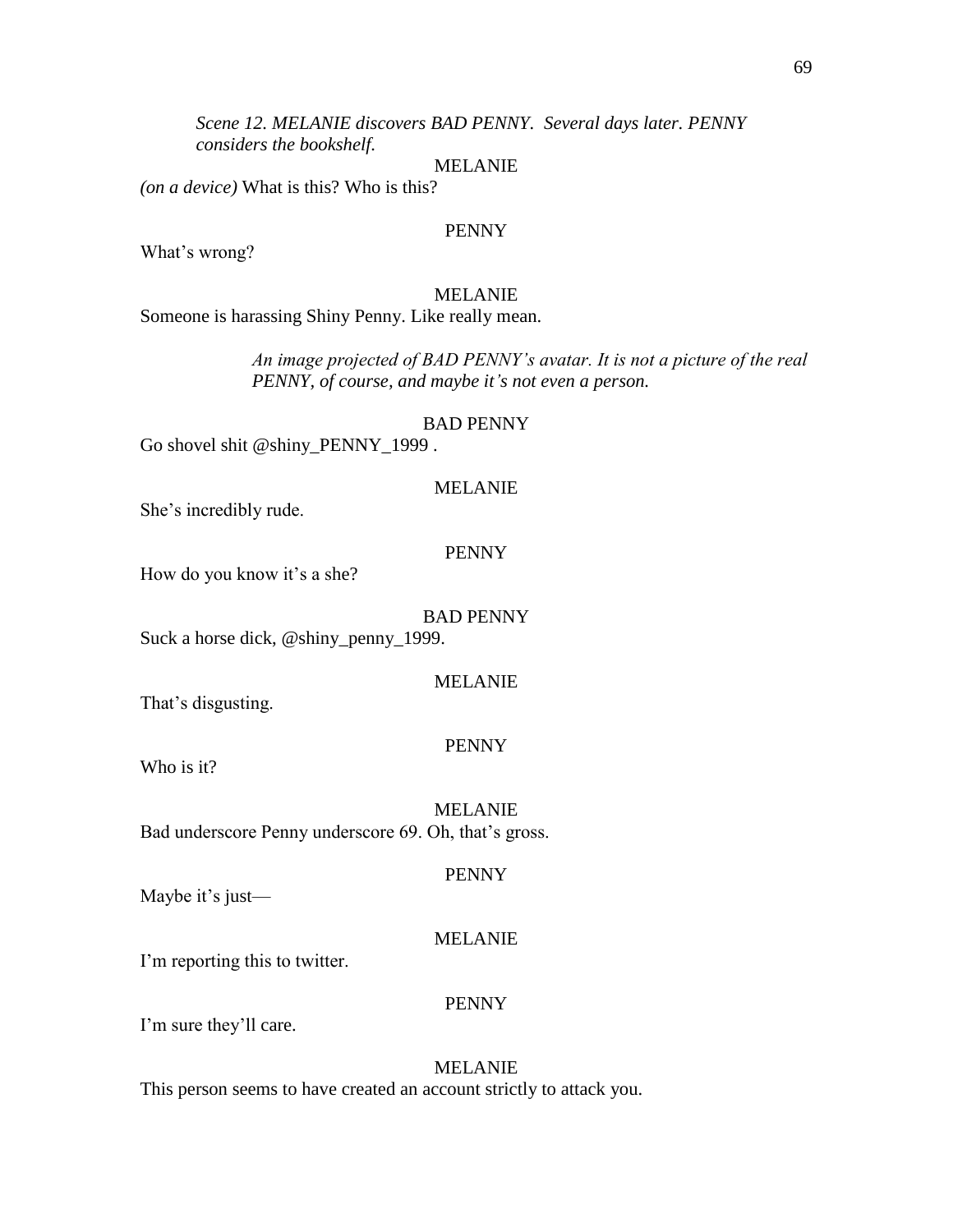*Scene 12. MELANIE discovers BAD PENNY. Several days later. PENNY considers the bookshelf.*

MELANIE

*(on a device)* What is this? Who is this?

PENNY

What's wrong?

MELANIE

Someone is harassing Shiny Penny. Like really mean.

*An image projected of BAD PENNY's avatar. It is not a picture of the real PENNY, of course, and maybe it's not even a person.*

BAD PENNY

Go shovel shit @shiny_PENNY_1999 .

MELANIE

She's incredibly rude.

PENNY

How do you know it's a she?

BAD PENNY

Suck a horse dick, @shiny_penny_1999.

MELANIE

That's disgusting.

PENNY

Who is it?

MELANIE

Bad underscore Penny underscore 69. Oh, that's gross.

PENNY

Maybe it's just—

MELANIE

I'm reporting this to twitter.

PENNY

I'm sure they'll care.

MELANIE

This person seems to have created an account strictly to attack you.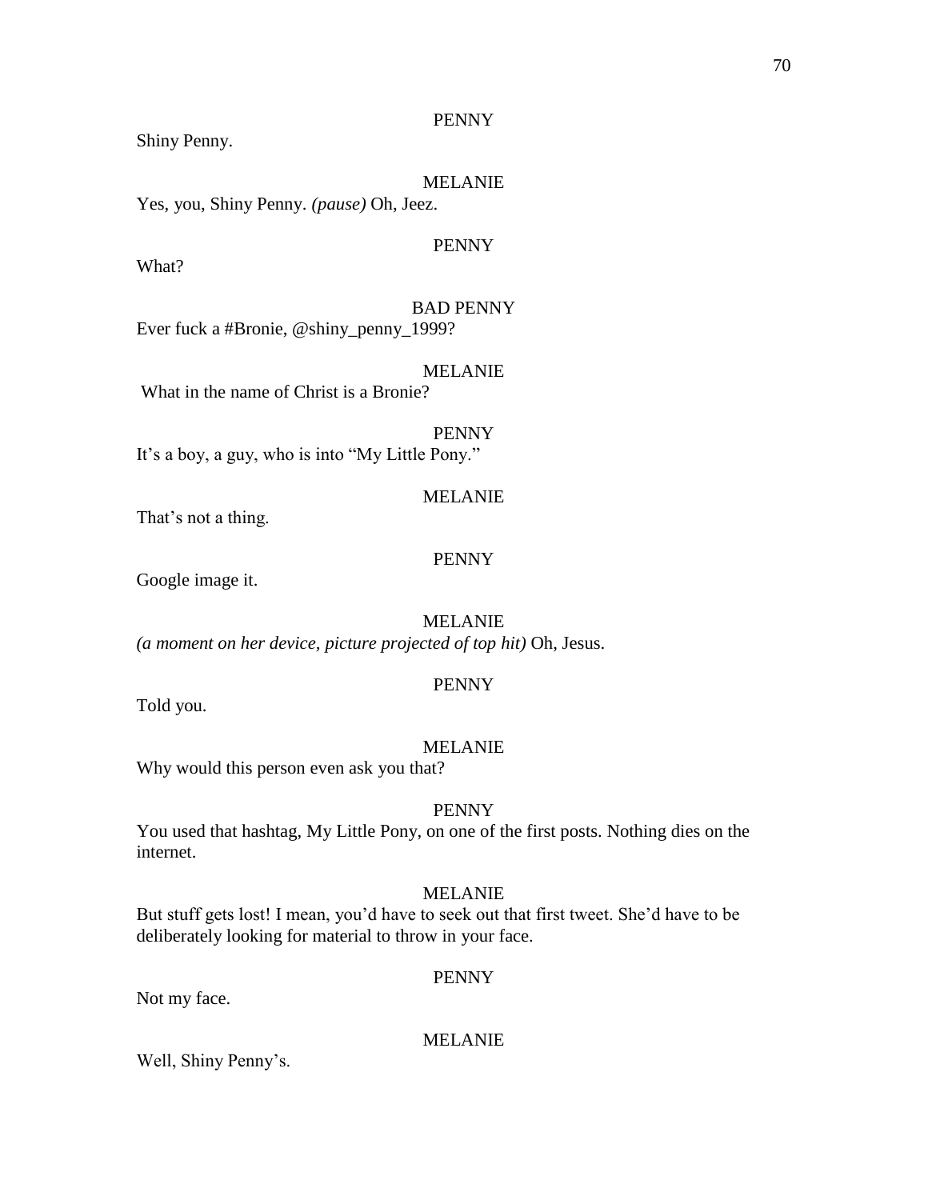PENNY

Shiny Penny.

MELANIE

Yes, you, Shiny Penny. *(pause)* Oh, Jeez.

PENNY

What?

BAD PENNY

Ever fuck a #Bronie, @shiny_penny_1999?

MELANIE

What in the name of Christ is a Bronie?

PENNY

It's a boy, a guy, who is into "My Little Pony."

MELANIE

That's not a thing.

PENNY

Google image it.

MELANIE

*(a moment on her device, picture projected of top hit)* Oh, Jesus.

PENNY

Told you.

MELANIE

Why would this person even ask you that?

PENNY

You used that hashtag, My Little Pony, on one of the first posts. Nothing dies on the internet.

MELANIE

But stuff gets lost! I mean, you'd have to seek out that first tweet. She'd have to be deliberately looking for material to throw in your face.

PENNY

Not my face.

MELANIE

Well, Shiny Penny's.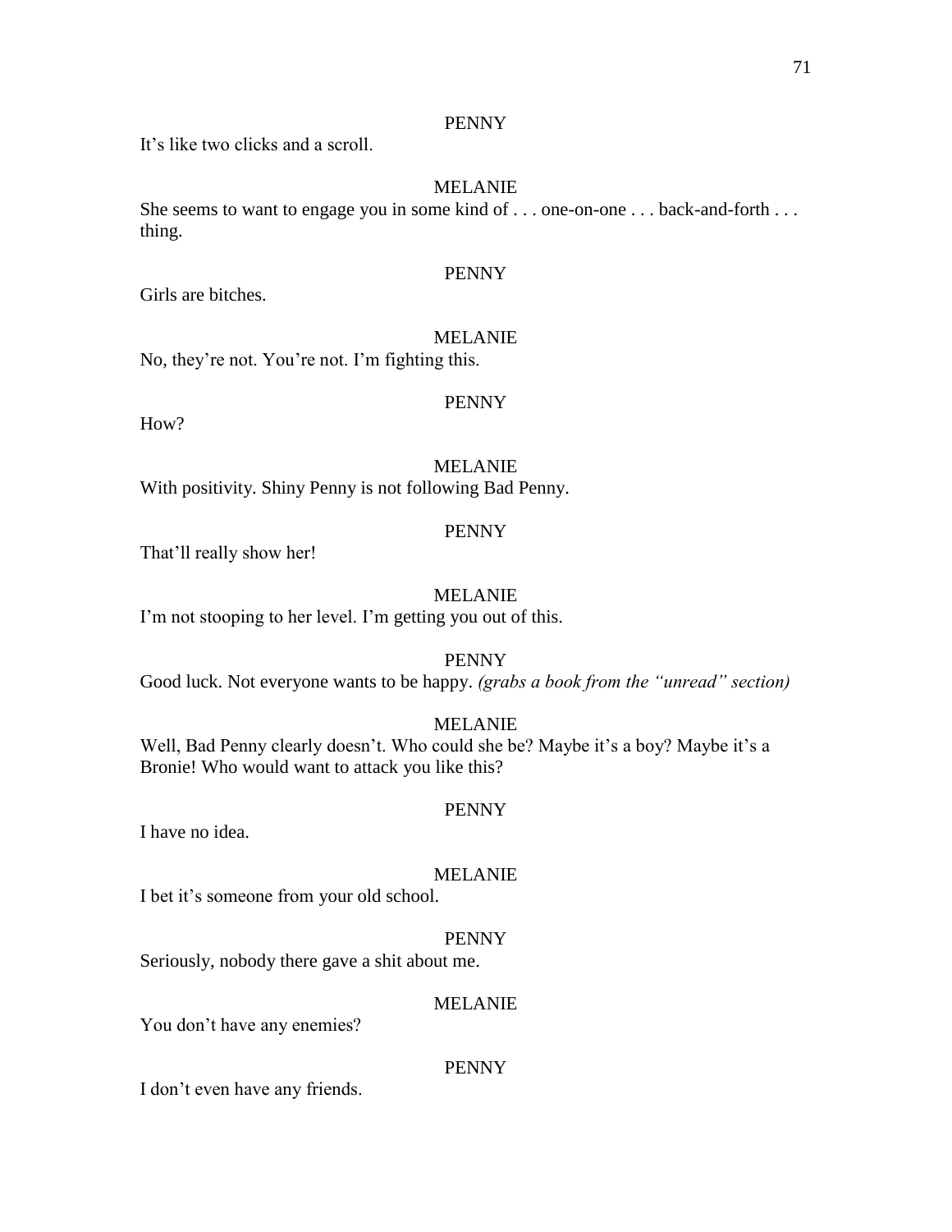PENNY

It's like two clicks and a scroll.

MELANIE

She seems to want to engage you in some kind of . . . one-on-one . . . back-and-forth . . . thing.

PENNY

Girls are bitches.

MELANIE

No, they're not. You're not. I'm fighting this.

PENNY

How?

MELANIE

With positivity. Shiny Penny is not following Bad Penny.

PENNY

That'll really show her!

MELANIE

I'm not stooping to her level. I'm getting you out of this.

PENNY

Good luck. Not everyone wants to be happy. *(grabs a book from the "unread" section)*

MELANIE

Well, Bad Penny clearly doesn't. Who could she be? Maybe it's a boy? Maybe it's a Bronie! Who would want to attack you like this?

PENNY

I have no idea.

MELANIE

I bet it's someone from your old school.

PENNY

Seriously, nobody there gave a shit about me.

MELANIE

You don't have any enemies?

PENNY

I don't even have any friends.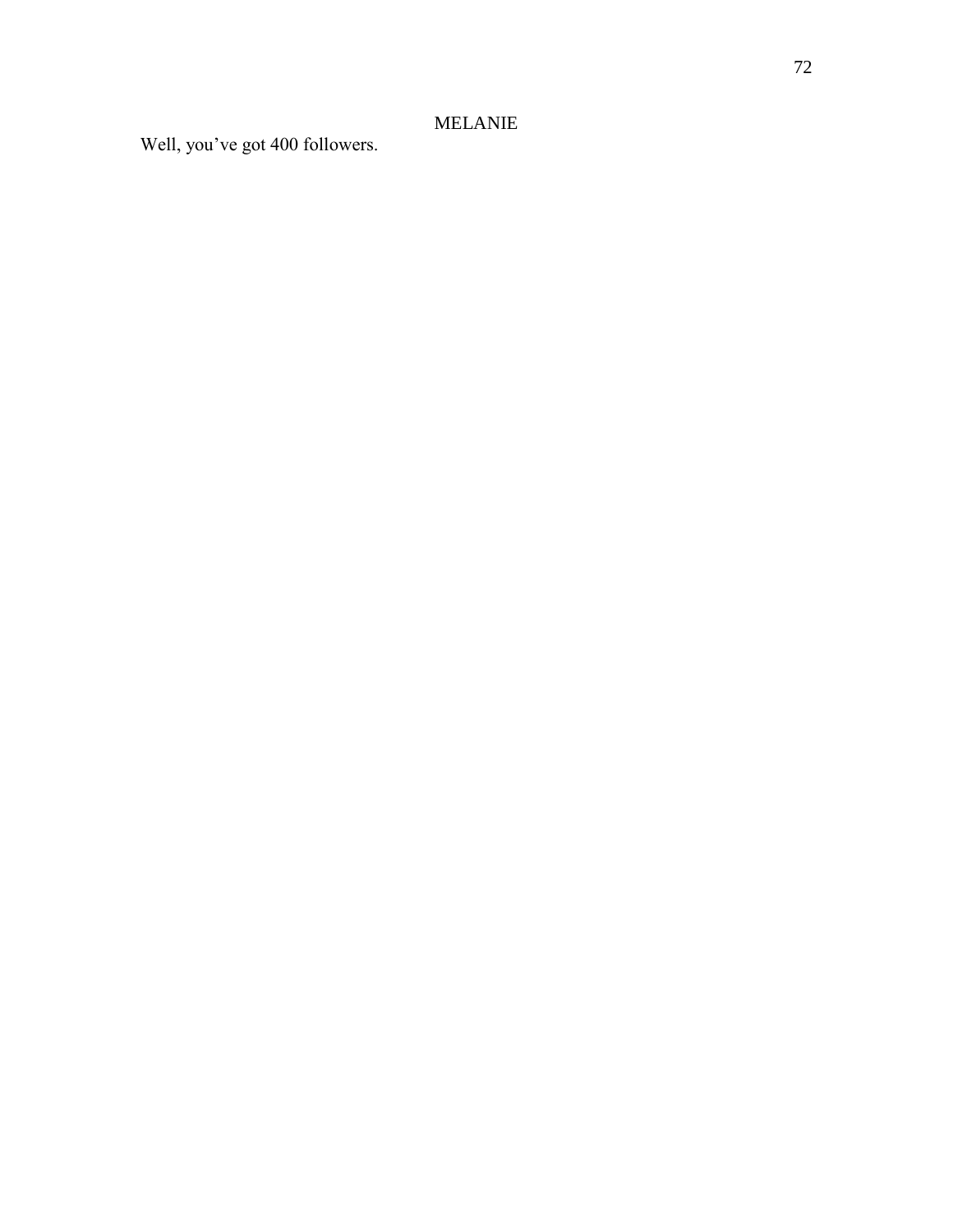MELANIE

Well, you've got 400 followers.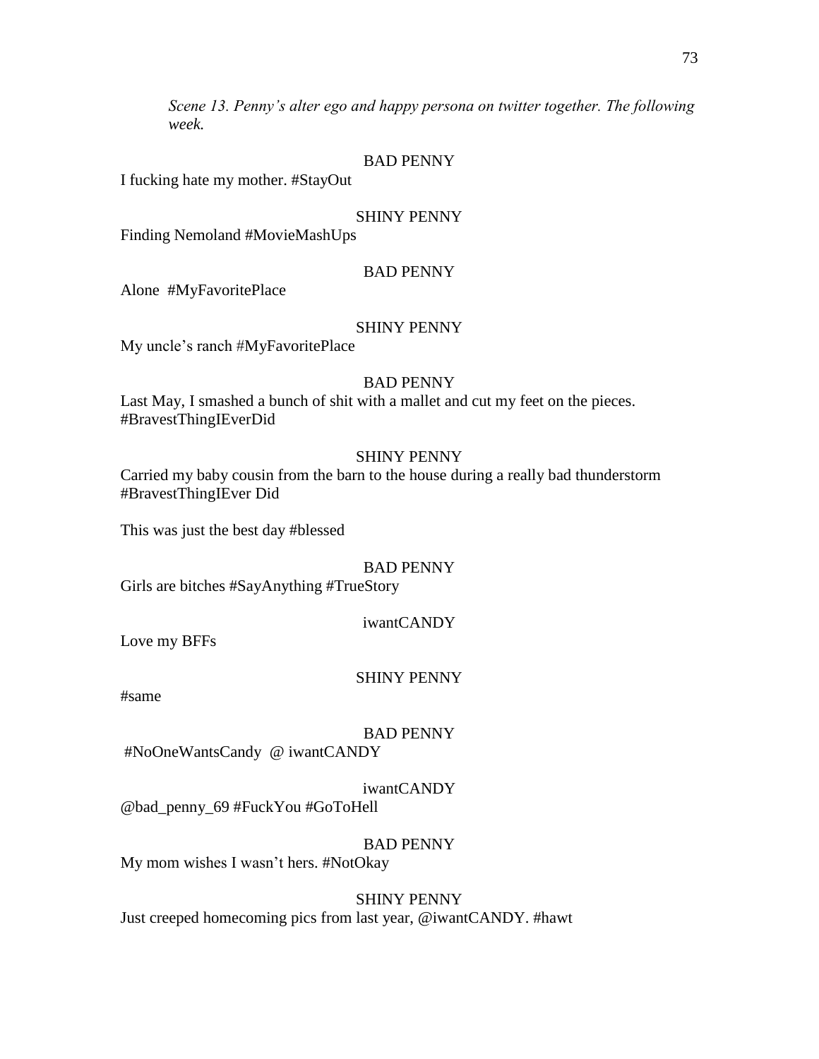*Scene 13. Penny's alter ego and happy persona on twitter together. The following week.*

BAD PENNY

I fucking hate my mother. #StayOut

SHINY PENNY

Finding Nemoland #MovieMashUps

BAD PENNY

Alone #MyFavoritePlace

SHINY PENNY

My uncle's ranch #MyFavoritePlace

BAD PENNY

Last May, I smashed a bunch of shit with a mallet and cut my feet on the pieces. #BravestThingIEverDid

SHINY PENNY

Carried my baby cousin from the barn to the house during a really bad thunderstorm #BravestThingIEver Did

This was just the best day #blessed

BAD PENNY

Girls are bitches #SayAnything #TrueStory

iwantCANDY

Love my BFFs

SHINY PENNY

#same

BAD PENNY

#NoOneWantsCandy @ iwantCANDY

iwantCANDY

@bad_penny_69 #FuckYou #GoToHell

BAD PENNY

My mom wishes I wasn't hers. #NotOkay

SHINY PENNY

Just creeped homecoming pics from last year, @iwantCANDY. #hawt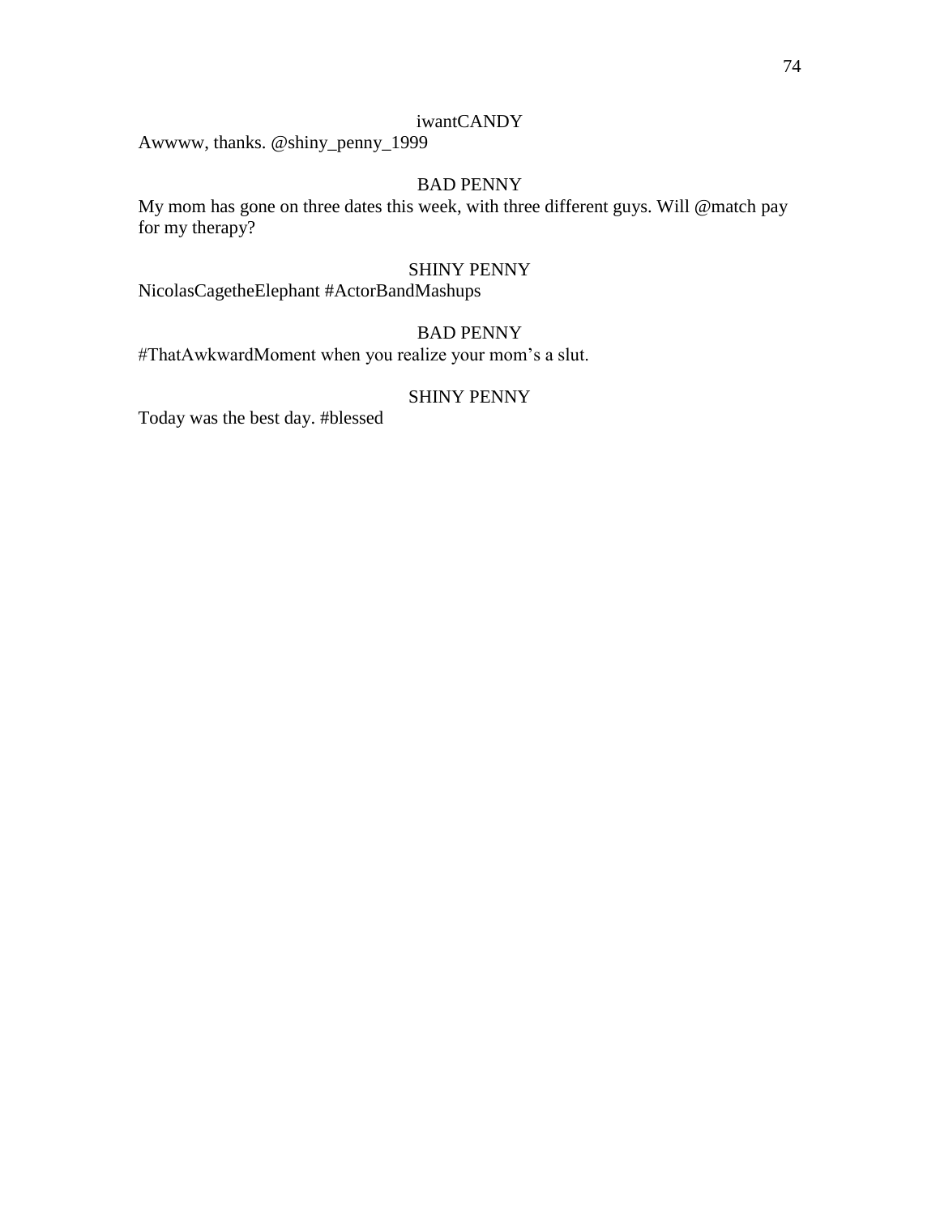iwantCANDY

Awwww, thanks. @shiny_penny_1999

BAD PENNY

My mom has gone on three dates this week, with three different guys. Will @match pay for my therapy?

SHINY PENNY

NicolasCagetheElephant #ActorBandMashups

BAD PENNY

#ThatAwkwardMoment when you realize your mom's a slut.

SHINY PENNY

Today was the best day. #blessed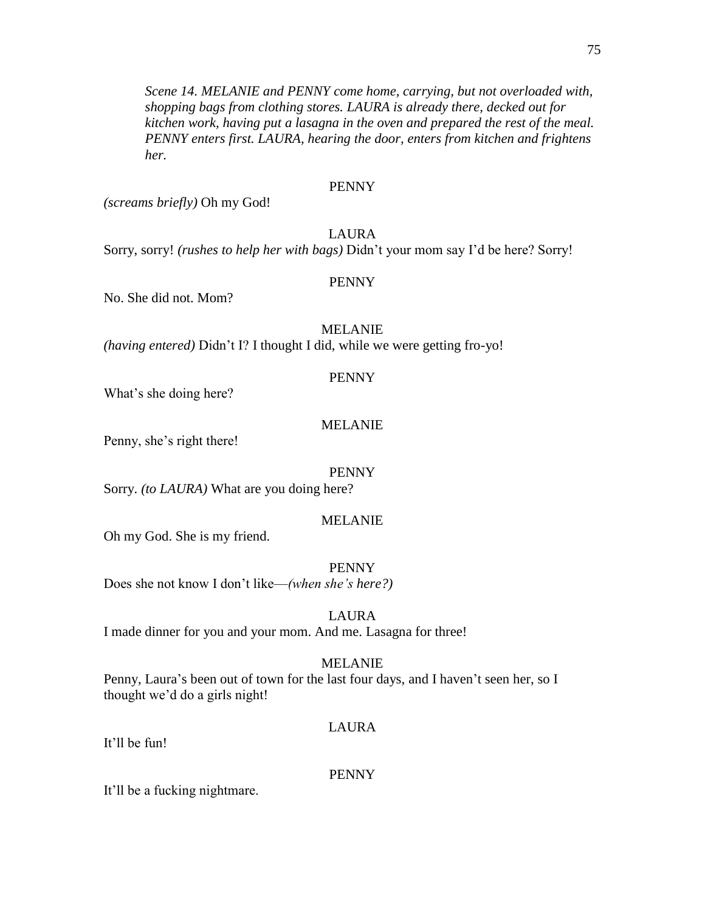*Scene 14. MELANIE and PENNY come home, carrying, but not overloaded with, shopping bags from clothing stores. LAURA is already there, decked out for kitchen work, having put a lasagna in the oven and prepared the rest of the meal. PENNY enters first. LAURA, hearing the door, enters from kitchen and frightens her.*

PENNY

*(screams briefly)* Oh my God!

LAURA

Sorry, sorry! *(rushes to help her with bags)* Didn't your mom say I'd be here? Sorry!

PENNY

No. She did not. Mom?

MELANIE

*(having entered)* Didn't I? I thought I did, while we were getting fro-yo!

PENNY

What's she doing here?

MELANIE

Penny, she's right there!

PENNY

Sorry. *(to LAURA)* What are you doing here?

MELANIE

Oh my God. She is my friend.

PENNY

Does she not know I don't like—*(when she's here?)*

LAURA

I made dinner for you and your mom. And me. Lasagna for three!

MELANIE

Penny, Laura's been out of town for the last four days, and I haven't seen her, so I thought we'd do a girls night!

LAURA

It'll be fun!

PENNY

It'll be a fucking nightmare.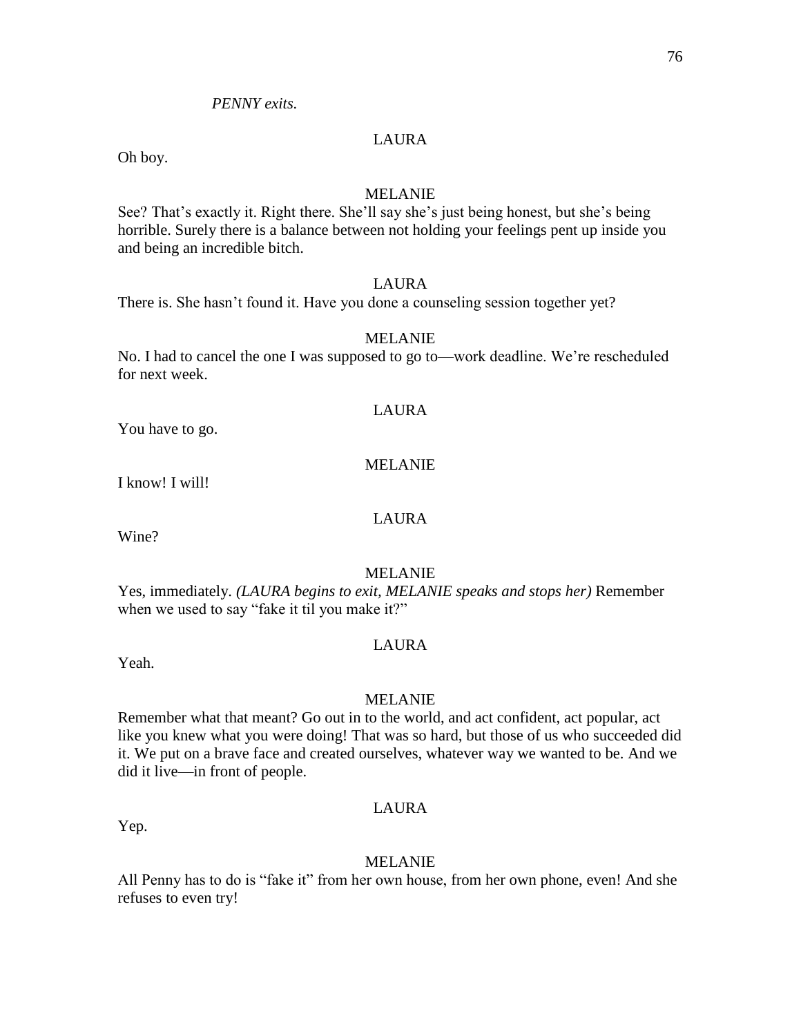*PENNY exits.*

LAURA

Oh boy.

MELANIE

See? That's exactly it. Right there. She'll say she's just being honest, but she's being horrible. Surely there is a balance between not holding your feelings pent up inside you and being an incredible bitch.

LAURA

There is. She hasn't found it. Have you done a counseling session together yet?

MELANIE

No. I had to cancel the one I was supposed to go to—work deadline. We're rescheduled for next week.

LAURA

You have to go.

MELANIE

I know! I will!

LAURA

Wine?

MELANIE

Yes, immediately. *(LAURA begins to exit, MELANIE speaks and stops her)* Remember when we used to say "fake it til you make it?"

LAURA

Yeah.

MELANIE

Remember what that meant? Go out in to the world, and act confident, act popular, act like you knew what you were doing! That was so hard, but those of us who succeeded did it. We put on a brave face and created ourselves, whatever way we wanted to be. And we did it live—in front of people.

LAURA

Yep.

MELANIE

All Penny has to do is "fake it" from her own house, from her own phone, even! And she refuses to even try!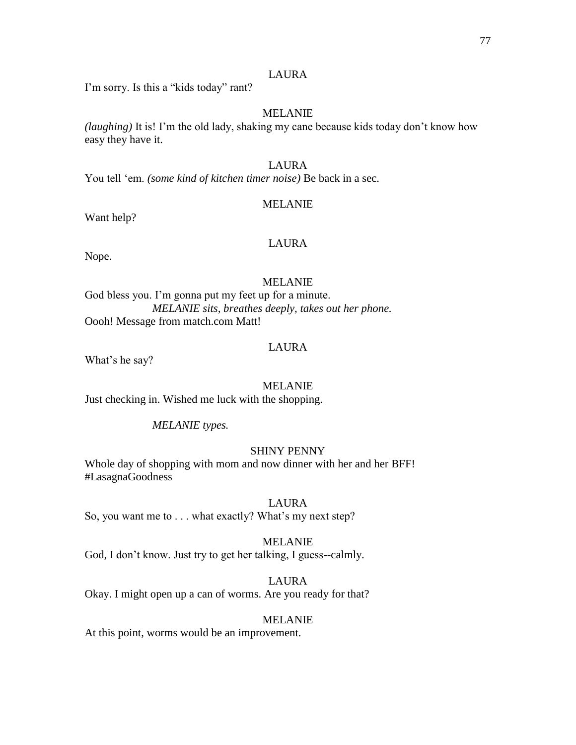LAURA

I'm sorry. Is this a "kids today" rant?

MELANIE

*(laughing)* It is! I'm the old lady, shaking my cane because kids today don't know how easy they have it.

LAURA

You tell 'em. *(some kind of kitchen timer noise)* Be back in a sec.

MELANIE

Want help?

LAURA

Nope.

MELANIE

God bless you. I'm gonna put my feet up for a minute.

*MELANIE sits, breathes deeply, takes out her phone.*

Oooh! Message from match.com Matt!

LAURA

What's he say?

MELANIE

Just checking in. Wished me luck with the shopping.

*MELANIE types.*

SHINY PENNY

Whole day of shopping with mom and now dinner with her and her BFF! #LasagnaGoodness

LAURA

So, you want me to . . . what exactly? What's my next step?

MELANIE

God, I don't know. Just try to get her talking, I guess--calmly.

LAURA

Okay. I might open up a can of worms. Are you ready for that?

MELANIE

At this point, worms would be an improvement.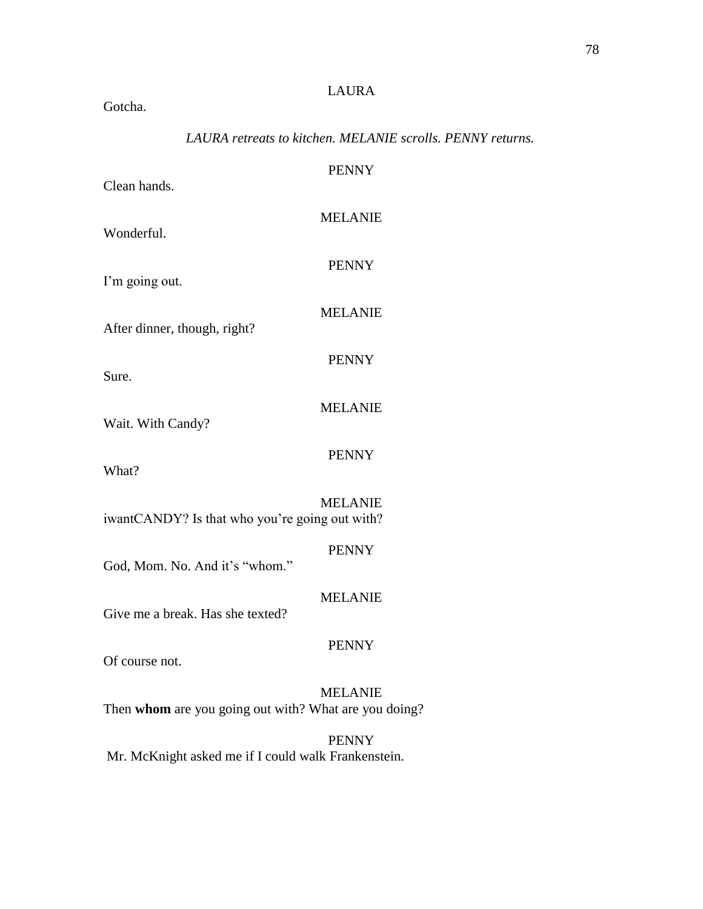LAURA

Gotcha.

*LAURA retreats to kitchen. MELANIE scrolls. PENNY returns.*

PENNY

Clean hands.

MELANIE

Wonderful.

PENNY

I'm going out.

MELANIE

After dinner, though, right?

PENNY

Sure.

MELANIE

Wait. With Candy?

PENNY

What?

MELANIE

iwantCANDY? Is that who you're going out with?

PENNY

God, Mom. No. And it's "whom."

MELANIE

Give me a break. Has she texted?

PENNY

Of course not.

MELANIE

Then **whom** are you going out with? What are you doing?

PENNY

Mr. McKnight asked me if I could walk Frankenstein.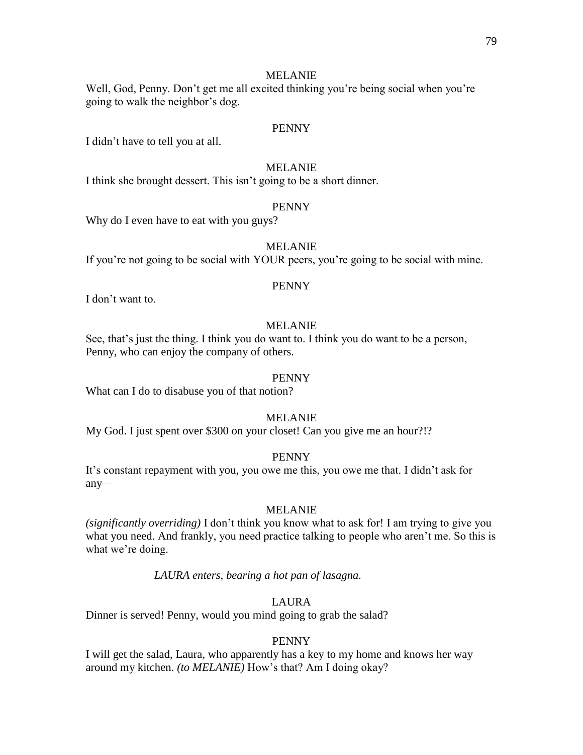MELANIE

Well, God, Penny. Don't get me all excited thinking you're being social when you're going to walk the neighbor's dog.

PENNY

I didn't have to tell you at all.

MELANIE

I think she brought dessert. This isn't going to be a short dinner.

PENNY

Why do I even have to eat with you guys?

MELANIE

If you're not going to be social with YOUR peers, you're going to be social with mine.

PENNY

I don't want to.

MELANIE

See, that's just the thing. I think you do want to. I think you do want to be a person, Penny, who can enjoy the company of others.

PENNY

What can I do to disabuse you of that notion?

MELANIE

My God. I just spent over $300 on your closet! Can you give me an hour?!?

PENNY

It's constant repayment with you, you owe me this, you owe me that. I didn't ask for any—

MELANIE

*(significantly overriding)* I don't think you know what to ask for! I am trying to give you what you need. And frankly, you need practice talking to people who aren't me. So this is what we're doing.

*LAURA enters, bearing a hot pan of lasagna.*

LAURA

Dinner is served! Penny, would you mind going to grab the salad?

PENNY

I will get the salad, Laura, who apparently has a key to my home and knows her way around my kitchen. *(to MELANIE)* How's that? Am I doing okay?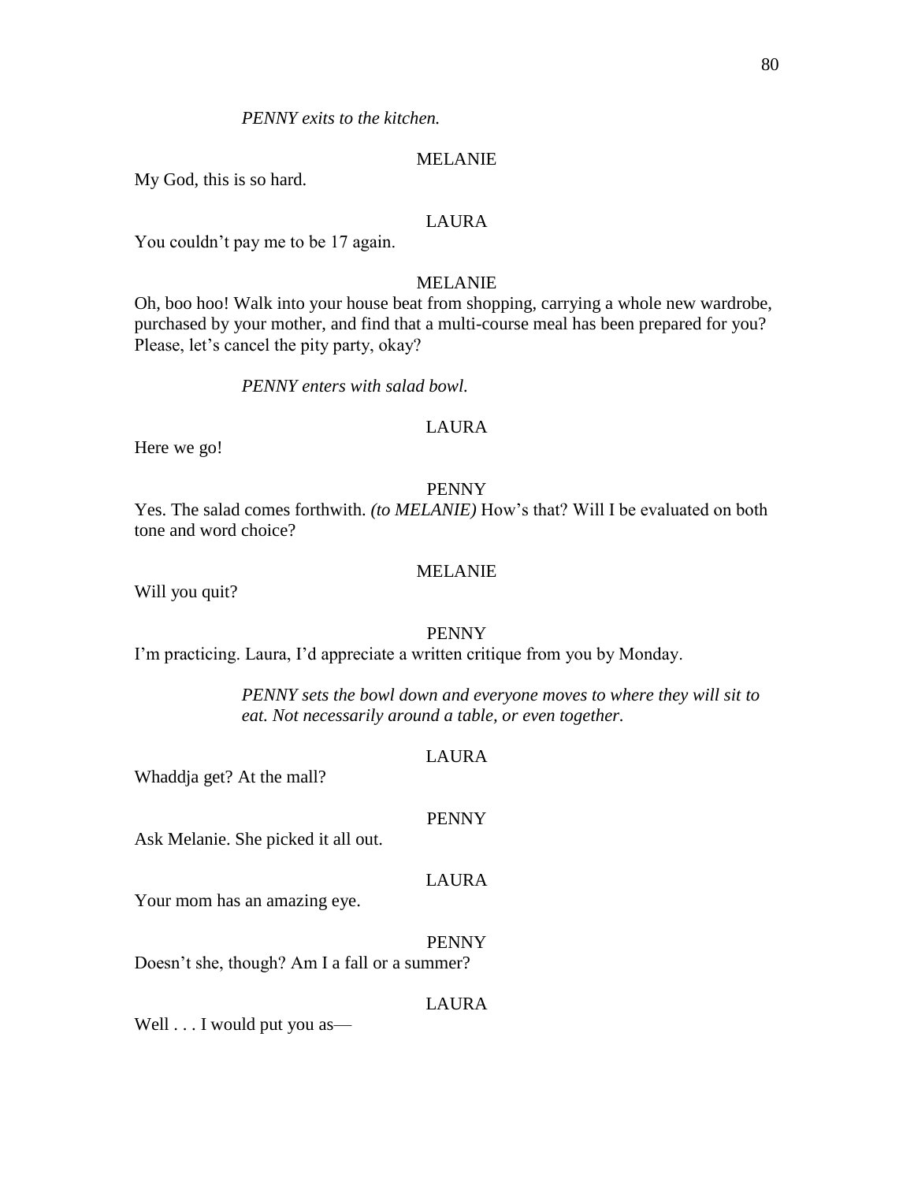*PENNY exits to the kitchen.*

MELANIE

My God, this is so hard.

LAURA

You couldn't pay me to be 17 again.

MELANIE

Oh, boo hoo! Walk into your house beat from shopping, carrying a whole new wardrobe, purchased by your mother, and find that a multi-course meal has been prepared for you? Please, let's cancel the pity party, okay?

*PENNY enters with salad bowl.*

LAURA

Here we go!

PENNY

Yes. The salad comes forthwith. *(to MELANIE)* How's that? Will I be evaluated on both tone and word choice?

MELANIE

Will you quit?

PENNY

I'm practicing. Laura, I'd appreciate a written critique from you by Monday.

*PENNY sets the bowl down and everyone moves to where they will sit to eat. Not necessarily around a table, or even together.*

LAURA

Whaddja get? At the mall?

PENNY

Ask Melanie. She picked it all out.

LAURA

Your mom has an amazing eye.

PENNY

Doesn't she, though? Am I a fall or a summer?

LAURA

Well . . . I would put you as—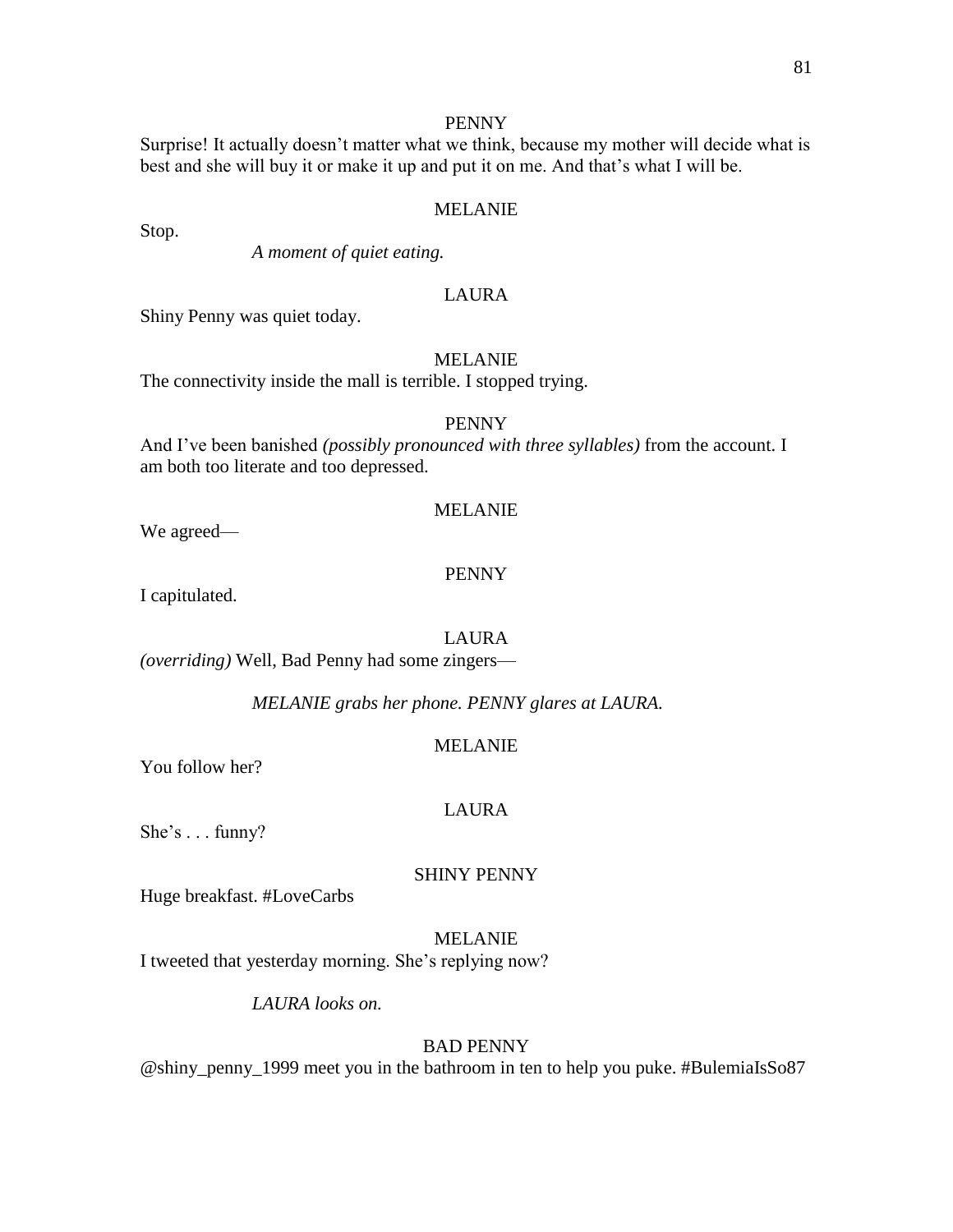PENNY

Surprise! It actually doesn't matter what we think, because my mother will decide what is best and she will buy it or make it up and put it on me. And that's what I will be.

MELANIE

Stop.

*A moment of quiet eating.*

LAURA

Shiny Penny was quiet today.

MELANIE

The connectivity inside the mall is terrible. I stopped trying.

PENNY

And I've been banished *(possibly pronounced with three syllables)* from the account. I am both too literate and too depressed.

MELANIE

We agreed—

PENNY

I capitulated.

LAURA

*(overriding)* Well, Bad Penny had some zingers—

*MELANIE grabs her phone. PENNY glares at LAURA.*

MELANIE

You follow her?

LAURA

She's . . . funny?

SHINY PENNY

Huge breakfast. #LoveCarbs

MELANIE

I tweeted that yesterday morning. She's replying now?

*LAURA looks on.*

BAD PENNY

@shiny_penny_1999 meet you in the bathroom in ten to help you puke. #BulemiaIsSo87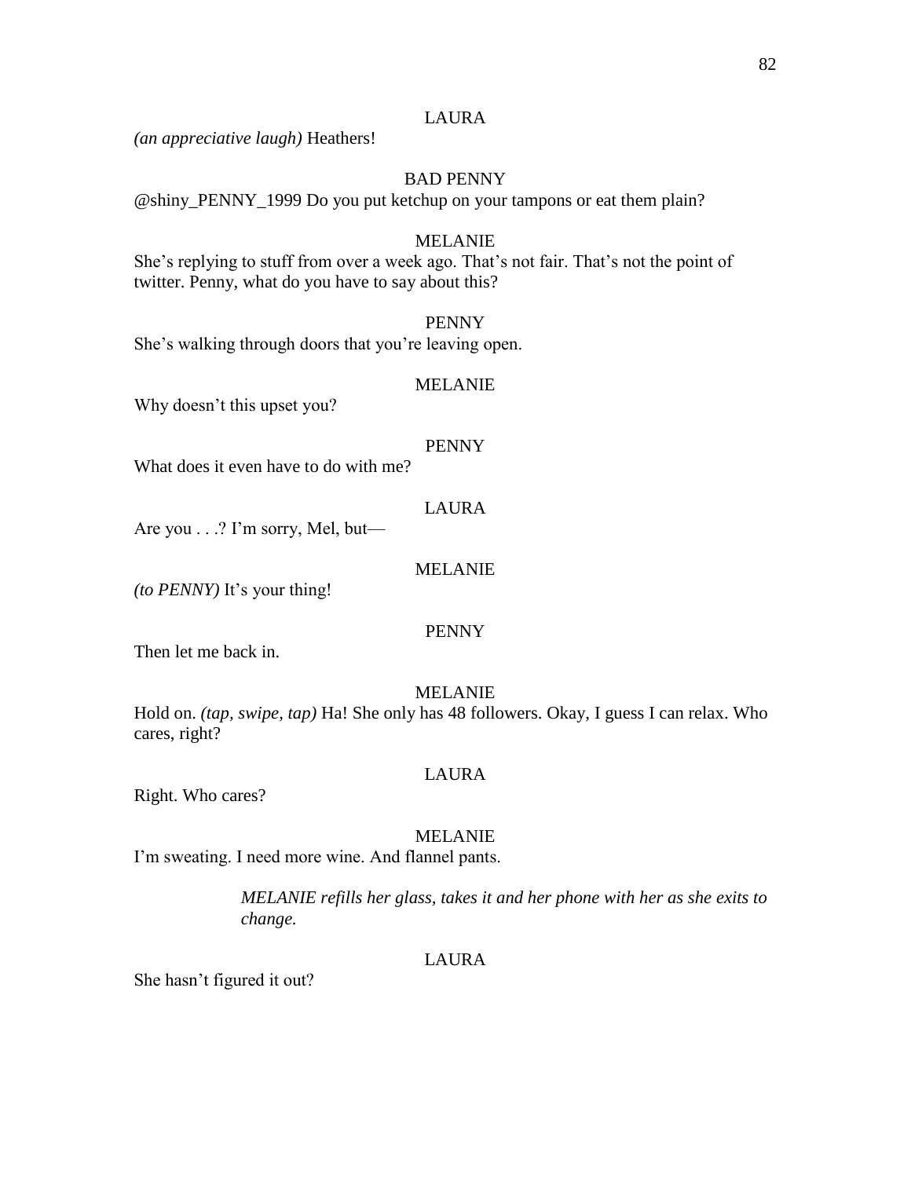LAURA

*(an appreciative laugh)* Heathers!

BAD PENNY

@shiny_PENNY_1999 Do you put ketchup on your tampons or eat them plain?

MELANIE

She's replying to stuff from over a week ago. That's not fair. That's not the point of twitter. Penny, what do you have to say about this?

PENNY

She's walking through doors that you're leaving open.

MELANIE

Why doesn't this upset you?

PENNY

What does it even have to do with me?

LAURA

Are you . . .? I'm sorry, Mel, but—

MELANIE

*(to PENNY)* It's your thing!

PENNY

Then let me back in.

MELANIE

Hold on. *(tap, swipe, tap)* Ha! She only has 48 followers. Okay, I guess I can relax. Who cares, right?

LAURA

Right. Who cares?

MELANIE

I'm sweating. I need more wine. And flannel pants.

*MELANIE refills her glass, takes it and her phone with her as she exits to change.*

LAURA

She hasn't figured it out?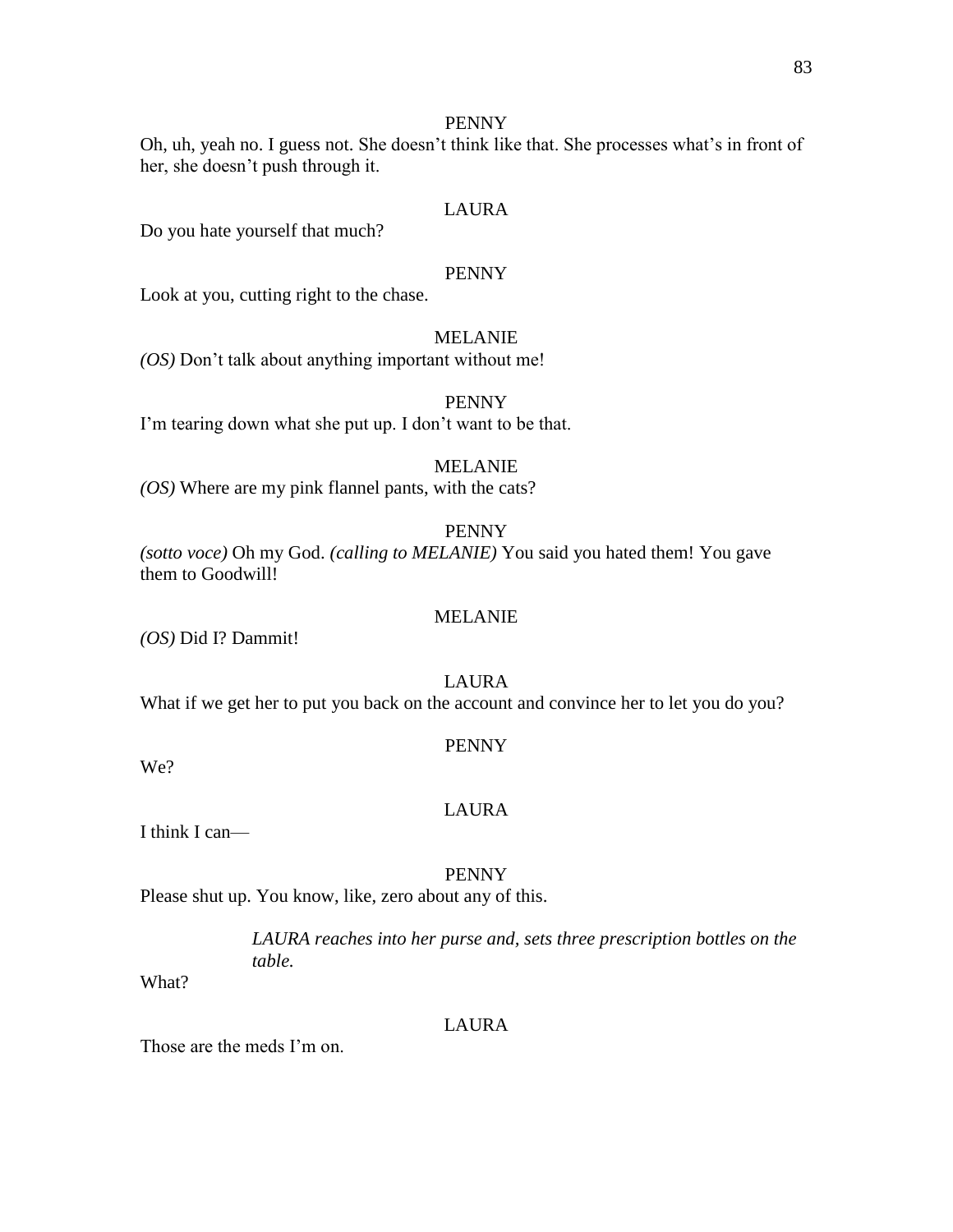PENNY

Oh, uh, yeah no. I guess not. She doesn't think like that. She processes what's in front of her, she doesn't push through it.

LAURA

Do you hate yourself that much?

PENNY

Look at you, cutting right to the chase.

MELANIE

*(OS)* Don't talk about anything important without me!

PENNY

I'm tearing down what she put up. I don't want to be that.

MELANIE

*(OS)* Where are my pink flannel pants, with the cats?

PENNY

*(sotto voce)* Oh my God. *(calling to MELANIE)* You said you hated them! You gave them to Goodwill!

MELANIE

*(OS)* Did I? Dammit!

LAURA

What if we get her to put you back on the account and convince her to let you do you?

PENNY

We?

LAURA

I think I can—

PENNY

Please shut up. You know, like, zero about any of this.

*LAURA reaches into her purse and, sets three prescription bottles on the table.*

What?

LAURA

Those are the meds I'm on.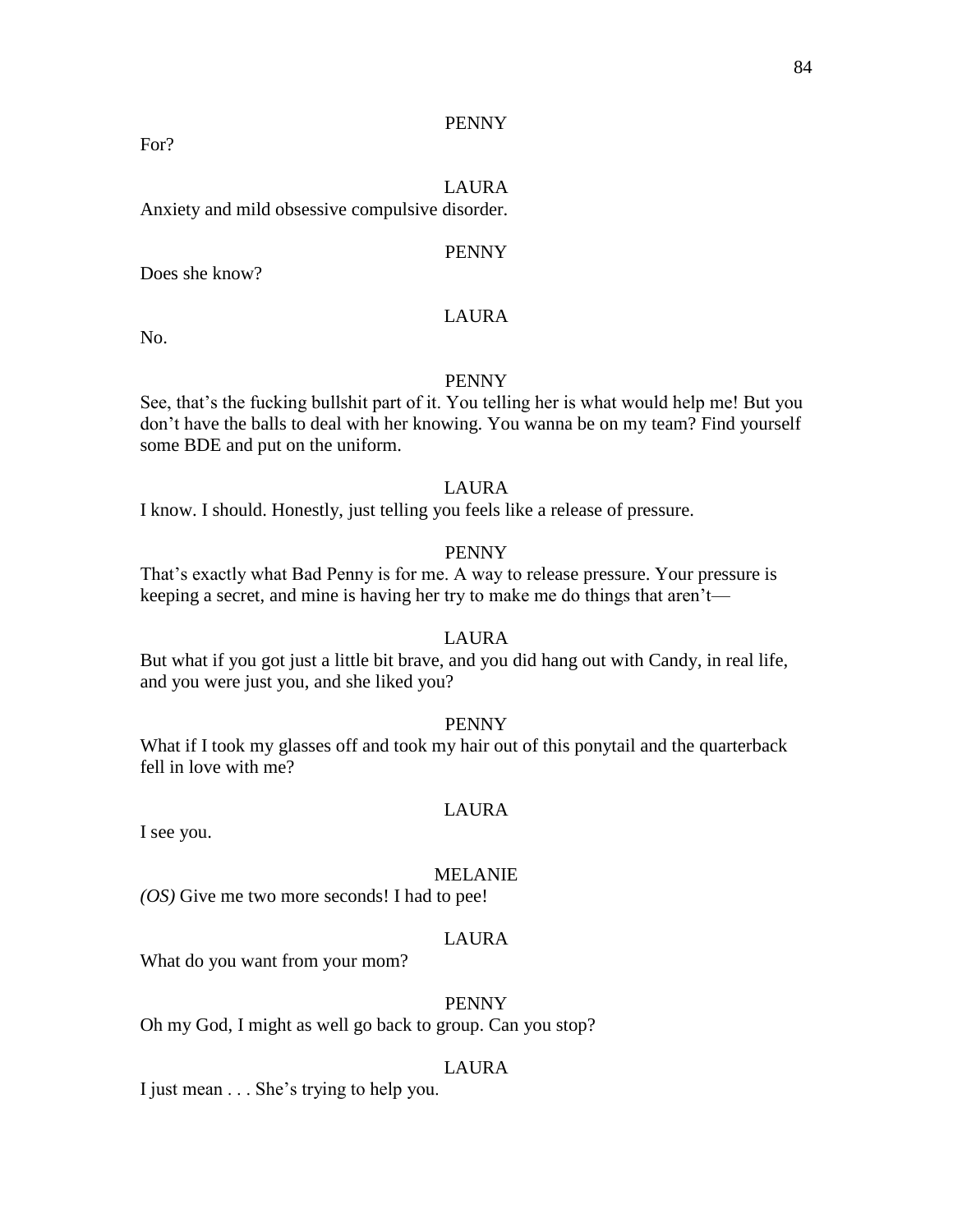PENNY

For?

LAURA

Anxiety and mild obsessive compulsive disorder.

PENNY

Does she know?

LAURA

No.

PENNY

See, that's the fucking bullshit part of it. You telling her is what would help me! But you don't have the balls to deal with her knowing. You wanna be on my team? Find yourself some BDE and put on the uniform.

LAURA

I know. I should. Honestly, just telling you feels like a release of pressure.

PENNY

That's exactly what Bad Penny is for me. A way to release pressure. Your pressure is keeping a secret, and mine is having her try to make me do things that aren't—

LAURA

But what if you got just a little bit brave, and you did hang out with Candy, in real life, and you were just you, and she liked you?

PENNY

What if I took my glasses off and took my hair out of this ponytail and the quarterback fell in love with me?

LAURA

I see you.

MELANIE

*(OS)* Give me two more seconds! I had to pee!

LAURA

What do you want from your mom?

PENNY

Oh my God, I might as well go back to group. Can you stop?

LAURA

I just mean . . . She's trying to help you.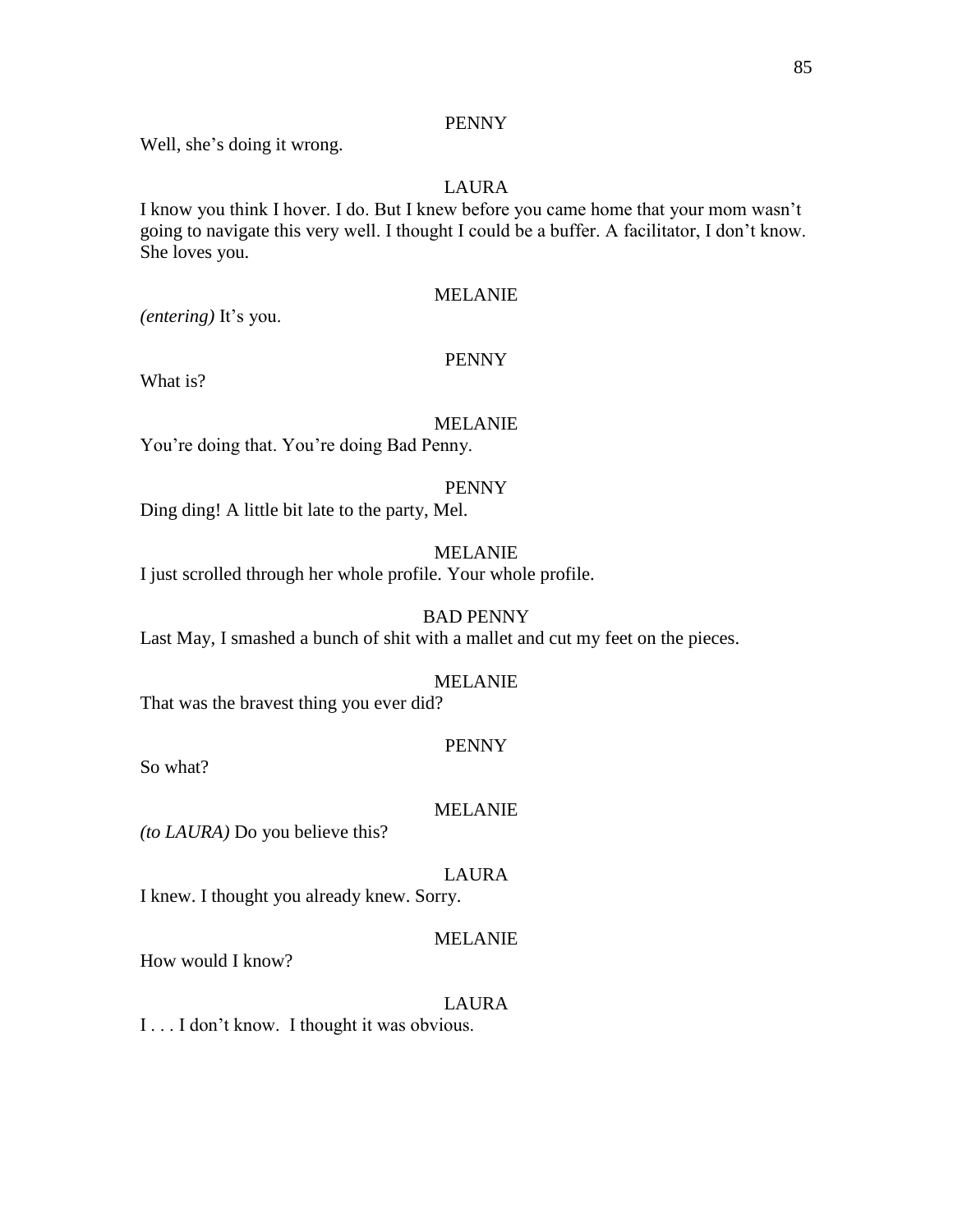PENNY

Well, she's doing it wrong.

LAURA

I know you think I hover. I do. But I knew before you came home that your mom wasn't going to navigate this very well. I thought I could be a buffer. A facilitator, I don't know. She loves you.

MELANIE

*(entering)* It's you.

PENNY

What is?

MELANIE

You're doing that. You're doing Bad Penny.

PENNY

Ding ding! A little bit late to the party, Mel.

MELANIE

I just scrolled through her whole profile. Your whole profile.

BAD PENNY

Last May, I smashed a bunch of shit with a mallet and cut my feet on the pieces.

MELANIE

That was the bravest thing you ever did?

PENNY

So what?

MELANIE

*(to LAURA)* Do you believe this?

LAURA

I knew. I thought you already knew. Sorry.

MELANIE

How would I know?

LAURA

I . . . I don't know. I thought it was obvious.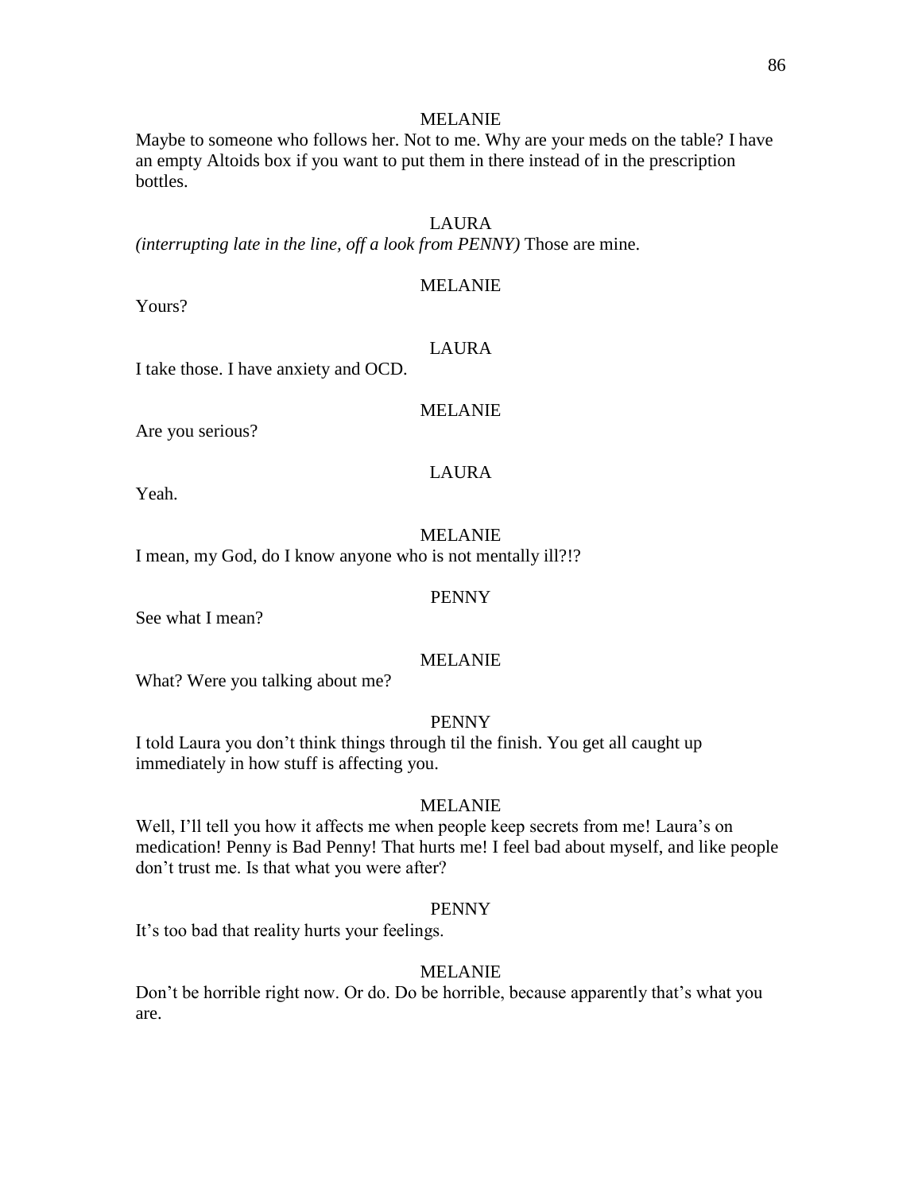MELANIE

Maybe to someone who follows her. Not to me. Why are your meds on the table? I have an empty Altoids box if you want to put them in there instead of in the prescription bottles.

LAURA

*(interrupting late in the line, off a look from PENNY)* Those are mine.

MELANIE

Yours?

LAURA

I take those. I have anxiety and OCD.

MELANIE

Are you serious?

LAURA

Yeah.

MELANIE

I mean, my God, do I know anyone who is not mentally ill?!?

PENNY

See what I mean?

MELANIE

What? Were you talking about me?

PENNY

I told Laura you don't think things through til the finish. You get all caught up immediately in how stuff is affecting you.

MELANIE

Well, I'll tell you how it affects me when people keep secrets from me! Laura's on medication! Penny is Bad Penny! That hurts me! I feel bad about myself, and like people don't trust me. Is that what you were after?

PENNY

It's too bad that reality hurts your feelings.

MELANIE

Don't be horrible right now. Or do. Do be horrible, because apparently that's what you are.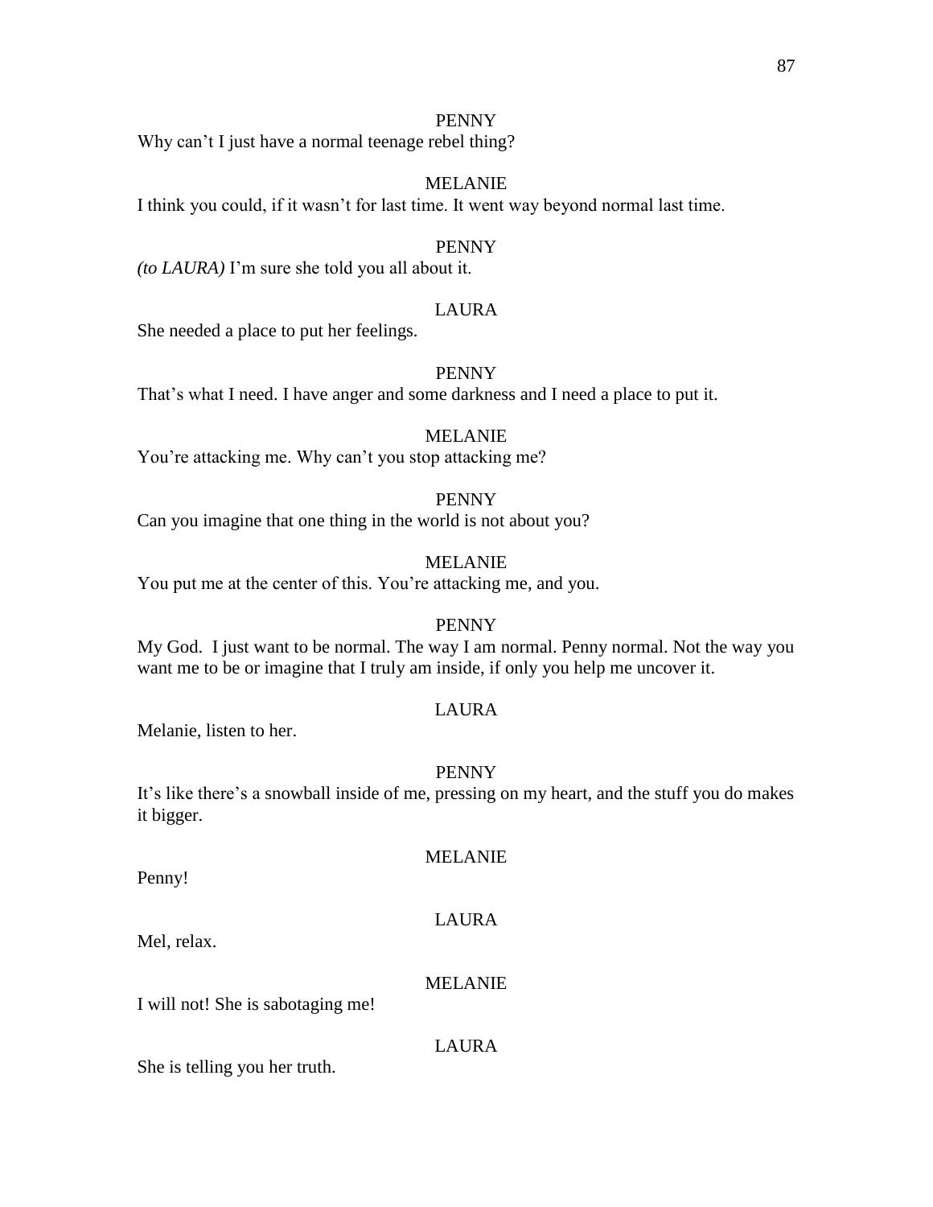PENNY

Why can't I just have a normal teenage rebel thing?

MELANIE

I think you could, if it wasn't for last time. It went way beyond normal last time.

PENNY

*(to LAURA)* I'm sure she told you all about it.

LAURA

She needed a place to put her feelings.

PENNY

That's what I need. I have anger and some darkness and I need a place to put it.

MELANIE

You're attacking me. Why can't you stop attacking me?

PENNY

Can you imagine that one thing in the world is not about you?

MELANIE

You put me at the center of this. You're attacking me, and you.

PENNY

My God. I just want to be normal. The way I am normal. Penny normal. Not the way you want me to be or imagine that I truly am inside, if only you help me uncover it.

LAURA

Melanie, listen to her.

PENNY

It's like there's a snowball inside of me, pressing on my heart, and the stuff you do makes it bigger.

MELANIE

Penny!

LAURA

Mel, relax.

MELANIE

I will not! She is sabotaging me!

LAURA

She is telling you her truth.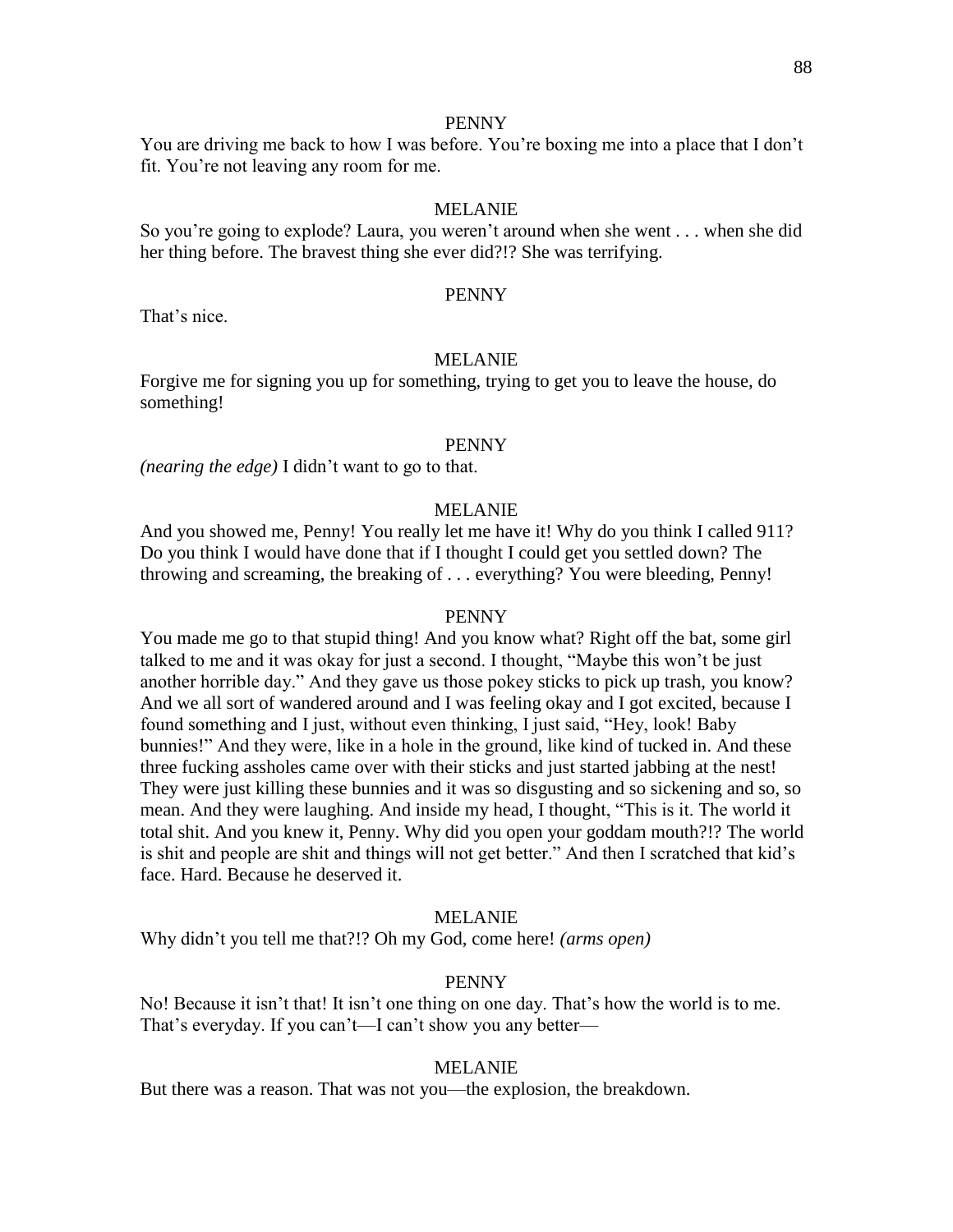PENNY

You are driving me back to how I was before. You're boxing me into a place that I don't fit. You're not leaving any room for me.

MELANIE

So you're going to explode? Laura, you weren't around when she went . . . when she did her thing before. The bravest thing she ever did?!? She was terrifying.

PENNY

That's nice.

MELANIE

Forgive me for signing you up for something, trying to get you to leave the house, do something!

PENNY

*(nearing the edge)* I didn't want to go to that.

MELANIE

And you showed me, Penny! You really let me have it! Why do you think I called 911? Do you think I would have done that if I thought I could get you settled down? The throwing and screaming, the breaking of . . . everything? You were bleeding, Penny!

PENNY

You made me go to that stupid thing! And you know what? Right off the bat, some girl talked to me and it was okay for just a second. I thought, "Maybe this won't be just another horrible day." And they gave us those pokey sticks to pick up trash, you know? And we all sort of wandered around and I was feeling okay and I got excited, because I found something and I just, without even thinking, I just said, "Hey, look! Baby bunnies!" And they were, like in a hole in the ground, like kind of tucked in. And these three fucking assholes came over with their sticks and just started jabbing at the nest! They were just killing these bunnies and it was so disgusting and so sickening and so, so mean. And they were laughing. And inside my head, I thought, "This is it. The world it total shit. And you knew it, Penny. Why did you open your goddam mouth?!? The world is shit and people are shit and things will not get better." And then I scratched that kid's face. Hard. Because he deserved it.

MELANIE

Why didn't you tell me that?!? Oh my God, come here! *(arms open)*

PENNY

No! Because it isn't that! It isn't one thing on one day. That's how the world is to me. That's everyday. If you can't—I can't show you any better—

MELANIE

But there was a reason. That was not you—the explosion, the breakdown.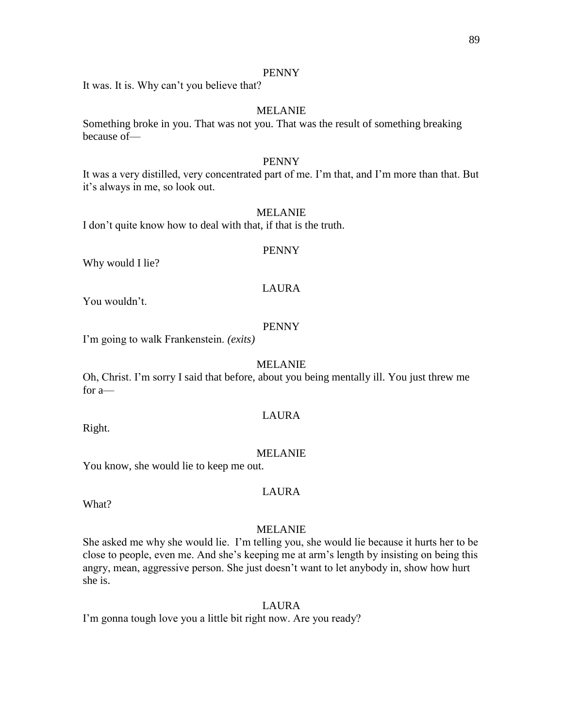PENNY

It was. It is. Why can't you believe that?

MELANIE

Something broke in you. That was not you. That was the result of something breaking because of—

PENNY

It was a very distilled, very concentrated part of me. I'm that, and I'm more than that. But it's always in me, so look out.

MELANIE

I don't quite know how to deal with that, if that is the truth.

PENNY

Why would I lie?

LAURA

You wouldn't.

PENNY

I'm going to walk Frankenstein. *(exits)*

MELANIE

Oh, Christ. I'm sorry I said that before, about you being mentally ill. You just threw me for a—

LAURA

Right.

MELANIE

You know, she would lie to keep me out.

LAURA

What?

MELANIE

She asked me why she would lie. I'm telling you, she would lie because it hurts her to be close to people, even me. And she's keeping me at arm's length by insisting on being this angry, mean, aggressive person. She just doesn't want to let anybody in, show how hurt she is.

LAURA

I'm gonna tough love you a little bit right now. Are you ready?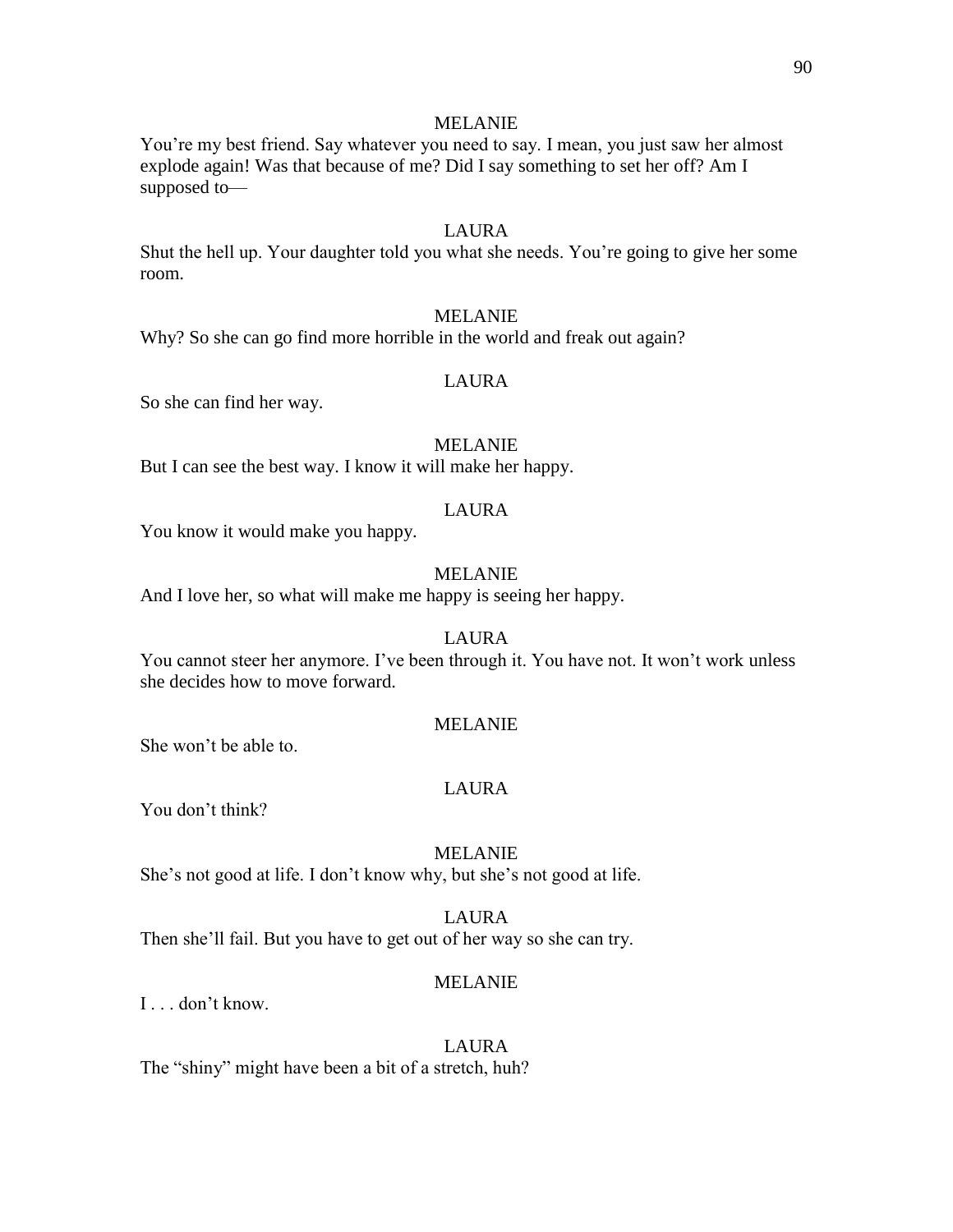MELANIE

You're my best friend. Say whatever you need to say. I mean, you just saw her almost explode again! Was that because of me? Did I say something to set her off? Am I supposed to—

LAURA

Shut the hell up. Your daughter told you what she needs. You're going to give her some room.

MELANIE

Why? So she can go find more horrible in the world and freak out again?

LAURA

So she can find her way.

MELANIE

But I can see the best way. I know it will make her happy.

LAURA

You know it would make you happy.

MELANIE

And I love her, so what will make me happy is seeing her happy.

LAURA

You cannot steer her anymore. I've been through it. You have not. It won't work unless she decides how to move forward.

MELANIE

She won't be able to.

LAURA

You don't think?

MELANIE

She's not good at life. I don't know why, but she's not good at life.

LAURA

Then she'll fail. But you have to get out of her way so she can try.

MELANIE

I . . . don't know.

LAURA

The "shiny" might have been a bit of a stretch, huh?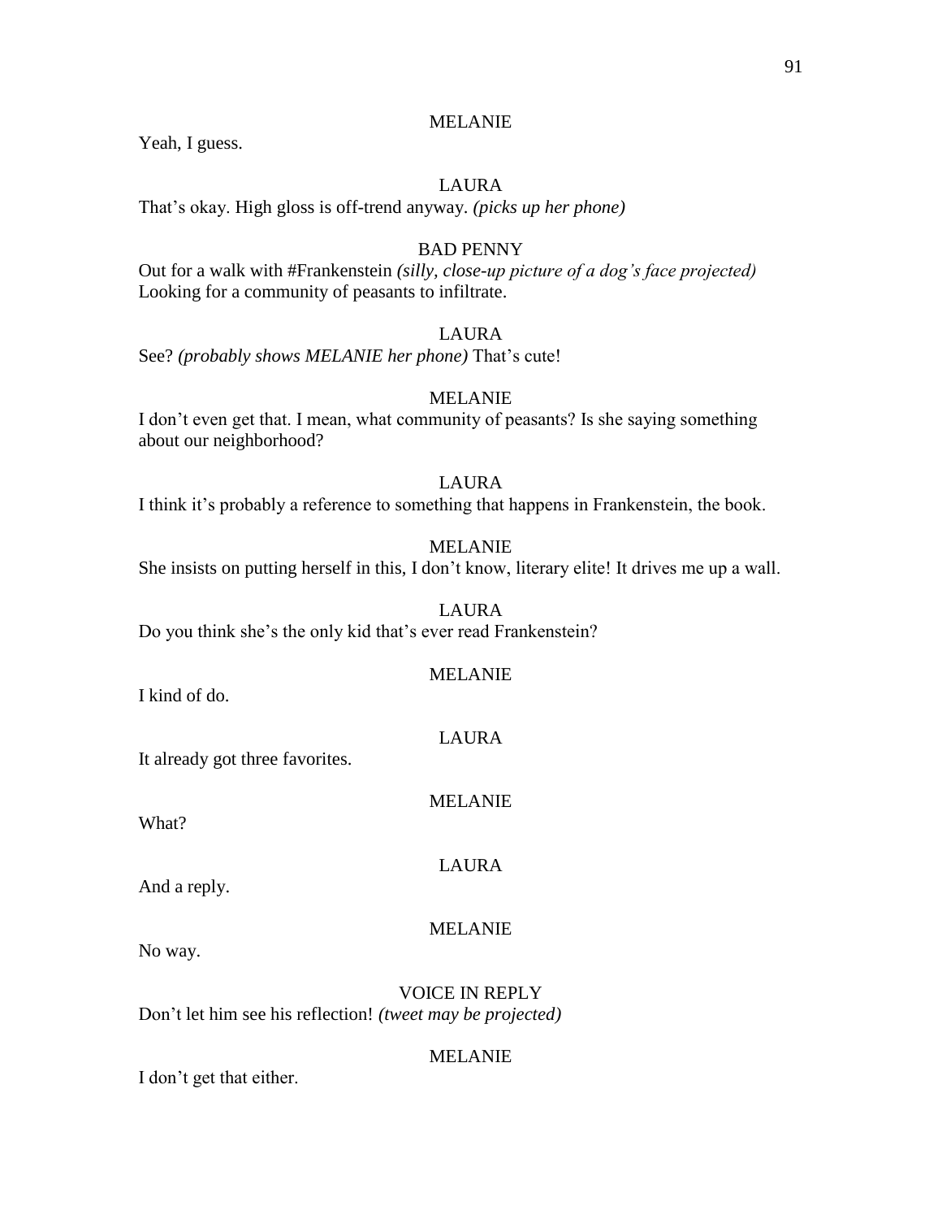MELANIE

Yeah, I guess.

LAURA

That's okay. High gloss is off-trend anyway. *(picks up her phone)*

BAD PENNY

Out for a walk with #Frankenstein *(silly, close-up picture of a dog's face projected)* Looking for a community of peasants to infiltrate.

LAURA

See? *(probably shows MELANIE her phone)* That's cute!

MELANIE

I don't even get that. I mean, what community of peasants? Is she saying something about our neighborhood?

LAURA

I think it's probably a reference to something that happens in Frankenstein, the book.

MELANIE

She insists on putting herself in this, I don't know, literary elite! It drives me up a wall.

LAURA

Do you think she's the only kid that's ever read Frankenstein?

MELANIE

I kind of do.

LAURA

It already got three favorites.

MELANIE

What?

LAURA

And a reply.

MELANIE

No way.

VOICE IN REPLY

Don't let him see his reflection! *(tweet may be projected)*

MELANIE

I don't get that either.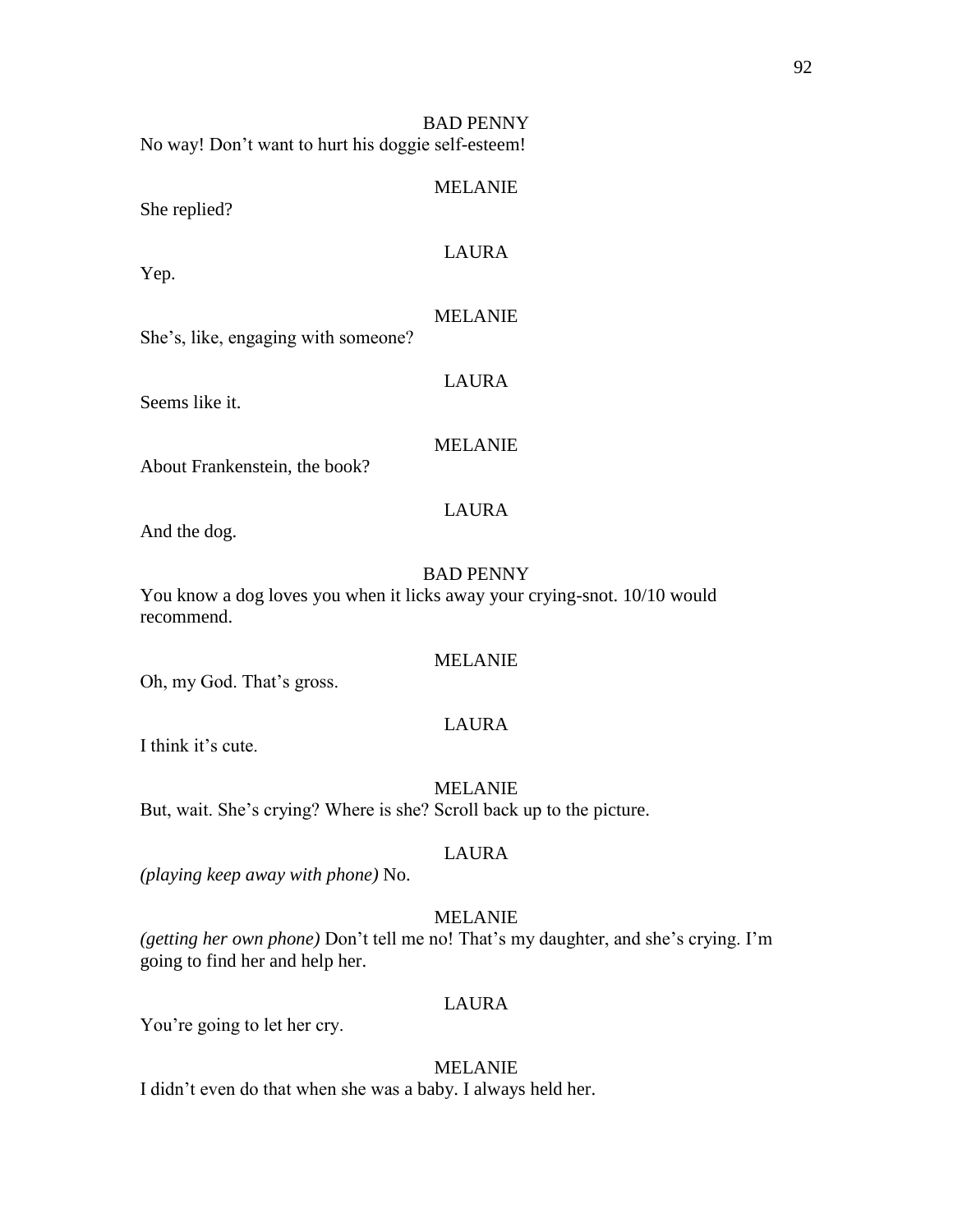BAD PENNY

No way! Don't want to hurt his doggie self-esteem!

MELANIE

She replied?

LAURA

Yep.

MELANIE

She's, like, engaging with someone?

LAURA

Seems like it.

MELANIE

About Frankenstein, the book?

LAURA

And the dog.

BAD PENNY

You know a dog loves you when it licks away your crying-snot. 10/10 would recommend.

MELANIE

Oh, my God. That's gross.

LAURA

I think it's cute.

MELANIE

But, wait. She's crying? Where is she? Scroll back up to the picture.

LAURA

*(playing keep away with phone)* No.

MELANIE

*(getting her own phone)* Don't tell me no! That's my daughter, and she's crying. I'm going to find her and help her.

LAURA

You're going to let her cry.

MELANIE

I didn't even do that when she was a baby. I always held her.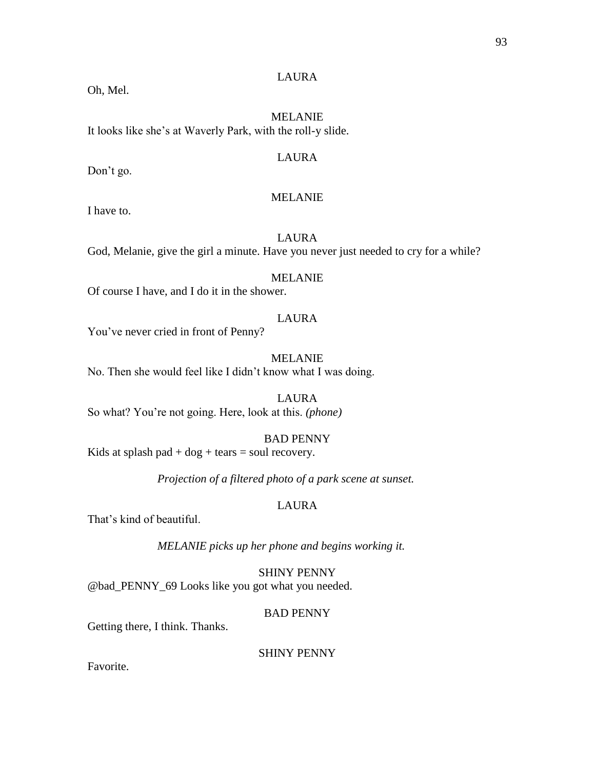LAURA

Oh, Mel.

MELANIE

It looks like she's at Waverly Park, with the roll-y slide.

LAURA

Don't go.

MELANIE

I have to.

LAURA

God, Melanie, give the girl a minute. Have you never just needed to cry for a while?

MELANIE

Of course I have, and I do it in the shower.

LAURA

You've never cried in front of Penny?

MELANIE

No. Then she would feel like I didn't know what I was doing.

LAURA

So what? You're not going. Here, look at this. *(phone)*

BAD PENNY

Kids at splash pad + dog + tears = soul recovery.

*Projection of a filtered photo of a park scene at sunset.*

LAURA

That's kind of beautiful.

*MELANIE picks up her phone and begins working it.*

SHINY PENNY

@bad_PENNY_69 Looks like you got what you needed.

BAD PENNY

Getting there, I think. Thanks.

SHINY PENNY

Favorite.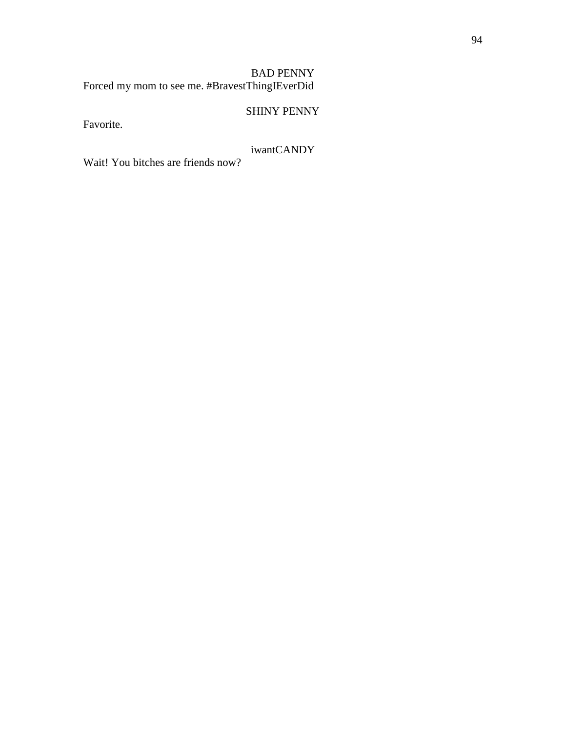BAD PENNY

Forced my mom to see me. #BravestThingIEverDid

SHINY PENNY

Favorite.

iwantCANDY

Wait! You bitches are friends now?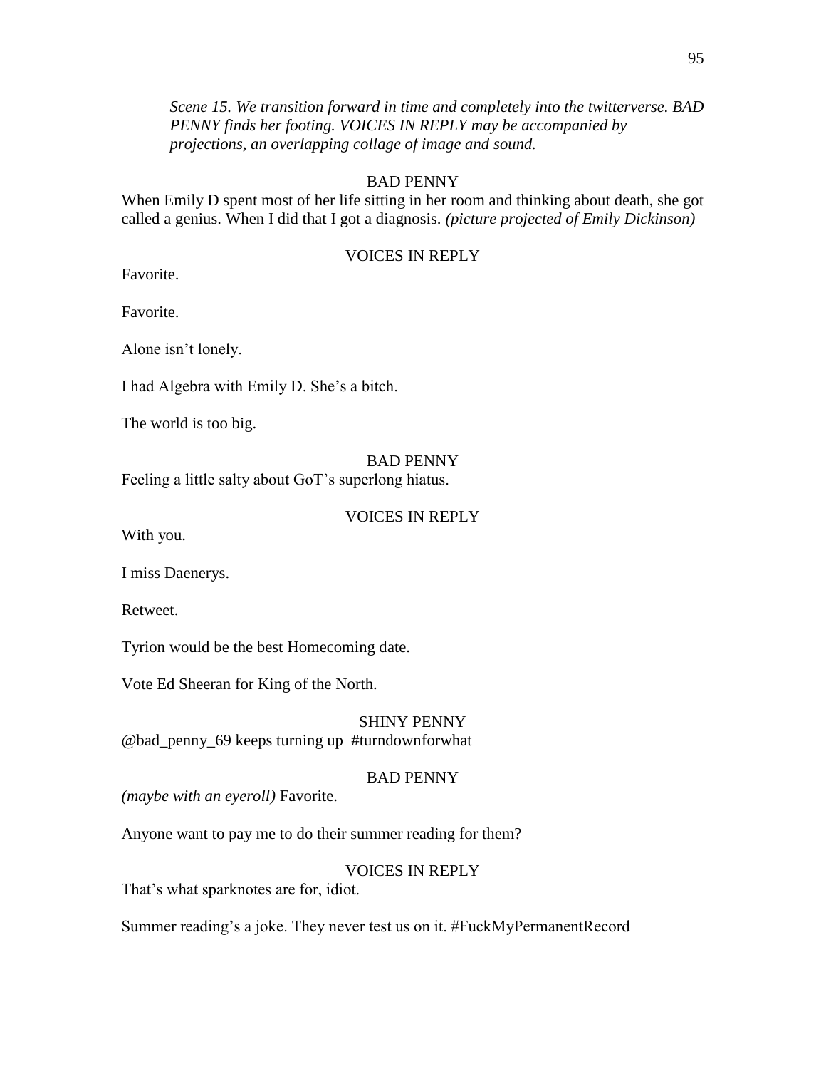*Scene 15. We transition forward in time and completely into the twitterverse. BAD PENNY finds her footing. VOICES IN REPLY may be accompanied by projections, an overlapping collage of image and sound.*

BAD PENNY

When Emily D spent most of her life sitting in her room and thinking about death, she got called a genius. When I did that I got a diagnosis. *(picture projected of Emily Dickinson)*

VOICES IN REPLY

Favorite.

Favorite.

Alone isn't lonely.

I had Algebra with Emily D. She's a bitch.

The world is too big.

BAD PENNY

Feeling a little salty about GoT's superlong hiatus.

VOICES IN REPLY

With you.

I miss Daenerys.

Retweet.

Tyrion would be the best Homecoming date.

Vote Ed Sheeran for King of the North.

SHINY PENNY

@bad_penny_69 keeps turning up #turndownforwhat

BAD PENNY

*(maybe with an eyeroll)* Favorite.

Anyone want to pay me to do their summer reading for them?

VOICES IN REPLY

That's what sparknotes are for, idiot.

Summer reading's a joke. They never test us on it. #FuckMyPermanentRecord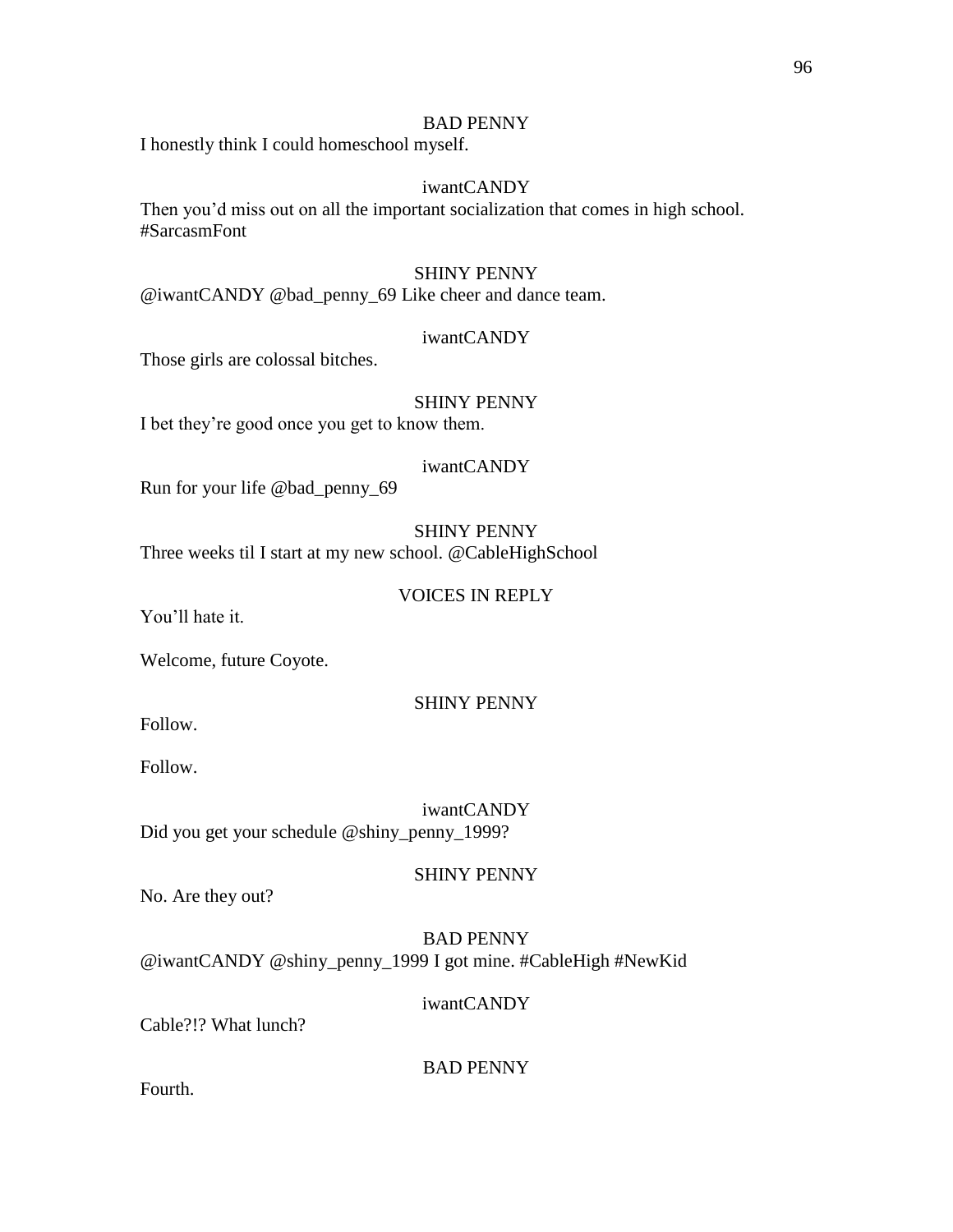BAD PENNY

I honestly think I could homeschool myself.

iwantCANDY

Then you'd miss out on all the important socialization that comes in high school. #SarcasmFont

SHINY PENNY

@iwantCANDY @bad_penny_69 Like cheer and dance team.

iwantCANDY

Those girls are colossal bitches.

SHINY PENNY

I bet they're good once you get to know them.

iwantCANDY

Run for your life @bad_penny_69

SHINY PENNY

Three weeks til I start at my new school. @CableHighSchool

VOICES IN REPLY

You'll hate it.

Welcome, future Coyote.

SHINY PENNY

Follow.

Follow.

iwantCANDY

Did you get your schedule @shiny_penny_1999?

SHINY PENNY

No. Are they out?

BAD PENNY

@iwantCANDY @shiny_penny_1999 I got mine. #CableHigh #NewKid

iwantCANDY

Cable?!? What lunch?

BAD PENNY

Fourth.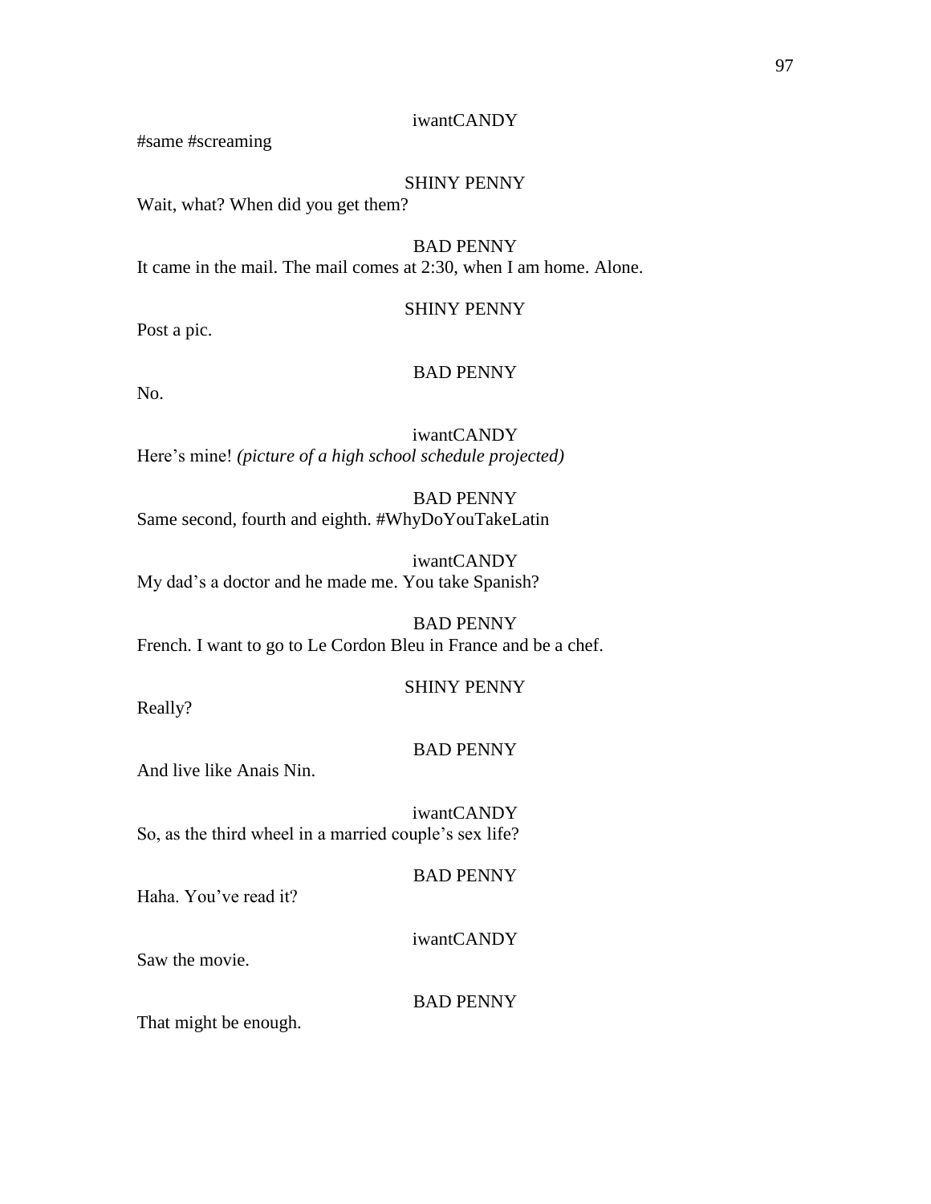iwantCANDY

#same #screaming

SHINY PENNY

Wait, what? When did you get them?

BAD PENNY

It came in the mail. The mail comes at 2:30, when I am home. Alone.

SHINY PENNY

Post a pic.

BAD PENNY

No.

iwantCANDY

Here's mine! *(picture of a high school schedule projected)*

BAD PENNY

Same second, fourth and eighth. #WhyDoYouTakeLatin

iwantCANDY

My dad's a doctor and he made me. You take Spanish?

BAD PENNY

French. I want to go to Le Cordon Bleu in France and be a chef.

SHINY PENNY

Really?

BAD PENNY

And live like Anais Nin.

iwantCANDY

So, as the third wheel in a married couple's sex life?

BAD PENNY

Haha. You've read it?

iwantCANDY

Saw the movie.

BAD PENNY

That might be enough.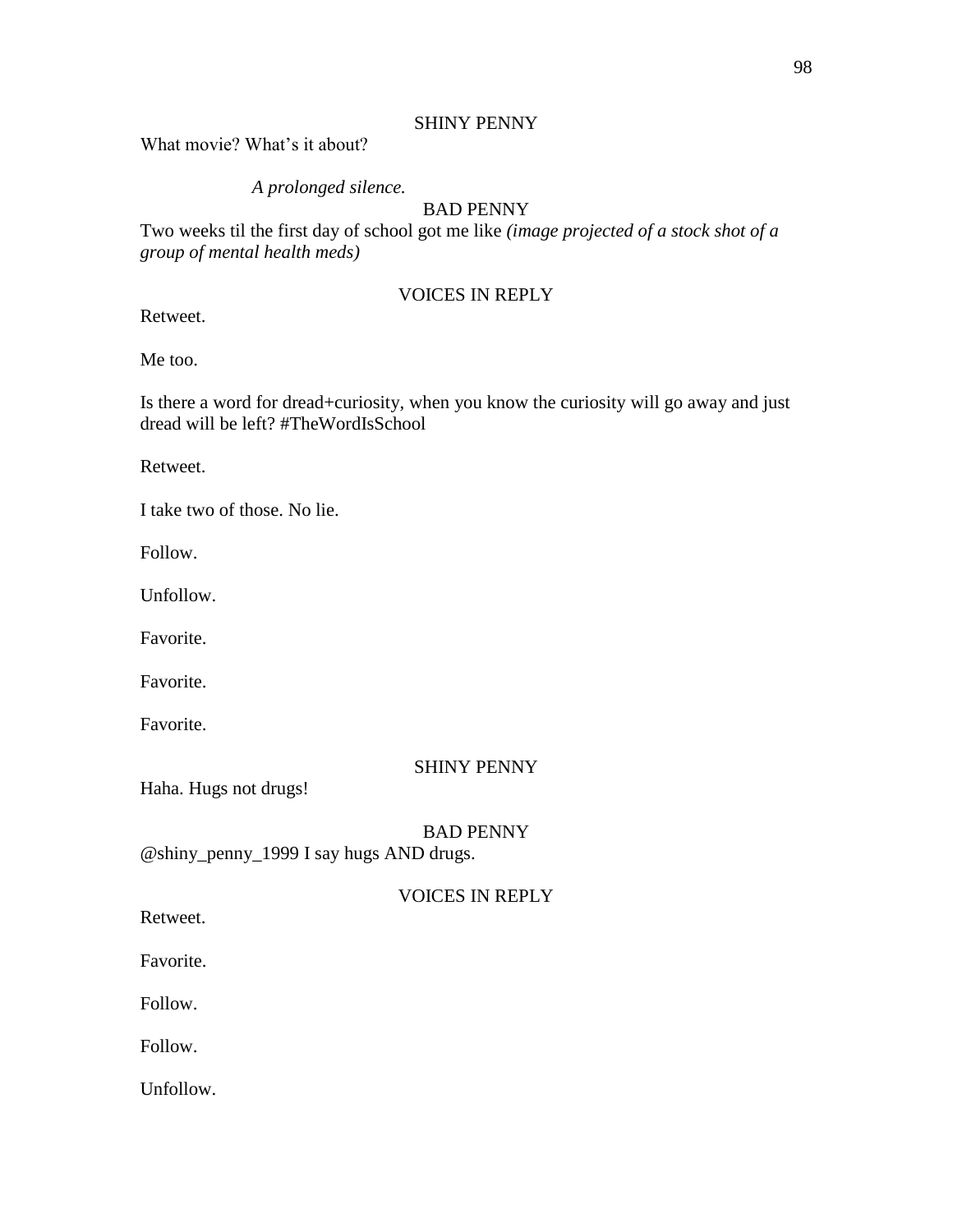SHINY PENNY

What movie? What's it about?

*A prolonged silence.*

BAD PENNY

Two weeks til the first day of school got me like *(image projected of a stock shot of a group of mental health meds)*

VOICES IN REPLY

Retweet.

Me too.

Is there a word for dread+curiosity, when you know the curiosity will go away and just dread will be left? #TheWordIsSchool

Retweet.

I take two of those. No lie.

Follow.

Unfollow.

Favorite.

Favorite.

Favorite.

SHINY PENNY

Haha. Hugs not drugs!

BAD PENNY

@shiny_penny_1999 I say hugs AND drugs.

VOICES IN REPLY

Retweet.

Favorite.

Follow.

Follow.

Unfollow.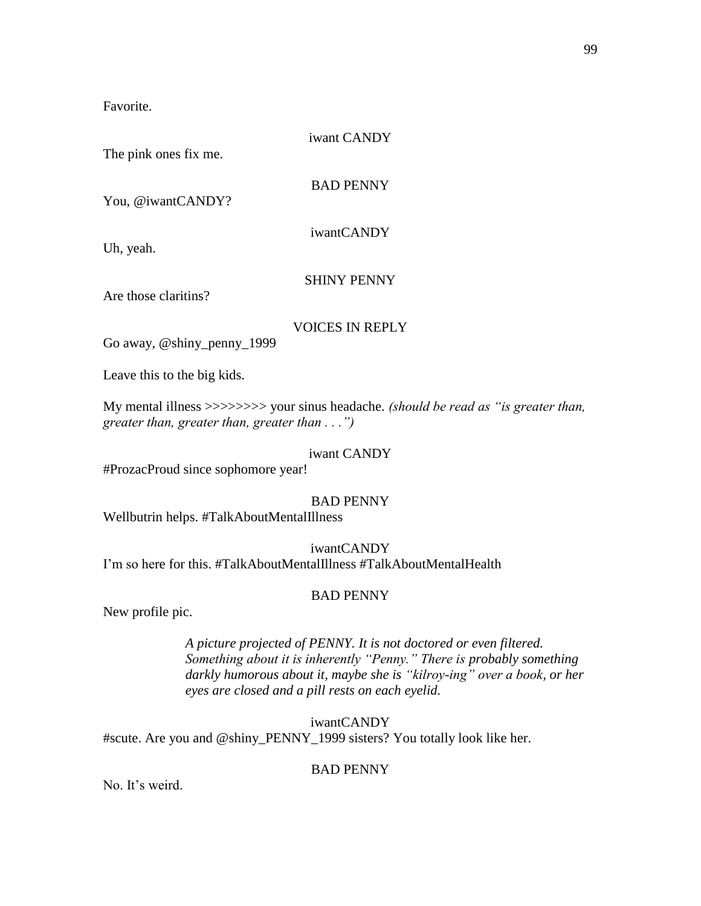Favorite.

iwant CANDY

The pink ones fix me.

BAD PENNY

You, @iwantCANDY?

iwantCANDY

Uh, yeah.

SHINY PENNY

Are those claritins?

VOICES IN REPLY

Go away, @shiny_penny_1999

Leave this to the big kids.

My mental illness >>>>>>>> your sinus headache. *(should be read as "is greater than, greater than, greater than, greater than . . .")*

iwant CANDY

#ProzacProud since sophomore year!

BAD PENNY

Wellbutrin helps. #TalkAboutMentalIllness

iwantCANDY

I'm so here for this. #TalkAboutMentalIllness #TalkAboutMentalHealth

BAD PENNY

New profile pic.

*A picture projected of PENNY. It is not doctored or even filtered. Something about it is inherently "Penny." There is probably something darkly humorous about it, maybe she is "kilroy-ing" over a book, or her eyes are closed and a pill rests on each eyelid.*

iwantCANDY

#scute. Are you and @shiny_PENNY_1999 sisters? You totally look like her.

BAD PENNY

No. It's weird.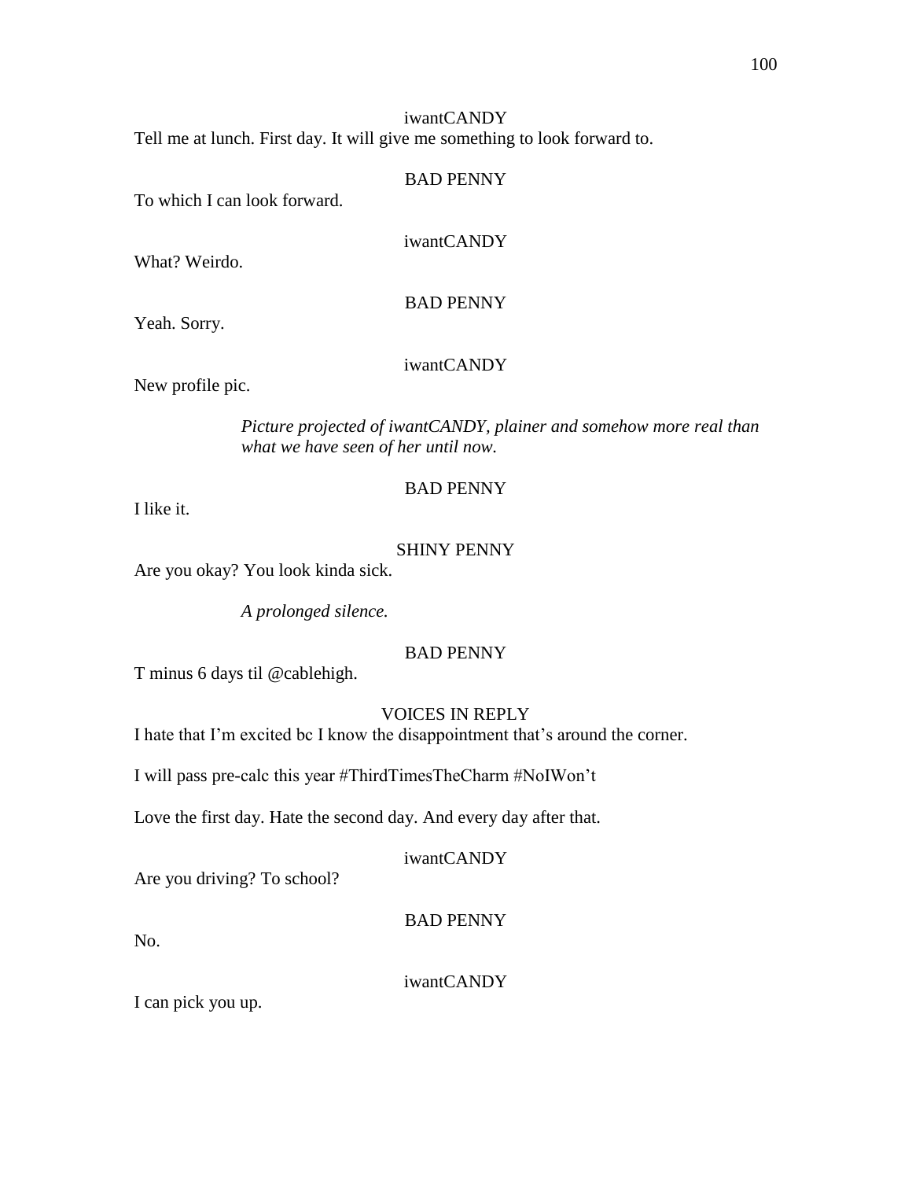iwantCANDY

Tell me at lunch. First day. It will give me something to look forward to.

BAD PENNY

To which I can look forward.

iwantCANDY

What? Weirdo.

BAD PENNY

Yeah. Sorry.

iwantCANDY

New profile pic.

*Picture projected of iwantCANDY, plainer and somehow more real than what we have seen of her until now.*

BAD PENNY

I like it.

SHINY PENNY

Are you okay? You look kinda sick.

*A prolonged silence.*

BAD PENNY

T minus 6 days til @cablehigh.

VOICES IN REPLY

I hate that I'm excited bc I know the disappointment that's around the corner.

I will pass pre-calc this year #ThirdTimesTheCharm #NoIWon't

Love the first day. Hate the second day. And every day after that.

iwantCANDY

Are you driving? To school?

BAD PENNY

No.

iwantCANDY

I can pick you up.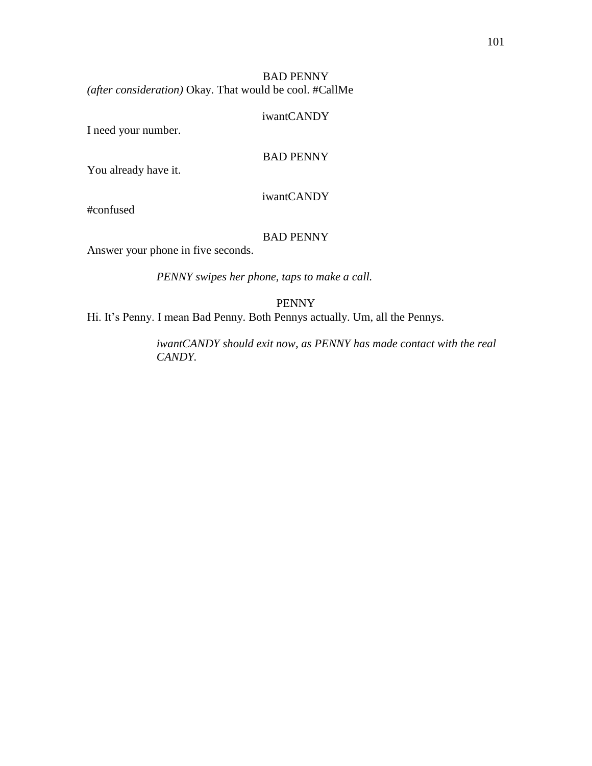BAD PENNY

*(after consideration)* Okay. That would be cool. #CallMe

iwantCANDY

I need your number.

BAD PENNY

You already have it.

iwantCANDY

#confused

BAD PENNY

Answer your phone in five seconds.

*PENNY swipes her phone, taps to make a call.*

PENNY

Hi. It's Penny. I mean Bad Penny. Both Pennys actually. Um, all the Pennys.

*iwantCANDY should exit now, as PENNY has made contact with the real CANDY.*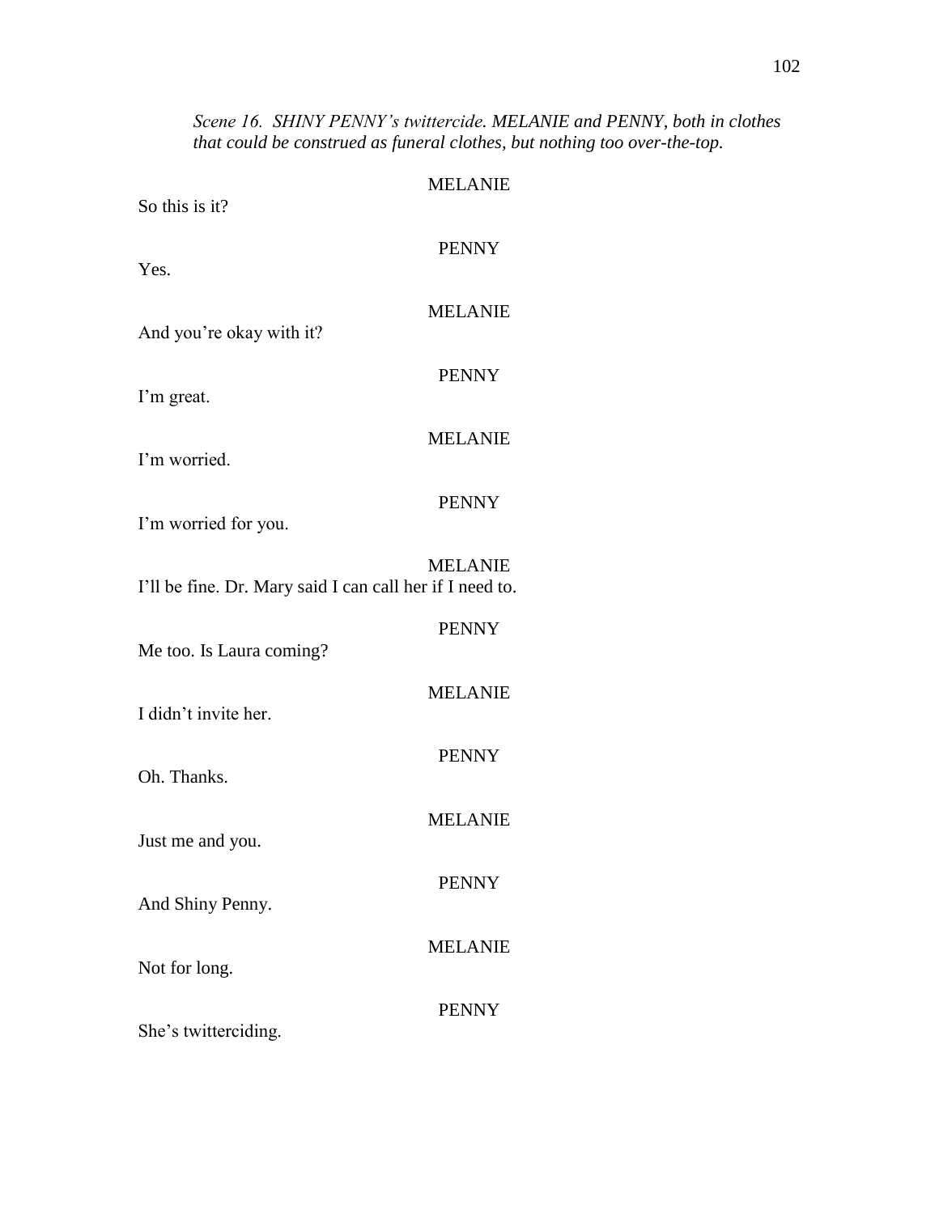*Scene 16. SHINY PENNY's twittercide. MELANIE and PENNY, both in clothes that could be construed as funeral clothes, but nothing too over-the-top.*

MELANIE

So this is it?

PENNY

Yes.

MELANIE

And you're okay with it?

PENNY

I'm great.

MELANIE

I'm worried.

PENNY

I'm worried for you.

MELANIE

I'll be fine. Dr. Mary said I can call her if I need to.

PENNY

Me too. Is Laura coming?

MELANIE

I didn't invite her.

PENNY

Oh. Thanks.

MELANIE

Just me and you.

PENNY

And Shiny Penny.

MELANIE

Not for long.

PENNY

She's twitterciding.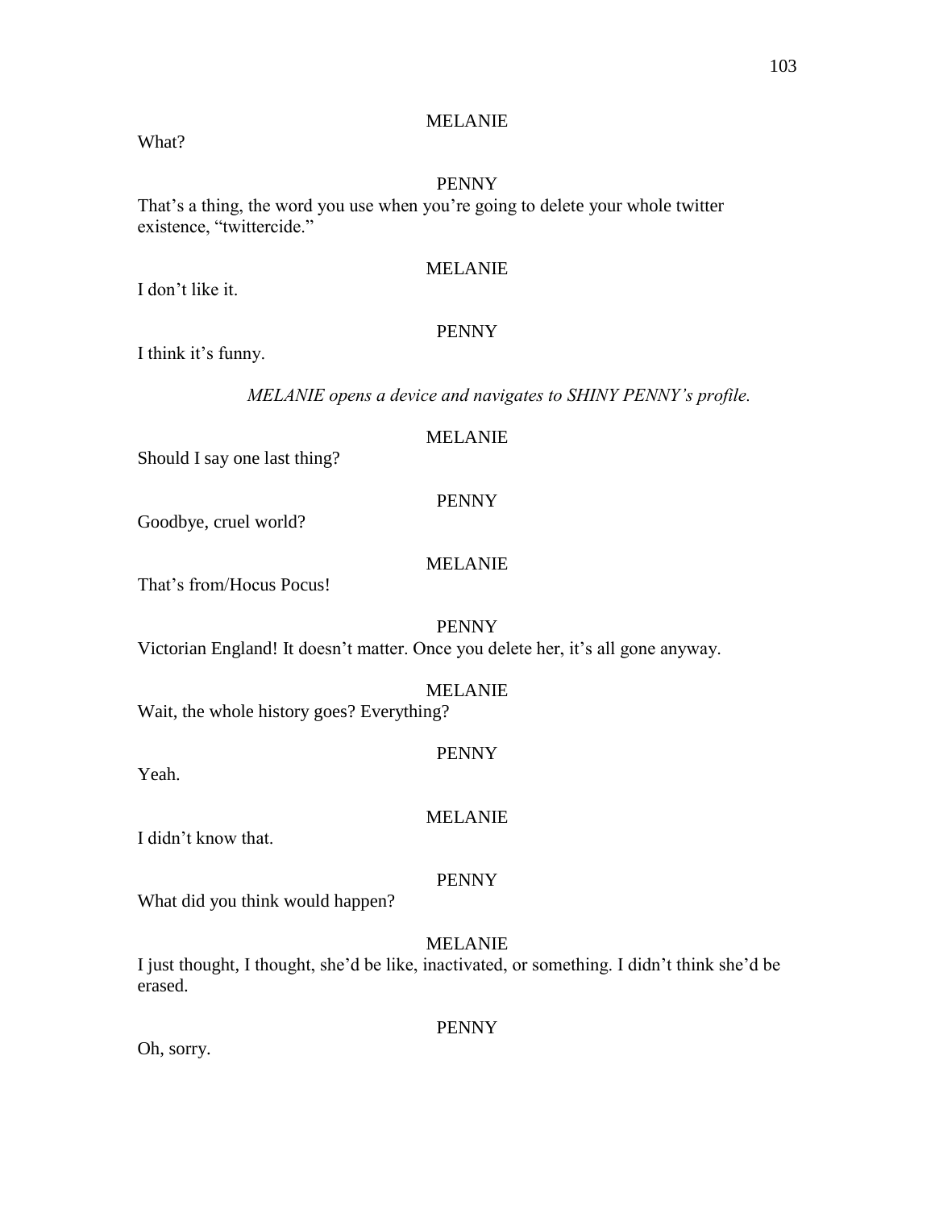MELANIE

What?

PENNY

That's a thing, the word you use when you're going to delete your whole twitter existence, "twittercide."

MELANIE

I don't like it.

PENNY

I think it's funny.

*MELANIE opens a device and navigates to SHINY PENNY's profile.*

MELANIE

Should I say one last thing?

PENNY

Goodbye, cruel world?

MELANIE

That's from/Hocus Pocus!

PENNY

Victorian England! It doesn't matter. Once you delete her, it's all gone anyway.

MELANIE

Wait, the whole history goes? Everything?

PENNY

Yeah.

MELANIE

I didn't know that.

PENNY

What did you think would happen?

MELANIE

I just thought, I thought, she'd be like, inactivated, or something. I didn't think she'd be erased.

PENNY

Oh, sorry.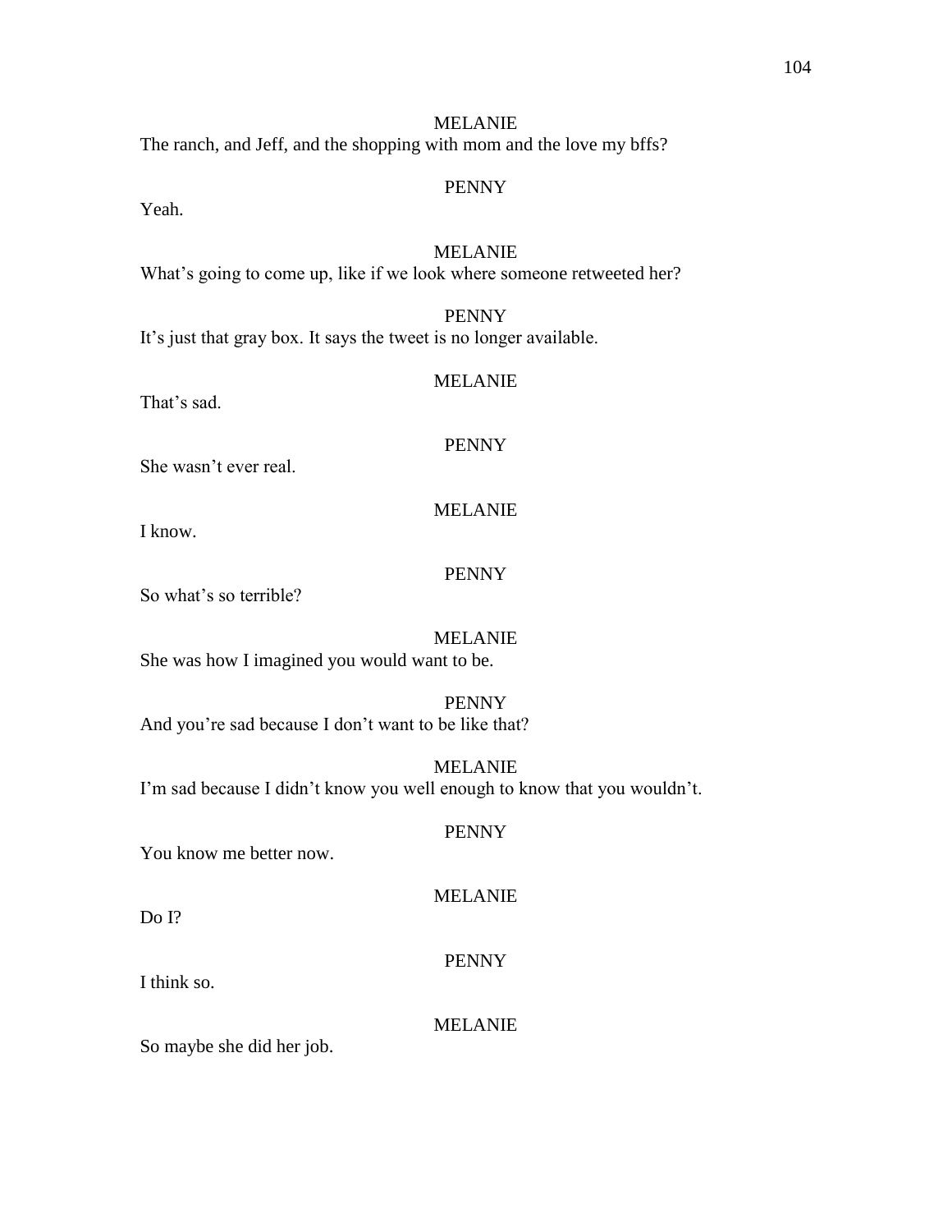MELANIE

The ranch, and Jeff, and the shopping with mom and the love my bffs?

PENNY

Yeah.

MELANIE

What's going to come up, like if we look where someone retweeted her?

PENNY

It's just that gray box. It says the tweet is no longer available.

MELANIE

That's sad.

PENNY

She wasn't ever real.

MELANIE

I know.

PENNY

So what's so terrible?

MELANIE

She was how I imagined you would want to be.

PENNY

And you're sad because I don't want to be like that?

MELANIE

I'm sad because I didn't know you well enough to know that you wouldn't.

PENNY

You know me better now.

MELANIE

Do I?

PENNY

I think so.

MELANIE

So maybe she did her job.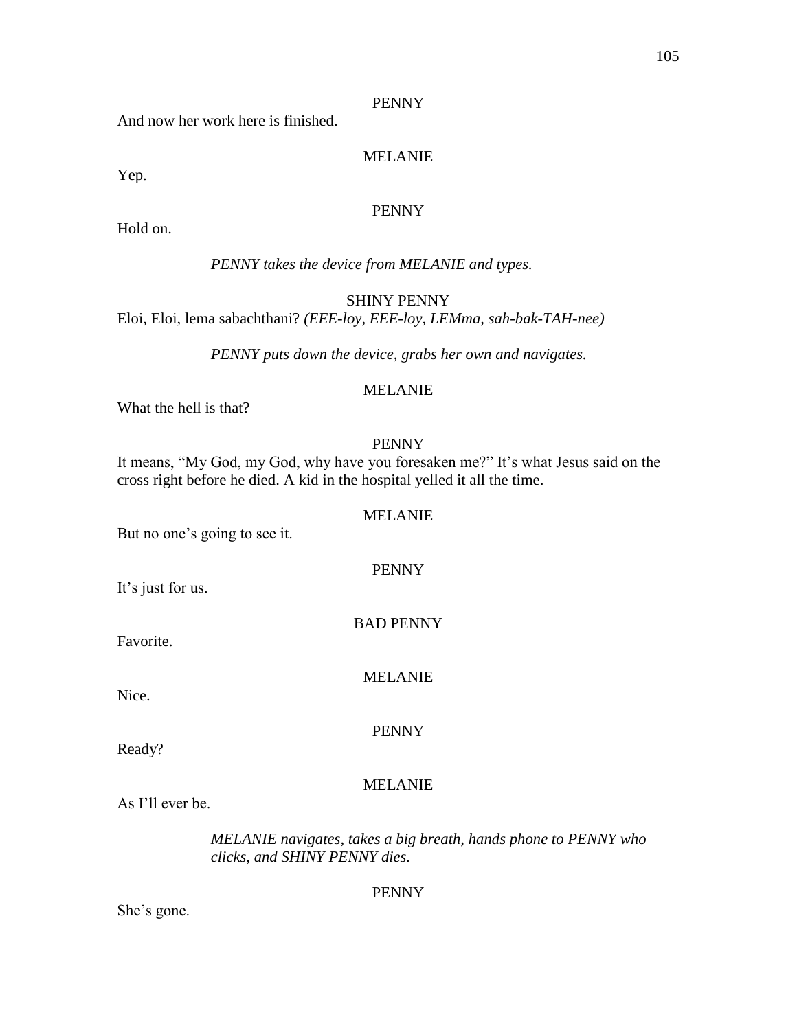PENNY

And now her work here is finished.

MELANIE

Yep.

PENNY

Hold on.

*PENNY takes the device from MELANIE and types.*

SHINY PENNY

Eloi, Eloi, lema sabachthani? *(EEE-loy, EEE-loy, LEMma, sah-bak-TAH-nee)*

*PENNY puts down the device, grabs her own and navigates.*

MELANIE

What the hell is that?

PENNY

It means, “My God, my God, why have you foresaken me?” It’s what Jesus said on the cross right before he died. A kid in the hospital yelled it all the time.

MELANIE

But no one’s going to see it.

PENNY

It’s just for us.

BAD PENNY

Favorite.

MELANIE

Nice.

PENNY

Ready?

MELANIE

As I’ll ever be.

*MELANIE navigates, takes a big breath, hands phone to PENNY who clicks, and SHINY PENNY dies.*

PENNY

She’s gone.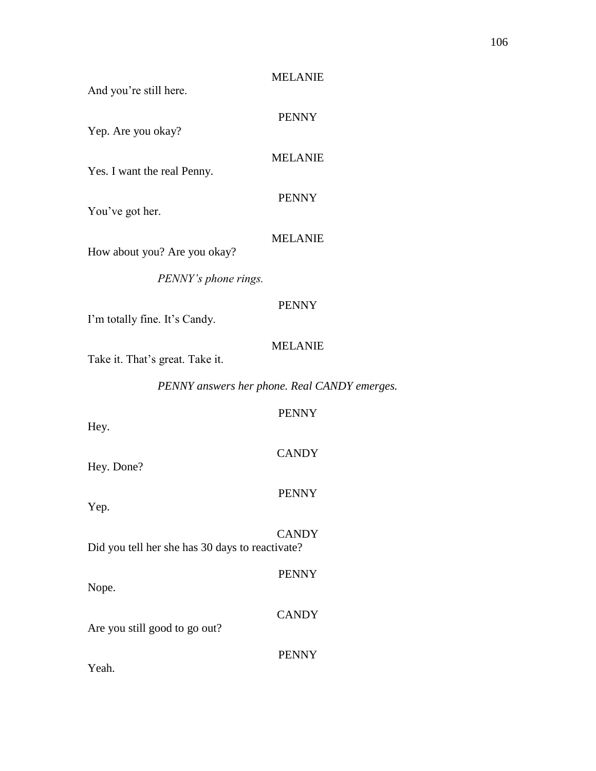MELANIE

And you're still here.

PENNY

Yep. Are you okay?

MELANIE

Yes. I want the real Penny.

PENNY

You've got her.

MELANIE

How about you? Are you okay?

*PENNY's phone rings.*

PENNY

I'm totally fine. It's Candy.

MELANIE

Take it. That's great. Take it.

*PENNY answers her phone. Real CANDY emerges.*

PENNY

Hey.

CANDY

Hey. Done?

PENNY

Yep.

CANDY

Did you tell her she has 30 days to reactivate?

PENNY

Nope.

CANDY

Are you still good to go out?

PENNY

Yeah.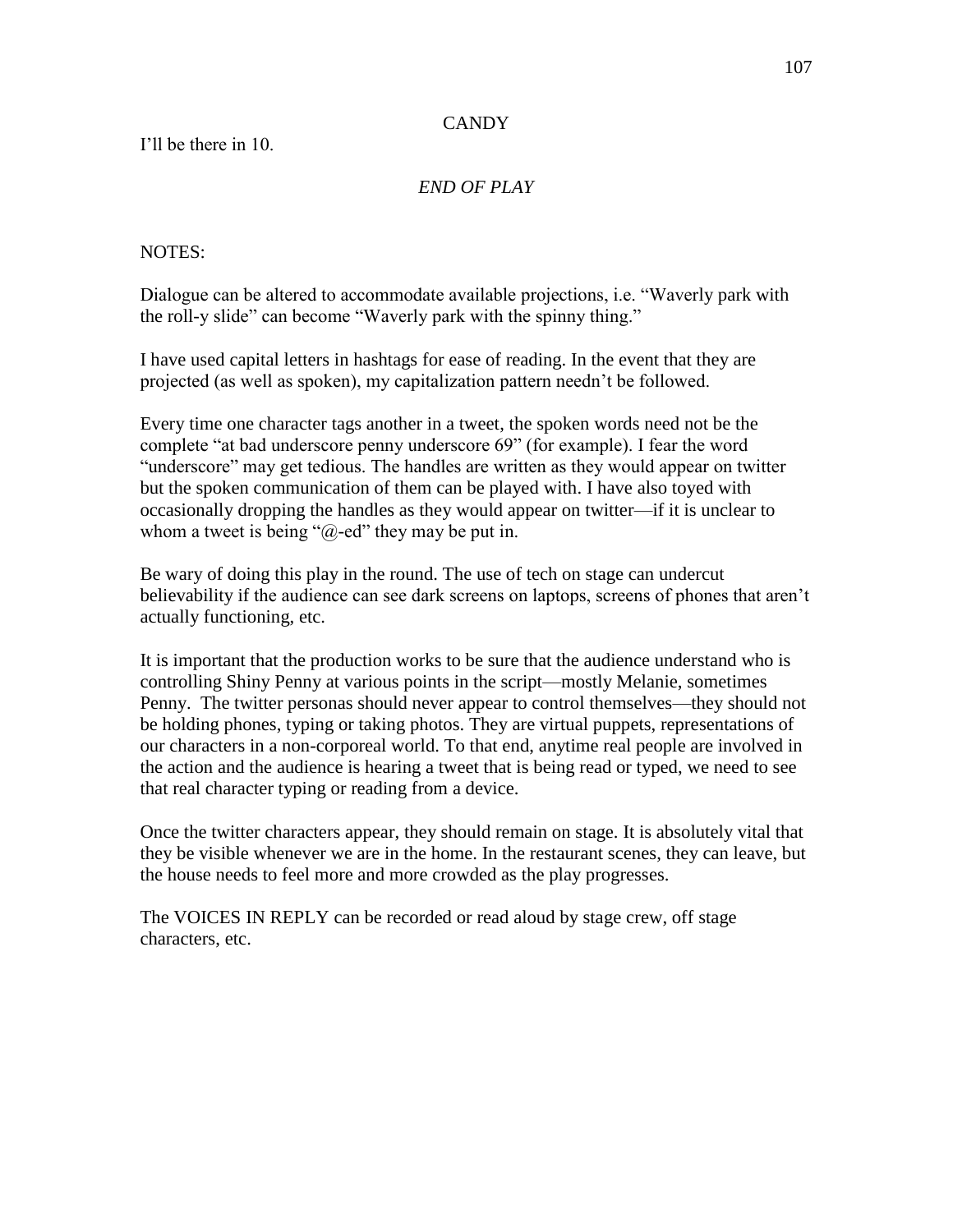CANDY

I'll be there in 10.

*END OF PLAY*

NOTES:

Dialogue can be altered to accommodate available projections, i.e. "Waverly park with the roll-y slide" can become "Waverly park with the spinny thing."

I have used capital letters in hashtags for ease of reading. In the event that they are projected (as well as spoken), my capitalization pattern needn't be followed.

Every time one character tags another in a tweet, the spoken words need not be the complete "at bad underscore penny underscore 69" (for example). I fear the word "underscore" may get tedious. The handles are written as they would appear on twitter but the spoken communication of them can be played with. I have also toyed with occasionally dropping the handles as they would appear on twitter—if it is unclear to whom a tweet is being "@-ed" they may be put in.

Be wary of doing this play in the round. The use of tech on stage can undercut believability if the audience can see dark screens on laptops, screens of phones that aren't actually functioning, etc.

It is important that the production works to be sure that the audience understand who is controlling Shiny Penny at various points in the script—mostly Melanie, sometimes Penny. The twitter personas should never appear to control themselves—they should not be holding phones, typing or taking photos. They are virtual puppets, representations of our characters in a non-corporeal world. To that end, anytime real people are involved in the action and the audience is hearing a tweet that is being read or typed, we need to see that real character typing or reading from a device.

Once the twitter characters appear, they should remain on stage. It is absolutely vital that they be visible whenever we are in the home. In the restaurant scenes, they can leave, but the house needs to feel more and more crowded as the play progresses.

The VOICES IN REPLY can be recorded or read aloud by stage crew, off stage characters, etc.